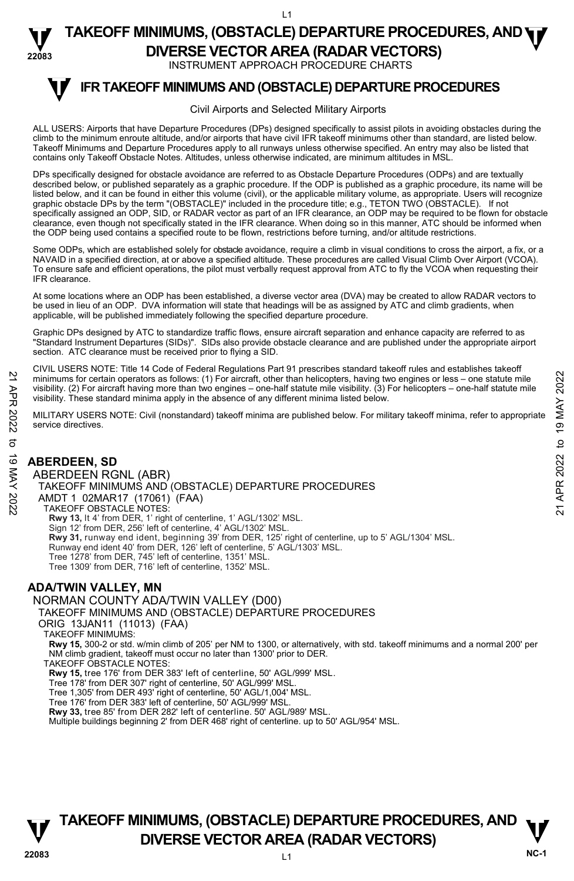# TAKEOFF MINIMUMS, (OBSTACLE) DEPARTURE PROCEDURES, AND DIVERSE VECTOR AREA (RADAR VECTORS)

INSTRUMENT APPROACH PROCEDURE CHARTS

## IFR TAKEOFF MINIMUMS AND (OBSTACLE) DEPARTURE PROCEDURES

Civil Airports and Selected Military Airports

ALL USERS: Airports that have Departure Procedures (DPs) designed specifically to assist pilots in avoiding obstacles during the climb to the minimum enroute altitude, and/or airports that have civil IFR takeoff minimums other than standard, are listed below. Takeoff Minimums and Departure Procedures apply to all runways unless otherwise specified. An entry may also be listed that contains only Takeoff Obstacle Notes. Altitudes, unless otherwise indicated, are minimum altitudes in MSL.

DPs specifically designed for obstacle avoidance are referred to as Obstacle Departure Procedures (ODPs) and are textually described below, or published separately as a graphic procedure. If the ODP is published as a graphic procedure, its name will be listed below, and it can be found in either this volume (civil), or the applicable military volume, as appropriate. Users will recognize graphic obstacle DPs by the term "(OBSTACLE)" included in the procedure title; e.g., TETON TWO (OBSTACLE). If not specifically assigned an ODP, SID, or RADAR vector as part of an IFR clearance, an ODP may be required to be flown for obstacle clearance, even though not specifically stated in the IFR clearance. When doing so in this manner, ATC should be informed when the ODP being used contains a specified route to be flown, restrictions before turning, and/or altitude restrictions.

Some ODPs, which are established solely for obstacle avoidance, require a climb in visual conditions to cross the airport, a fix, or a NAVAID in a specified direction, at or above a specified altitude. These procedures are called Visual Climb Over Airport (VCOA). To ensure safe and efficient operations, the pilot must verbally request approval from ATC to fly the VCOA when requesting their IFR clearance.

At some locations where an ODP has been established, a diverse vector area (DVA) may be created to allow RADAR vectors to be used in lieu of an ODP. DVA information will state that headings will be as assigned by ATC and climb gradients, when applicable, will be published immediately following the specified departure procedure.

Graphic DPs designed by ATC to standardize traffic flows, ensure aircraft separation and enhance capacity are referred to as "Standard Instrument Departures (SIDs)". SIDs also provide obstacle clearance and are published under the appropriate airport section. ATC clearance must be received prior to flying a SID.

CIVIL USERS NOTE: Title 14 Code of Federal Regulations Part 91 prescribes standard takeoff rules and establishes takeoff minimums for certain operators as follows: (1) For aircraft, other than helicopters, having two engines or less – one statute mile visibility. (2) For aircraft having more than two engines – one-half statute mile visibility. (3) For helicopters – one-half statute mile visibility. These standard minima apply in the absence of any different minima listed below.

MILITARY USERS NOTE: Civil (nonstandard) takeoff minima are published below. For military takeoff minima, refer to appropriate service directives.

### ABERDEEN, SD

ABERDEEN RGNL (ABR)
TAKEOFF MINIMUMS AND (OBSTACLE) DEPARTURE PROCEDURES
AMDT 1 02MAR17 (17061) (FAA)
TAKEOFF OBSTACLE NOTES:
**Rwy 13,** lt 4' from DER, 1' right of centerline, 1' AGL/1302' MSL.
Sign 12' from DER, 256' left of centerline, 4' AGL/1302' MSL.
**Rwy 31,** runway end ident, beginning 39' from DER, 125' right of centerline, up to 5' AGL/1304' MSL.
Runway end ident 40' from DER, 126' left of centerline, 5' AGL/1303' MSL.
Tree 1278' from DER, 745' left of centerline, 1351' MSL.
Tree 1309' from DER, 716' left of centerline, 1352' MSL.

### ADA/TWIN VALLEY, MN

NORMAN COUNTY ADA/TWIN VALLEY (D00)
TAKEOFF MINIMUMS AND (OBSTACLE) DEPARTURE PROCEDURES
ORIG 13JAN11 (11013) (FAA)
TAKEOFF MINIMUMS:
**Rwy 15,** 300-2 or std. w/min climb of 205' per NM to 1300, or alternatively, with std. takeoff minimums and a normal 200' per NM climb gradient, takeoff must occur no later than 1300' prior to DER.
TAKEOFF OBSTACLE NOTES:
**Rwy 15,** tree 176' from DER 383' left of centerline, 50' AGL/999' MSL.
Tree 178' from DER 307' right of centerline, 50' AGL/999' MSL.
Tree 1,305' from DER 493' right of centerline, 50' AGL/1,004' MSL.
Tree 176' from DER 383' left of centerline, 50' AGL/999' MSL.
**Rwy 33,** tree 85' from DER 282' left of centerline. 50' AGL/989' MSL.
Multiple buildings beginning 2' from DER 468' right of centerline. up to 50' AGL/954' MSL.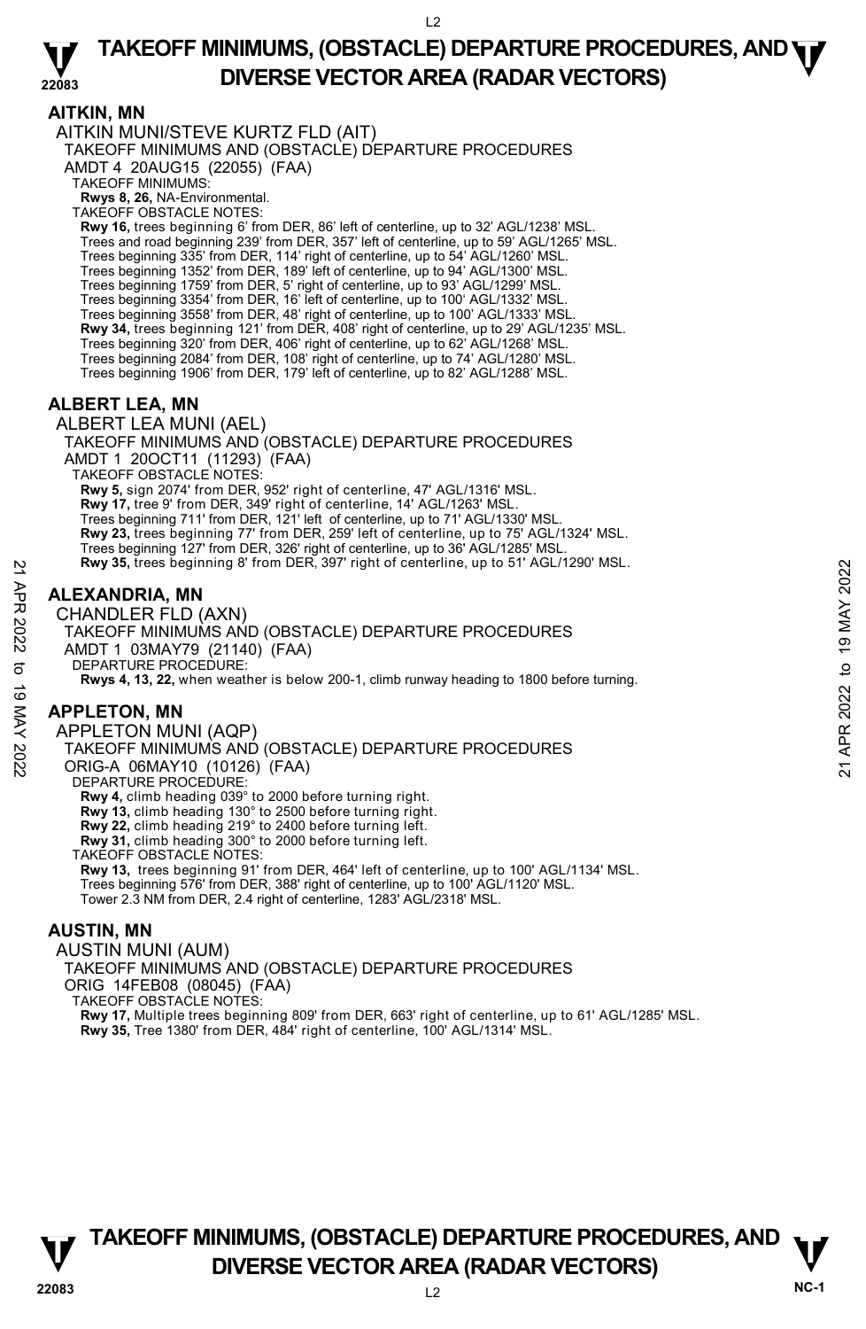# TAKEOFF MINIMUMS, (OBSTACLE) DEPARTURE PROCEDURES, AND DIVERSE VECTOR AREA (RADAR VECTORS)

## AITKIN, MN

AITKIN MUNI/STEVE KURTZ FLD (AIT)
TAKEOFF MINIMUMS AND (OBSTACLE) DEPARTURE PROCEDURES
AMDT 4 20AUG15 (22055) (FAA)
TAKEOFF MINIMUMS:
**Rwys 8, 26,** NA-Environmental.
TAKEOFF OBSTACLE NOTES:
**Rwy 16,** trees beginning 6' from DER, 86' left of centerline, up to 32' AGL/1238' MSL.
Trees and road beginning 239' from DER, 357' left of centerline, up to 59' AGL/1265' MSL.
Trees beginning 335' from DER, 114' right of centerline, up to 54' AGL/1260' MSL.
Trees beginning 1352' from DER, 189' left of centerline, up to 94' AGL/1300' MSL.
Trees beginning 1759' from DER, 5' right of centerline, up to 93' AGL/1299' MSL.
Trees beginning 3354' from DER, 16' left of centerline, up to 100' AGL/1332' MSL.
Trees beginning 3558' from DER, 48' right of centerline, up to 100' AGL/1333' MSL.
**Rwy 34,** trees beginning 121' from DER, 408' right of centerline, up to 29' AGL/1235' MSL.
Trees beginning 320' from DER, 406' right of centerline, up to 62' AGL/1268' MSL.
Trees beginning 2084' from DER, 108' right of centerline, up to 74' AGL/1280' MSL.
Trees beginning 1906' from DER, 179' left of centerline, up to 82' AGL/1288' MSL.

## ALBERT LEA, MN

ALBERT LEA MUNI (AEL)
TAKEOFF MINIMUMS AND (OBSTACLE) DEPARTURE PROCEDURES
AMDT 1 20OCT11 (11293) (FAA)
TAKEOFF OBSTACLE NOTES:
**Rwy 5,** sign 2074' from DER, 952' right of centerline, 47' AGL/1316' MSL.
**Rwy 17,** tree 9' from DER, 349' right of centerline, 14' AGL/1263' MSL.
Trees beginning 711' from DER, 121' left of centerline, up to 71' AGL/1330' MSL.
**Rwy 23,** trees beginning 77' from DER, 259' left of centerline, up to 75' AGL/1324' MSL.
Trees beginning 127' from DER, 326' right of centerline, up to 36' AGL/1285' MSL.
**Rwy 35,** trees beginning 8' from DER, 397' right of centerline, up to 51' AGL/1290' MSL.

## ALEXANDRIA, MN

CHANDLER FLD (AXN)
TAKEOFF MINIMUMS AND (OBSTACLE) DEPARTURE PROCEDURES
AMDT 1 03MAY79 (21140) (FAA)
DEPARTURE PROCEDURE:
**Rwys 4, 13, 22,** when weather is below 200-1, climb runway heading to 1800 before turning.

## APPLETON, MN

APPLETON MUNI (AQP)
TAKEOFF MINIMUMS AND (OBSTACLE) DEPARTURE PROCEDURES
ORIG-A 06MAY10 (10126) (FAA)
DEPARTURE PROCEDURE:
**Rwy 4,** climb heading 039° to 2000 before turning right.
**Rwy 13,** climb heading 130° to 2500 before turning right.
**Rwy 22,** climb heading 219° to 2400 before turning left.
**Rwy 31,** climb heading 300° to 2000 before turning left.
TAKEOFF OBSTACLE NOTES:
**Rwy 13,** trees beginning 91' from DER, 464' left of centerline, up to 100' AGL/1134' MSL.
Trees beginning 576' from DER, 388' right of centerline, up to 100' AGL/1120' MSL.
Tower 2.3 NM from DER, 2.4 right of centerline, 1283' AGL/2318' MSL.

## AUSTIN, MN

AUSTIN MUNI (AUM)
TAKEOFF MINIMUMS AND (OBSTACLE) DEPARTURE PROCEDURES
ORIG 14FEB08 (08045) (FAA)
TAKEOFF OBSTACLE NOTES:
**Rwy 17,** Multiple trees beginning 809' from DER, 663' right of centerline, up to 61' AGL/1285' MSL.
**Rwy 35,** Tree 1380' from DER, 484' right of centerline, 100' AGL/1314' MSL.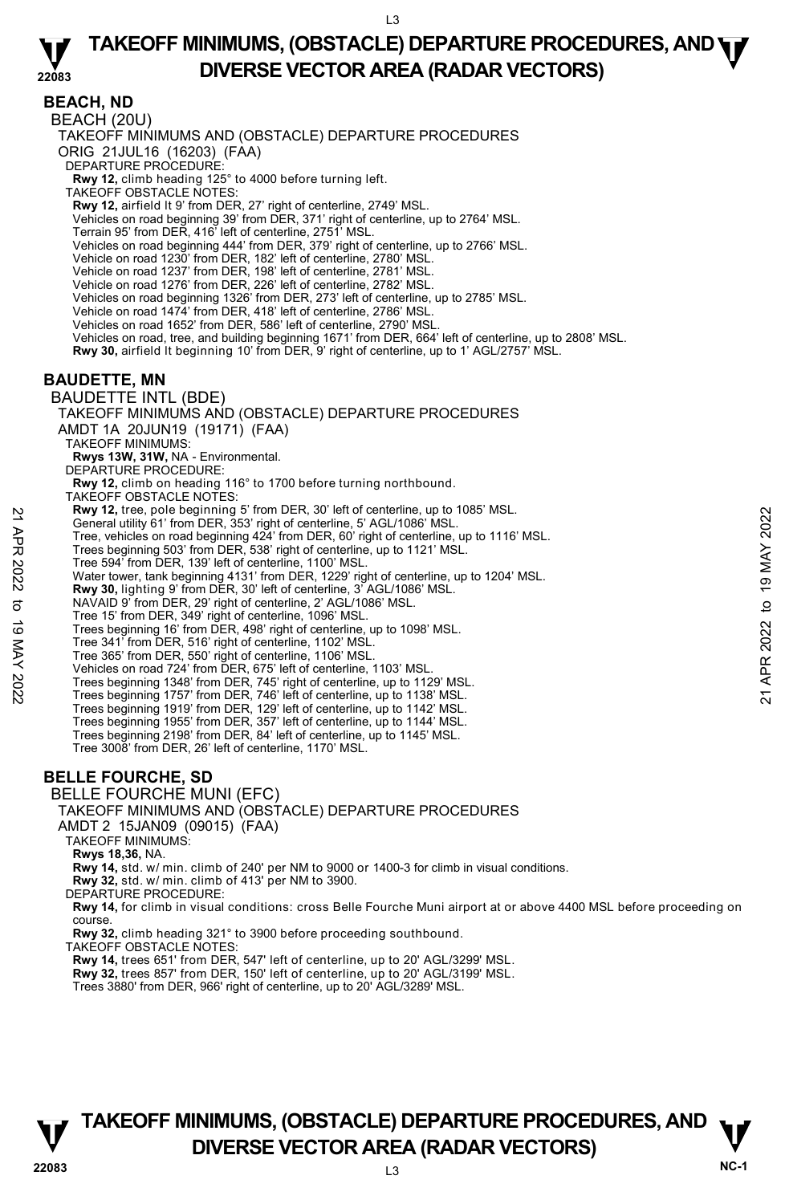## BEACH, ND

BEACH (20U)

TAKEOFF MINIMUMS AND (OBSTACLE) DEPARTURE PROCEDURES

ORIG 21JUL16 (16203) (FAA)

DEPARTURE PROCEDURE:

**Rwy 12,** climb heading 125° to 4000 before turning left.

TAKEOFF OBSTACLE NOTES:

**Rwy 12,** airfield lt 9' from DER, 27' right of centerline, 2749' MSL.
Vehicles on road beginning 39' from DER, 371' right of centerline, up to 2764' MSL.
Terrain 95' from DER, 416' left of centerline, 2751' MSL.
Vehicles on road beginning 444' from DER, 379' right of centerline, up to 2766' MSL.
Vehicle on road 1230' from DER, 182' left of centerline, 2780' MSL.
Vehicle on road 1237' from DER, 198' left of centerline, 2781' MSL.
Vehicle on road 1276' from DER, 226' left of centerline, 2782' MSL.
Vehicles on road beginning 1326' from DER, 273' left of centerline, up to 2785' MSL.
Vehicle on road 1474' from DER, 418' left of centerline, 2786' MSL.
Vehicles on road 1652' from DER, 586' left of centerline, 2790' MSL.
Vehicles on road, tree, and building beginning 1671' from DER, 664' left of centerline, up to 2808' MSL.
**Rwy 30,** airfield lt beginning 10' from DER, 9' right of centerline, up to 1' AGL/2757' MSL.

## BAUDETTE, MN

BAUDETTE INTL (BDE)

TAKEOFF MINIMUMS AND (OBSTACLE) DEPARTURE PROCEDURES

AMDT 1A 20JUN19 (19171) (FAA)

TAKEOFF MINIMUMS:

**Rwys 13W, 31W,** NA - Environmental.

DEPARTURE PROCEDURE:

**Rwy 12,** climb on heading 116° to 1700 before turning northbound.

TAKEOFF OBSTACLE NOTES:

**Rwy 12,** tree, pole beginning 5' from DER, 30' left of centerline, up to 1085' MSL.
General utility 61' from DER, 353' right of centerline, 5' AGL/1086' MSL.
Tree, vehicles on road beginning 424' from DER, 60' right of centerline, up to 1116' MSL.
Trees beginning 503' from DER, 538' right of centerline, up to 1121' MSL.
Tree 594' from DER, 139' left of centerline, 1100' MSL.
Water tower, tank beginning 4131' from DER, 1229' right of centerline, up to 1204' MSL.
**Rwy 30,** lighting 9' from DER, 30' left of centerline, 3' AGL/1086' MSL.
NAVAID 9' from DER, 29' right of centerline, 2' AGL/1086' MSL.
Tree 15' from DER, 349' right of centerline, 1096' MSL.
Trees beginning 16' from DER, 498' right of centerline, up to 1098' MSL.
Tree 341' from DER, 516' right of centerline, 1102' MSL.
Tree 365' from DER, 550' right of centerline, 1106' MSL.
Vehicles on road 724' from DER, 675' left of centerline, 1103' MSL.
Trees beginning 1348' from DER, 745' right of centerline, up to 1129' MSL.
Trees beginning 1757' from DER, 746' left of centerline, up to 1138' MSL.
Trees beginning 1919' from DER, 129' left of centerline, up to 1142' MSL.
Trees beginning 1955' from DER, 357' left of centerline, up to 1144' MSL.
Trees beginning 2198' from DER, 84' left of centerline, up to 1145' MSL.
Tree 3008' from DER, 26' left of centerline, 1170' MSL.

## BELLE FOURCHE, SD

BELLE FOURCHE MUNI (EFC)

TAKEOFF MINIMUMS AND (OBSTACLE) DEPARTURE PROCEDURES

AMDT 2 15JAN09 (09015) (FAA)

TAKEOFF MINIMUMS:

**Rwys 18,36,** NA.
**Rwy 14,** std. w/ min. climb of 240' per NM to 9000 or 1400-3 for climb in visual conditions.
**Rwy 32,** std. w/ min. climb of 413' per NM to 3900.

DEPARTURE PROCEDURE:

**Rwy 14,** for climb in visual conditions: cross Belle Fourche Muni airport at or above 4400 MSL before proceeding on course.
**Rwy 32,** climb heading 321° to 3900 before proceeding southbound.

TAKEOFF OBSTACLE NOTES:

**Rwy 14,** trees 651' from DER, 547' left of centerline, up to 20' AGL/3299' MSL.
**Rwy 32,** trees 857' from DER, 150' left of centerline, up to 20' AGL/3199' MSL.
Trees 3880' from DER, 966' right of centerline, up to 20' AGL/3289' MSL.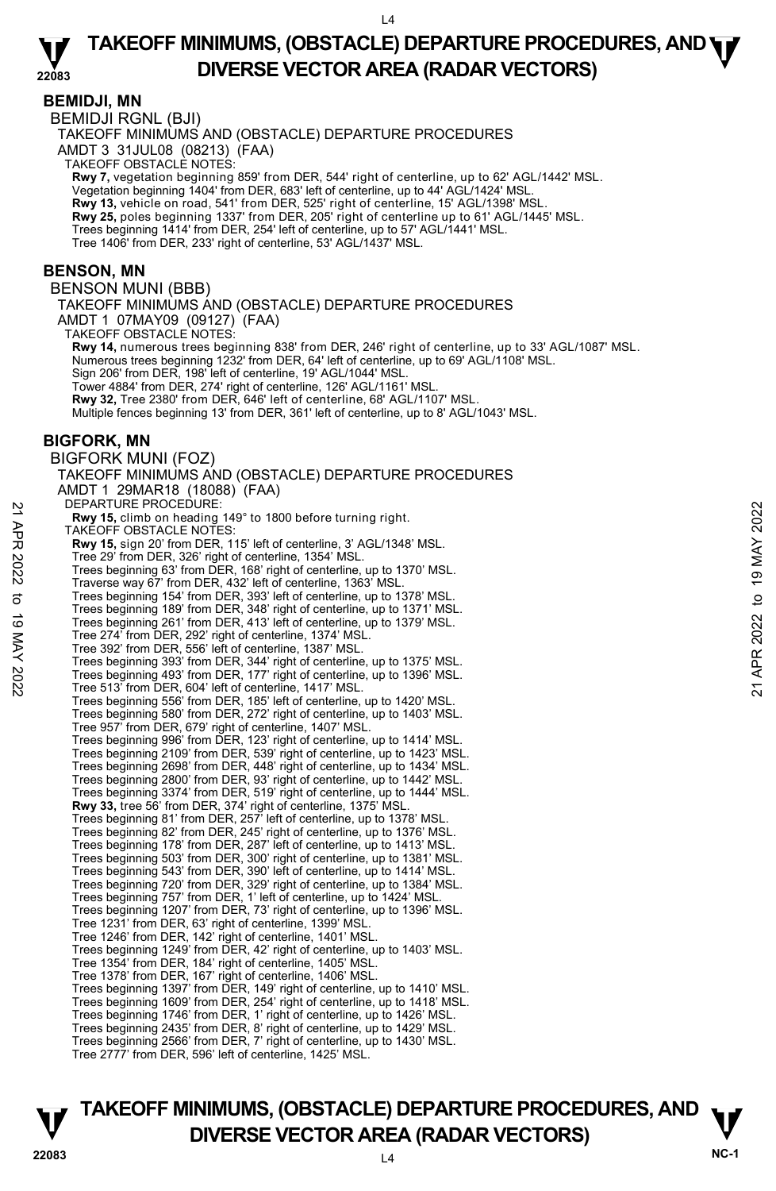## BEMIDJI, MN

BEMIDJI RGNL (BJI)

TAKEOFF MINIMUMS AND (OBSTACLE) DEPARTURE PROCEDURES

AMDT 3 31JUL08 (08213) (FAA)

TAKEOFF OBSTACLE NOTES:

**Rwy 7,** vegetation beginning 859' from DER, 544' right of centerline, up to 62' AGL/1442' MSL.
Vegetation beginning 1404' from DER, 683' left of centerline, up to 44' AGL/1424' MSL.
**Rwy 13,** vehicle on road, 541' from DER, 525' right of centerline, 15' AGL/1398' MSL.
**Rwy 25,** poles beginning 1337' from DER, 205' right of centerline up to 61' AGL/1445' MSL.
Trees beginning 1414' from DER, 254' left of centerline, up to 57' AGL/1441' MSL.
Tree 1406' from DER, 233' right of centerline, 53' AGL/1437' MSL.

## BENSON, MN

BENSON MUNI (BBB)

TAKEOFF MINIMUMS AND (OBSTACLE) DEPARTURE PROCEDURES

AMDT 1 07MAY09 (09127) (FAA)

TAKEOFF OBSTACLE NOTES:

**Rwy 14,** numerous trees beginning 838' from DER, 246' right of centerline, up to 33' AGL/1087' MSL.
Numerous trees beginning 1232' from DER, 64' left of centerline, up to 69' AGL/1108' MSL.
Sign 206' from DER, 198' left of centerline, 19' AGL/1044' MSL.
Tower 4884' from DER, 274' right of centerline, 126' AGL/1161' MSL.
**Rwy 32,** Tree 2380' from DER, 646' left of centerline, 68' AGL/1107' MSL.
Multiple fences beginning 13' from DER, 361' left of centerline, up to 8' AGL/1043' MSL.

## BIGFORK, MN

BIGFORK MUNI (FOZ)

TAKEOFF MINIMUMS AND (OBSTACLE) DEPARTURE PROCEDURES

AMDT 1 29MAR18 (18088) (FAA)

DEPARTURE PROCEDURE:

**Rwy 15,** climb on heading 149° to 1800 before turning right.

TAKEOFF OBSTACLE NOTES:

**Rwy 15,** sign 20' from DER, 115' left of centerline, 3' AGL/1348' MSL.
Tree 29' from DER, 326' right of centerline, 1354' MSL.
Trees beginning 63' from DER, 168' right of centerline, up to 1370' MSL.
Traverse way 67' from DER, 432' left of centerline, 1363' MSL.
Trees beginning 154' from DER, 393' left of centerline, up to 1378' MSL.
Trees beginning 189' from DER, 348' right of centerline, up to 1371' MSL.
Trees beginning 261' from DER, 413' left of centerline, up to 1379' MSL.
Tree 274' from DER, 292' right of centerline, 1374' MSL.
Tree 392' from DER, 556' left of centerline, 1387' MSL.
Trees beginning 393' from DER, 344' right of centerline, up to 1375' MSL.
Trees beginning 493' from DER, 177' right of centerline, up to 1396' MSL.
Tree 513' from DER, 604' left of centerline, 1417' MSL.
Trees beginning 556' from DER, 185' left of centerline, up to 1420' MSL.
Trees beginning 580' from DER, 272' right of centerline, up to 1403' MSL.
Tree 957' from DER, 679' right of centerline, 1407' MSL.
Trees beginning 996' from DER, 123' right of centerline, up to 1414' MSL.
Trees beginning 2109' from DER, 539' right of centerline, up to 1423' MSL.
Trees beginning 2698' from DER, 448' right of centerline, up to 1434' MSL.
Trees beginning 2800' from DER, 93' right of centerline, up to 1442' MSL.
Trees beginning 3374' from DER, 519' right of centerline, up to 1444' MSL.
**Rwy 33,** tree 56' from DER, 374' right of centerline, 1375' MSL.
Trees beginning 81' from DER, 257' left of centerline, up to 1378' MSL.
Trees beginning 82' from DER, 245' right of centerline, up to 1376' MSL.
Trees beginning 178' from DER, 287' left of centerline, up to 1413' MSL.
Trees beginning 503' from DER, 300' right of centerline, up to 1381' MSL.
Trees beginning 543' from DER, 390' left of centerline, up to 1414' MSL.
Trees beginning 720' from DER, 329' right of centerline, up to 1384' MSL.
Trees beginning 757' from DER, 1' left of centerline, up to 1424' MSL.
Trees beginning 1207' from DER, 73' right of centerline, up to 1396' MSL.
Tree 1231' from DER, 63' right of centerline, 1399' MSL.
Tree 1246' from DER, 142' right of centerline, 1401' MSL.
Trees beginning 1249' from DER, 42' right of centerline, up to 1403' MSL.
Tree 1354' from DER, 184' right of centerline, 1405' MSL.
Tree 1378' from DER, 167' right of centerline, 1406' MSL.
Trees beginning 1397' from DER, 149' right of centerline, up to 1410' MSL.
Trees beginning 1609' from DER, 254' right of centerline, up to 1418' MSL.
Trees beginning 1746' from DER, 1' right of centerline, up to 1426' MSL.
Trees beginning 2435' from DER, 8' right of centerline, up to 1429' MSL.
Trees beginning 2566' from DER, 7' right of centerline, up to 1430' MSL.
Tree 2777' from DER, 596' left of centerline, 1425' MSL.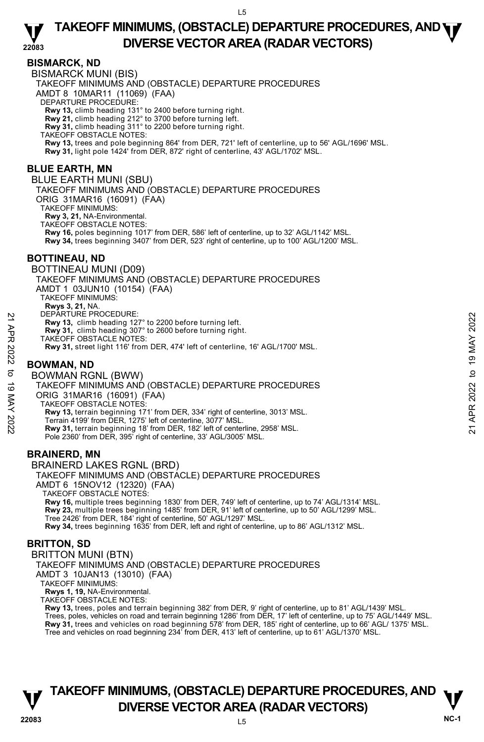## BISMARCK, ND

BISMARCK MUNI (BIS)
TAKEOFF MINIMUMS AND (OBSTACLE) DEPARTURE PROCEDURES
AMDT 8 10MAR11 (11069) (FAA)
DEPARTURE PROCEDURE:
**Rwy 13,** climb heading 131° to 2400 before turning right.
**Rwy 21,** climb heading 212° to 3700 before turning left.
**Rwy 31,** climb heading 311° to 2200 before turning right.
TAKEOFF OBSTACLE NOTES:
**Rwy 13,** trees and pole beginning 864' from DER, 721' left of centerline, up to 56' AGL/1696' MSL.
**Rwy 31,** light pole 1424' from DER, 872' right of centerline, 43' AGL/1702' MSL.

## BLUE EARTH, MN

BLUE EARTH MUNI (SBU)
TAKEOFF MINIMUMS AND (OBSTACLE) DEPARTURE PROCEDURES
ORIG 31MAR16 (16091) (FAA)
TAKEOFF MINIMUMS:
**Rwy 3, 21,** NA-Environmental.
TAKEOFF OBSTACLE NOTES:
**Rwy 16,** poles beginning 1017' from DER, 586' left of centerline, up to 32' AGL/1142' MSL.
**Rwy 34,** trees beginning 3407' from DER, 523' right of centerline, up to 100' AGL/1200' MSL.

## BOTTINEAU, ND

BOTTINEAU MUNI (D09)
TAKEOFF MINIMUMS AND (OBSTACLE) DEPARTURE PROCEDURES
AMDT 1 03JUN10 (10154) (FAA)
TAKEOFF MINIMUMS:
**Rwys 3, 21,** NA.
DEPARTURE PROCEDURE:
**Rwy 13,** climb heading 127° to 2200 before turning left.
**Rwy 31,** climb heading 307° to 2600 before turning right.
TAKEOFF OBSTACLE NOTES:
**Rwy 31,** street light 116' from DER, 474' left of centerline, 16' AGL/1700' MSL.

## BOWMAN, ND

BOWMAN RGNL (BWW)
TAKEOFF MINIMUMS AND (OBSTACLE) DEPARTURE PROCEDURES
ORIG 31MAR16 (16091) (FAA)
TAKEOFF OBSTACLE NOTES:
**Rwy 13,** terrain beginning 171' from DER, 334' right of centerline, 3013' MSL.
Terrain 4199' from DER, 1275' left of centerline, 3077' MSL.
**Rwy 31,** terrain beginning 18' from DER, 182' left of centerline, 2958' MSL.
Pole 2360' from DER, 395' right of centerline, 33' AGL/3005' MSL.

## BRAINERD, MN

BRAINERD LAKES RGNL (BRD)
TAKEOFF MINIMUMS AND (OBSTACLE) DEPARTURE PROCEDURES
AMDT 6 15NOV12 (12320) (FAA)
TAKEOFF OBSTACLE NOTES:
**Rwy 16,** multiple trees beginning 1830' from DER, 749' left of centerline, up to 74' AGL/1314' MSL.
**Rwy 23,** multiple trees beginning 1485' from DER, 91' left of centerline, up to 50' AGL/1299' MSL.
Tree 2426' from DER, 184' right of centerline, 50' AGL/1297' MSL.
**Rwy 34,** trees beginning 1635' from DER, left and right of centerline, up to 86' AGL/1312' MSL.

## BRITTON, SD

BRITTON MUNI (BTN)
TAKEOFF MINIMUMS AND (OBSTACLE) DEPARTURE PROCEDURES
AMDT 3 10JAN13 (13010) (FAA)
TAKEOFF MINIMUMS:
**Rwys 1, 19,** NA-Environmental.
TAKEOFF OBSTACLE NOTES:
**Rwy 13,** trees, poles and terrain beginning 382' from DER, 9' right of centerline, up to 81' AGL/1439' MSL.
Trees, poles, vehicles on road and terrain beginning 1286' from DER, 17' left of centerline, up to 75' AGL/1449' MSL.
**Rwy 31,** trees and vehicles on road beginning 578' from DER, 185' right of centerline, up to 66' AGL/ 1375' MSL.
Tree and vehicles on road beginning 234' from DER, 413' left of centerline, up to 61' AGL/1370' MSL.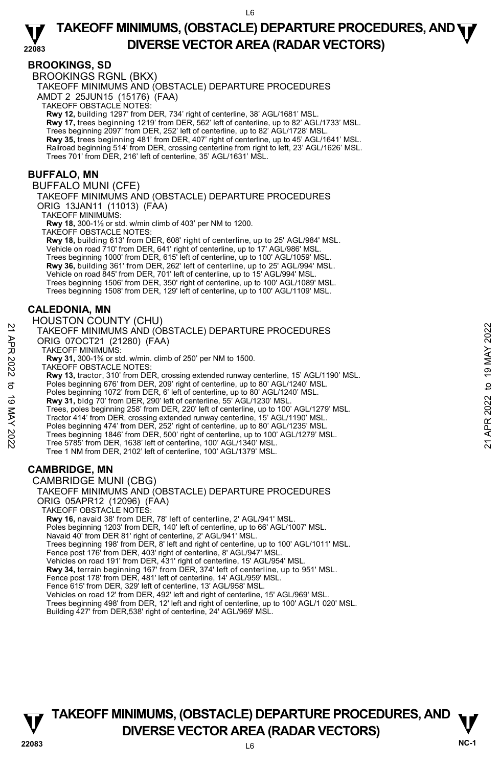## BROOKINGS, SD

BROOKINGS RGNL (BKX)

TAKEOFF MINIMUMS AND (OBSTACLE) DEPARTURE PROCEDURES

AMDT 2 25JUN15 (15176) (FAA)

TAKEOFF OBSTACLE NOTES:

**Rwy 12,** building 1297' from DER, 734' right of centerline, 38' AGL/1681' MSL.
**Rwy 17,** trees beginning 1219' from DER, 562' left of centerline, up to 82' AGL/1733' MSL.
Trees beginning 2097' from DER, 252' left of centerline, up to 82' AGL/1728' MSL.
**Rwy 35,** trees beginning 481' from DER, 407' right of centerline, up to 45' AGL/1641' MSL.
Railroad beginning 514' from DER, crossing centerline from right to left, 23' AGL/1626' MSL.
Trees 701' from DER, 216' left of centerline, 35' AGL/1631' MSL.

## BUFFALO, MN

BUFFALO MUNI (CFE)

TAKEOFF MINIMUMS AND (OBSTACLE) DEPARTURE PROCEDURES

ORIG 13JAN11 (11013) (FAA)

TAKEOFF MINIMUMS:

**Rwy 18,** 300-1½ or std. w/min climb of 403' per NM to 1200.

TAKEOFF OBSTACLE NOTES:

**Rwy 18,** building 613' from DER, 608' right of centerline, up to 25' AGL/984' MSL.
Vehicle on road 710' from DER, 641' right of centerline, up to 17' AGL/986' MSL.
Trees beginning 1000' from DER, 615' left of centerline, up to 100' AGL/1059' MSL.
**Rwy 36,** building 361' from DER, 262' left of centerline, up to 25' AGL/994' MSL.
Vehicle on road 845' from DER, 701' left of centerline, up to 15' AGL/994' MSL.
Trees beginning 1506' from DER, 350' right of centerline, up to 100' AGL/1089' MSL.
Trees beginning 1508' from DER, 129' left of centerline, up to 100' AGL/1109' MSL.

## CALEDONIA, MN

HOUSTON COUNTY (CHU)

TAKEOFF MINIMUMS AND (OBSTACLE) DEPARTURE PROCEDURES

ORIG 07OCT21 (21280) (FAA)

TAKEOFF MINIMUMS:

**Rwy 31,** 300-1⅜ or std. w/min. climb of 250' per NM to 1500.

TAKEOFF OBSTACLE NOTES:

**Rwy 13,** tractor, 310' from DER, crossing extended runway centerline, 15' AGL/1190' MSL.
Poles beginning 676' from DER, 209' right of centerline, up to 80' AGL/1240' MSL.
Poles beginning 1072' from DER, 6' left of centerline, up to 80' AGL/1240' MSL.
**Rwy 31,** bldg 70' from DER, 290' left of centerline, 55' AGL/1230' MSL.
Trees, poles beginning 258' from DER, 220' left of centerline, up to 100' AGL/1279' MSL.
Tractor 414' from DER, crossing extended runway centerline, 15' AGL/1190' MSL.
Poles beginning 474' from DER, 252' right of centerline, up to 80' AGL/1235' MSL.
Trees beginning 1846' from DER, 500' right of centerline, up to 100' AGL/1279' MSL.
Tree 5785' from DER, 1638' left of centerline, 100' AGL/1340' MSL.
Tree 1 NM from DER, 2102' left of centerline, 100' AGL/1379' MSL.

## CAMBRIDGE, MN

CAMBRIDGE MUNI (CBG)

TAKEOFF MINIMUMS AND (OBSTACLE) DEPARTURE PROCEDURES

ORIG 05APR12 (12096) (FAA)

TAKEOFF OBSTACLE NOTES:

**Rwy 16,** navaid 38' from DER, 78' left of centerline, 2' AGL/941' MSL.
Poles beginning 1203' from DER, 140' left of centerline, up to 66' AGL/1007' MSL.
Navaid 40' from DER 81' right of centerline, 2' AGL/941' MSL.
Trees beginning 198' from DER, 8' left and right of centerline, up to 100' AGL/1011' MSL.
Fence post 176' from DER, 403' right of centerline, 8' AGL/947' MSL.
Vehicles on road 191' from DER, 431' right of centerline, 15' AGL/954' MSL.
**Rwy 34,** terrain beginning 167' from DER, 374' left of centerline, up to 951' MSL.
Fence post 178' from DER, 481' left of centerline, 14' AGL/959' MSL.
Fence 615' from DER, 329' left of centerline, 13' AGL/958' MSL.
Vehicles on road 12' from DER, 492' left and right of centerline, 15' AGL/969' MSL.
Trees beginning 498' from DER, 12' left and right of centerline, up to 100' AGL/1 020' MSL.
Building 427' from DER,538' right of centerline, 24' AGL/969' MSL.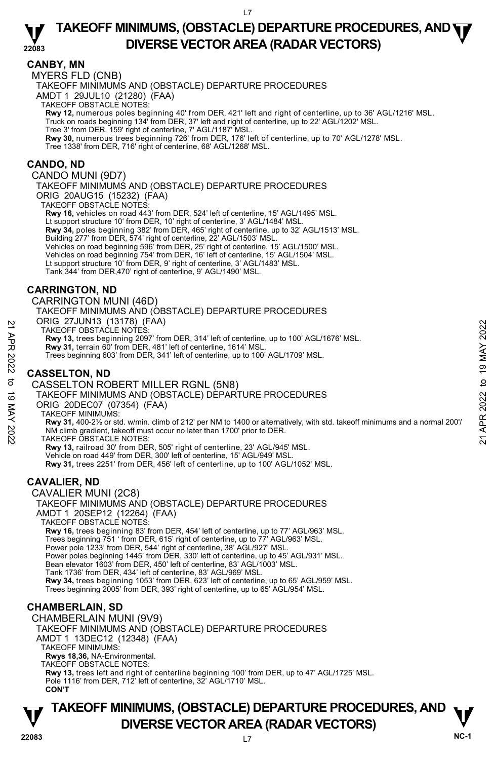## CANBY, MN

MYERS FLD (CNB)

TAKEOFF MINIMUMS AND (OBSTACLE) DEPARTURE PROCEDURES

AMDT 1 29JUL10 (21280) (FAA)

TAKEOFF OBSTACLE NOTES:

**Rwy 12,** numerous poles beginning 40' from DER, 421' left and right of centerline, up to 36' AGL/1216' MSL.
Truck on roads beginning 134' from DER, 37' left and right of centerline, up to 22' AGL/1202' MSL.
Tree 3' from DER, 159' right of centerline, 7' AGL/1187' MSL.
**Rwy 30,** numerous trees beginning 726' from DER, 176' left of centerline, up to 70' AGL/1278' MSL.
Tree 1338' from DER, 716' right of centerline, 68' AGL/1268' MSL.

## CANDO, ND

CANDO MUNI (9D7)

TAKEOFF MINIMUMS AND (OBSTACLE) DEPARTURE PROCEDURES

ORIG 20AUG15 (15232) (FAA)

TAKEOFF OBSTACLE NOTES:

**Rwy 16,** vehicles on road 443' from DER, 524' left of centerline, 15' AGL/1495' MSL.
Lt support structure 10' from DER, 10' right of centerline, 3' AGL/1484' MSL.
**Rwy 34,** poles beginning 382' from DER, 465' right of centerline, up to 32' AGL/1513' MSL.
Building 277' from DER, 574' right of centerline, 22' AGL/1503' MSL.
Vehicles on road beginning 596' from DER, 25' right of centerline, 15' AGL/1500' MSL.
Vehicles on road beginning 754' from DER, 16' left of centerline, 15' AGL/1504' MSL.
Lt support structure 10' from DER, 9' right of centerline, 3' AGL/1483' MSL.
Tank 344' from DER,470' right of centerline, 9' AGL/1490' MSL.

## CARRINGTON, ND

CARRINGTON MUNI (46D)

TAKEOFF MINIMUMS AND (OBSTACLE) DEPARTURE PROCEDURES

ORIG 27JUN13 (13178) (FAA)

TAKEOFF OBSTACLE NOTES:

**Rwy 13,** trees beginning 2097' from DER, 314' left of centerline, up to 100' AGL/1676' MSL.
**Rwy 31,** terrain 60' from DER, 481' left of centerline, 1614' MSL.
Trees beginning 603' from DER, 341' left of centerline, up to 100' AGL/1709' MSL.

## CASSELTON, ND

CASSELTON ROBERT MILLER RGNL (5N8)

TAKEOFF MINIMUMS AND (OBSTACLE) DEPARTURE PROCEDURES

ORIG 20DEC07 (07354) (FAA)

TAKEOFF MINIMUMS:

**Rwy 31,** 400-2½ or std. w/min. climb of 212' per NM to 1400 or alternatively, with std. takeoff minimums and a normal 200'/NM climb gradient, takeoff must occur no later than 1700' prior to DER.

TAKEOFF OBSTACLE NOTES:

**Rwy 13,** railroad 30' from DER, 505' right of centerline, 23' AGL/945' MSL.
Vehicle on road 449' from DER, 300' left of centerline, 15' AGL/949' MSL.
**Rwy 31,** trees 2251' from DER, 456' left of centerline, up to 100' AGL/1052' MSL.

## CAVALIER, ND

CAVALIER MUNI (2C8)

TAKEOFF MINIMUMS AND (OBSTACLE) DEPARTURE PROCEDURES

AMDT 1 20SEP12 (12264) (FAA)

TAKEOFF OBSTACLE NOTES:

**Rwy 16,** trees beginning 83' from DER, 454' left of centerline, up to 77' AGL/963' MSL.
Trees beginning 751 ' from DER, 615' right of centerline, up to 77' AGL/963' MSL.
Power pole 1233' from DER, 544' right of centerline, 38' AGL/927' MSL.
Power poles beginning 1445' from DER, 330' left of centerline, up to 45' AGL/931' MSL.
Bean elevator 1603' from DER, 450' left of centerline, 83' AGL/1003' MSL.
Tank 1736' from DER, 434' left of centerline, 83' AGL/969' MSL.
**Rwy 34,** trees beginning 1053' from DER, 623' left of centerline, up to 65' AGL/959' MSL.
Trees beginning 2005' from DER, 393' right of centerline, up to 65' AGL/954' MSL.

## CHAMBERLAIN, SD

CHAMBERLAIN MUNI (9V9)

TAKEOFF MINIMUMS AND (OBSTACLE) DEPARTURE PROCEDURES

AMDT 1 13DEC12 (12348) (FAA)

TAKEOFF MINIMUMS:

**Rwys 18,36,** NA-Environmental.

TAKEOFF OBSTACLE NOTES:

**Rwy 13,** trees left and right of centerline beginning 100' from DER, up to 47' AGL/1725' MSL.
Pole 1116' from DER, 712' left of centerline, 32' AGL/1710' MSL.

**CON'T**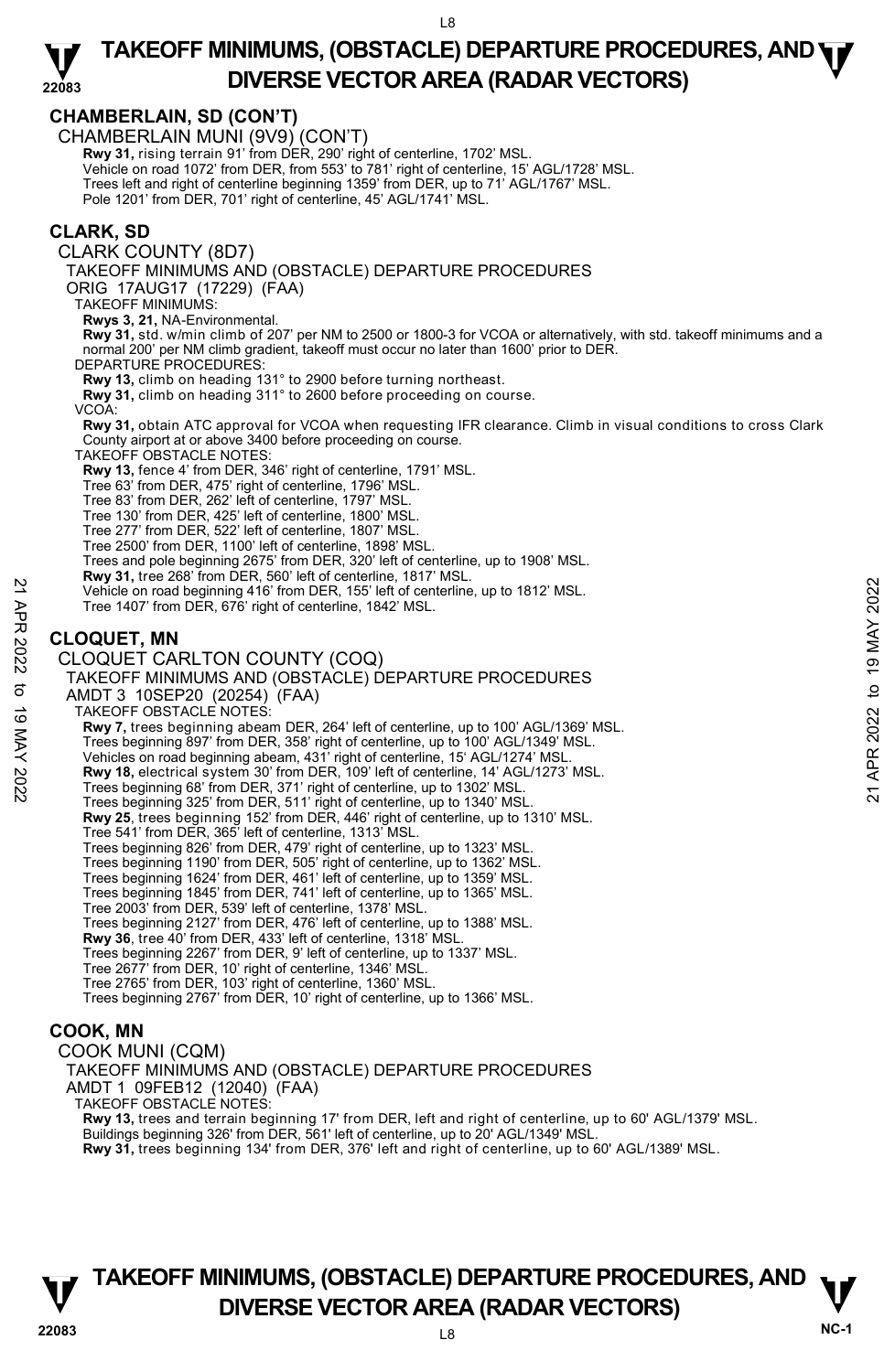## CHAMBERLAIN, SD (CON'T)

CHAMBERLAIN MUNI (9V9) (CON'T)

**Rwy 31,** rising terrain 91' from DER, 290' right of centerline, 1702' MSL.
Vehicle on road 1072' from DER, from 553' to 781' right of centerline, 15' AGL/1728' MSL.
Trees left and right of centerline beginning 1359' from DER, up to 71' AGL/1767' MSL.
Pole 1201' from DER, 701' right of centerline, 45' AGL/1741' MSL.

## CLARK, SD

CLARK COUNTY (8D7)

TAKEOFF MINIMUMS AND (OBSTACLE) DEPARTURE PROCEDURES

ORIG 17AUG17 (17229) (FAA)

TAKEOFF MINIMUMS:

**Rwys 3, 21,** NA-Environmental.
**Rwy 31,** std. w/min climb of 207' per NM to 2500 or 1800-3 for VCOA or alternatively, with std. takeoff minimums and a normal 200' per NM climb gradient, takeoff must occur no later than 1600' prior to DER.

DEPARTURE PROCEDURES:

**Rwy 13,** climb on heading 131° to 2900 before turning northeast.
**Rwy 31,** climb on heading 311° to 2600 before proceeding on course.

VCOA:

**Rwy 31,** obtain ATC approval for VCOA when requesting IFR clearance. Climb in visual conditions to cross Clark County airport at or above 3400 before proceeding on course.

TAKEOFF OBSTACLE NOTES:

**Rwy 13,** fence 4' from DER, 346' right of centerline, 1791' MSL.
Tree 63' from DER, 475' right of centerline, 1796' MSL.
Tree 83' from DER, 262' left of centerline, 1797' MSL.
Tree 130' from DER, 425' left of centerline, 1800' MSL.
Tree 277' from DER, 522' left of centerline, 1807' MSL.
Tree 2500' from DER, 1100' left of centerline, 1898' MSL.
Trees and pole beginning 2675' from DER, 320' left of centerline, up to 1908' MSL.
**Rwy 31,** tree 268' from DER, 560' left of centerline, 1817' MSL.
Vehicle on road beginning 416' from DER, 155' left of centerline, up to 1812' MSL.
Tree 1407' from DER, 676' right of centerline, 1842' MSL.

## CLOQUET, MN

CLOQUET CARLTON COUNTY (COQ)

TAKEOFF MINIMUMS AND (OBSTACLE) DEPARTURE PROCEDURES

AMDT 3 10SEP20 (20254) (FAA)

TAKEOFF OBSTACLE NOTES:

**Rwy 7,** trees beginning abeam DER, 264' left of centerline, up to 100' AGL/1369' MSL.
Trees beginning 897' from DER, 358' right of centerline, up to 100' AGL/1349' MSL.
Vehicles on road beginning abeam, 431' right of centerline, 15' AGL/1274' MSL.
**Rwy 18,** electrical system 30' from DER, 109' left of centerline, 14' AGL/1273' MSL.
Trees beginning 68' from DER, 371' right of centerline, up to 1302' MSL.
Trees beginning 325' from DER, 511' right of centerline, up to 1340' MSL.
**Rwy 25**, trees beginning 152' from DER, 446' right of centerline, up to 1310' MSL.
Tree 541' from DER, 365' left of centerline, 1313' MSL.
Trees beginning 826' from DER, 479' right of centerline, up to 1323' MSL.
Trees beginning 1190' from DER, 505' right of centerline, up to 1362' MSL.
Trees beginning 1624' from DER, 461' left of centerline, up to 1359' MSL.
Trees beginning 1845' from DER, 741' left of centerline, up to 1365' MSL.
Tree 2003' from DER, 539' left of centerline, 1378' MSL.
Trees beginning 2127' from DER, 476' left of centerline, up to 1388' MSL.
**Rwy 36**, tree 40' from DER, 433' left of centerline, 1318' MSL.
Trees beginning 2267' from DER, 9' left of centerline, up to 1337' MSL.
Tree 2677' from DER, 10' right of centerline, 1346' MSL.
Tree 2765' from DER, 103' right of centerline, 1360' MSL.
Trees beginning 2767' from DER, 10' right of centerline, up to 1366' MSL.

## COOK, MN

COOK MUNI (CQM)

TAKEOFF MINIMUMS AND (OBSTACLE) DEPARTURE PROCEDURES

AMDT 1 09FEB12 (12040) (FAA)

TAKEOFF OBSTACLE NOTES:

**Rwy 13,** trees and terrain beginning 17' from DER, left and right of centerline, up to 60' AGL/1379' MSL.
Buildings beginning 326' from DER, 561' left of centerline, up to 20' AGL/1349' MSL.
**Rwy 31,** trees beginning 134' from DER, 376' left and right of centerline, up to 60' AGL/1389' MSL.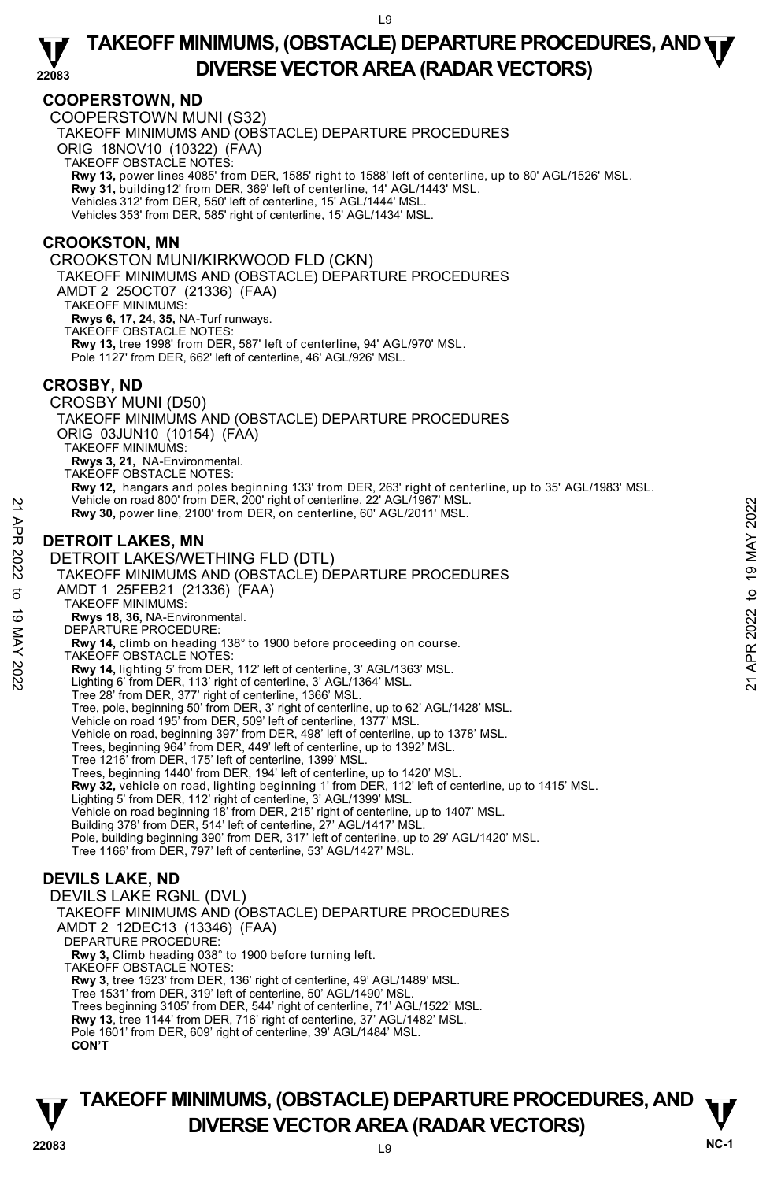## COOPERSTOWN, ND

COOPERSTOWN MUNI (S32)

TAKEOFF MINIMUMS AND (OBSTACLE) DEPARTURE PROCEDURES

ORIG 18NOV10 (10322) (FAA)

TAKEOFF OBSTACLE NOTES:

**Rwy 13,** power lines 4085' from DER, 1585' right to 1588' left of centerline, up to 80' AGL/1526' MSL.
**Rwy 31,** building12' from DER, 369' left of centerline, 14' AGL/1443' MSL.
Vehicles 312' from DER, 550' left of centerline, 15' AGL/1444' MSL.
Vehicles 353' from DER, 585' right of centerline, 15' AGL/1434' MSL.

## CROOKSTON, MN

CROOKSTON MUNI/KIRKWOOD FLD (CKN)

TAKEOFF MINIMUMS AND (OBSTACLE) DEPARTURE PROCEDURES

AMDT 2 25OCT07 (21336) (FAA)

TAKEOFF MINIMUMS:

**Rwys 6, 17, 24, 35,** NA-Turf runways.

TAKEOFF OBSTACLE NOTES:

**Rwy 13,** tree 1998' from DER, 587' left of centerline, 94' AGL/970' MSL.
Pole 1127' from DER, 662' left of centerline, 46' AGL/926' MSL.

## CROSBY, ND

CROSBY MUNI (D50)

TAKEOFF MINIMUMS AND (OBSTACLE) DEPARTURE PROCEDURES

ORIG 03JUN10 (10154) (FAA)

TAKEOFF MINIMUMS:

**Rwys 3, 21,** NA-Environmental.

TAKEOFF OBSTACLE NOTES:

**Rwy 12,** hangars and poles beginning 133' from DER, 263' right of centerline, up to 35' AGL/1983' MSL.
Vehicle on road 800' from DER, 200' right of centerline, 22' AGL/1967' MSL.
**Rwy 30,** power line, 2100' from DER, on centerline, 60' AGL/2011' MSL.

## DETROIT LAKES, MN

DETROIT LAKES/WETHING FLD (DTL)

TAKEOFF MINIMUMS AND (OBSTACLE) DEPARTURE PROCEDURES

AMDT 1 25FEB21 (21336) (FAA)

TAKEOFF MINIMUMS:

**Rwys 18, 36,** NA-Environmental.

DEPARTURE PROCEDURE:

**Rwy 14,** climb on heading 138° to 1900 before proceeding on course.

TAKEOFF OBSTACLE NOTES:

**Rwy 14,** lighting 5' from DER, 112' left of centerline, 3' AGL/1363' MSL.
Lighting 6' from DER, 113' right of centerline, 3' AGL/1364' MSL.
Tree 28' from DER, 377' right of centerline, 1366' MSL.
Tree, pole, beginning 50' from DER, 3' right of centerline, up to 62' AGL/1428' MSL.
Vehicle on road 195' from DER, 509' left of centerline, 1377' MSL.
Vehicle on road, beginning 397' from DER, 498' left of centerline, up to 1378' MSL.
Trees, beginning 964' from DER, 449' left of centerline, up to 1392' MSL.
Tree 1216' from DER, 175' left of centerline, 1399' MSL.
Trees, beginning 1440' from DER, 194' left of centerline, up to 1420' MSL.
**Rwy 32,** vehicle on road, lighting beginning 1' from DER, 112' left of centerline, up to 1415' MSL.
Lighting 5' from DER, 112' right of centerline, 3' AGL/1399' MSL.
Vehicle on road beginning 18' from DER, 215' right of centerline, up to 1407' MSL.
Building 378' from DER, 514' left of centerline, 27' AGL/1417' MSL.
Pole, building beginning 390' from DER, 317' left of centerline, up to 29' AGL/1420' MSL.
Tree 1166' from DER, 797' left of centerline, 53' AGL/1427' MSL.

## DEVILS LAKE, ND

DEVILS LAKE RGNL (DVL)

TAKEOFF MINIMUMS AND (OBSTACLE) DEPARTURE PROCEDURES

AMDT 2 12DEC13 (13346) (FAA)

DEPARTURE PROCEDURE:

**Rwy 3,** Climb heading 038° to 1900 before turning left.

TAKEOFF OBSTACLE NOTES:

**Rwy 3**, tree 1523' from DER, 136' right of centerline, 49' AGL/1489' MSL.
Tree 1531' from DER, 319' left of centerline, 50' AGL/1490' MSL.
Trees beginning 3105' from DER, 544' right of centerline, 71' AGL/1522' MSL.
**Rwy 13**, tree 1144' from DER, 716' right of centerline, 37' AGL/1482' MSL.
Pole 1601' from DER, 609' right of centerline, 39' AGL/1484' MSL.

**CON'T**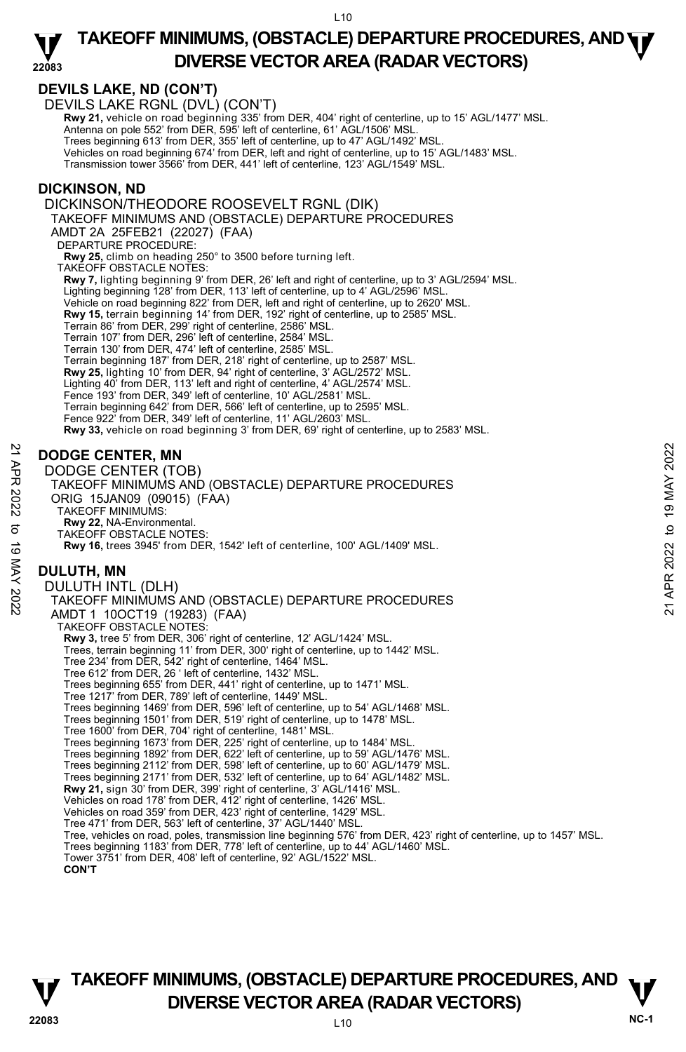## DEVILS LAKE, ND (CON'T)

DEVILS LAKE RGNL (DVL) (CON'T)

**Rwy 21,** vehicle on road beginning 335' from DER, 404' right of centerline, up to 15' AGL/1477' MSL.
Antenna on pole 552' from DER, 595' left of centerline, 61' AGL/1506' MSL.
Trees beginning 613' from DER, 355' left of centerline, up to 47' AGL/1492' MSL.
Vehicles on road beginning 674' from DER, left and right of centerline, up to 15' AGL/1483' MSL.
Transmission tower 3566' from DER, 441' left of centerline, 123' AGL/1549' MSL.

## DICKINSON, ND

DICKINSON/THEODORE ROOSEVELT RGNL (DIK)
TAKEOFF MINIMUMS AND (OBSTACLE) DEPARTURE PROCEDURES
AMDT 2A 25FEB21 (22027) (FAA)

DEPARTURE PROCEDURE:
**Rwy 25,** climb on heading 250° to 3500 before turning left.

TAKEOFF OBSTACLE NOTES:
**Rwy 7,** lighting beginning 9' from DER, 26' left and right of centerline, up to 3' AGL/2594' MSL.
Lighting beginning 128' from DER, 113' left of centerline, up to 4' AGL/2596' MSL.
Vehicle on road beginning 822' from DER, left and right of centerline, up to 2620' MSL.
**Rwy 15,** terrain beginning 14' from DER, 192' right of centerline, up to 2585' MSL.
Terrain 86' from DER, 299' right of centerline, 2586' MSL.
Terrain 107' from DER, 296' left of centerline, 2584' MSL.
Terrain 130' from DER, 474' left of centerline, 2585' MSL.
Terrain beginning 187' from DER, 218' right of centerline, up to 2587' MSL.
**Rwy 25,** lighting 10' from DER, 94' right of centerline, 3' AGL/2572' MSL.
Lighting 40' from DER, 113' left and right of centerline, 4' AGL/2574' MSL.
Fence 193' from DER, 349' left of centerline, 10' AGL/2581' MSL.
Terrain beginning 642' from DER, 566' left of centerline, up to 2595' MSL.
Fence 922' from DER, 349' left of centerline, 11' AGL/2603' MSL.
**Rwy 33,** vehicle on road beginning 3' from DER, 69' right of centerline, up to 2583' MSL.

## DODGE CENTER, MN

DODGE CENTER (TOB)
TAKEOFF MINIMUMS AND (OBSTACLE) DEPARTURE PROCEDURES
ORIG 15JAN09 (09015) (FAA)

TAKEOFF MINIMUMS:
**Rwy 22,** NA-Environmental.

TAKEOFF OBSTACLE NOTES:
**Rwy 16,** trees 3945' from DER, 1542' left of centerline, 100' AGL/1409' MSL.

## DULUTH, MN

DULUTH INTL (DLH)
TAKEOFF MINIMUMS AND (OBSTACLE) DEPARTURE PROCEDURES
AMDT 1 10OCT19 (19283) (FAA)

TAKEOFF OBSTACLE NOTES:
**Rwy 3,** tree 5' from DER, 306' right of centerline, 12' AGL/1424' MSL.
Trees, terrain beginning 11' from DER, 300' right of centerline, up to 1442' MSL.
Tree 234' from DER, 542' right of centerline, 1464' MSL.
Tree 612' from DER, 26 ' left of centerline, 1432' MSL.
Trees beginning 655' from DER, 441' right of centerline, up to 1471' MSL.
Tree 1217' from DER, 789' left of centerline, 1449' MSL.
Trees beginning 1469' from DER, 596' left of centerline, up to 54' AGL/1468' MSL.
Trees beginning 1501' from DER, 519' right of centerline, up to 1478' MSL.
Tree 1600' from DER, 704' right of centerline, 1481' MSL.
Trees beginning 1673' from DER, 225' right of centerline, up to 1484' MSL.
Trees beginning 1892' from DER, 622' left of centerline, up to 59' AGL/1476' MSL.
Trees beginning 2112' from DER, 598' left of centerline, up to 60' AGL/1479' MSL.
Trees beginning 2171' from DER, 532' left of centerline, up to 64' AGL/1482' MSL.
**Rwy 21,** sign 30' from DER, 399' right of centerline, 3' AGL/1416' MSL.
Vehicles on road 178' from DER, 412' right of centerline, 1426' MSL.
Vehicles on road 359' from DER, 423' right of centerline, 1429' MSL.
Tree 471' from DER, 563' left of centerline, 37' AGL/1440' MSL.
Tree, vehicles on road, poles, transmission line beginning 576' from DER, 423' right of centerline, up to 1457' MSL.
Trees beginning 1183' from DER, 778' left of centerline, up to 44' AGL/1460' MSL.
Tower 3751' from DER, 408' left of centerline, 92' AGL/1522' MSL.
**CON'T**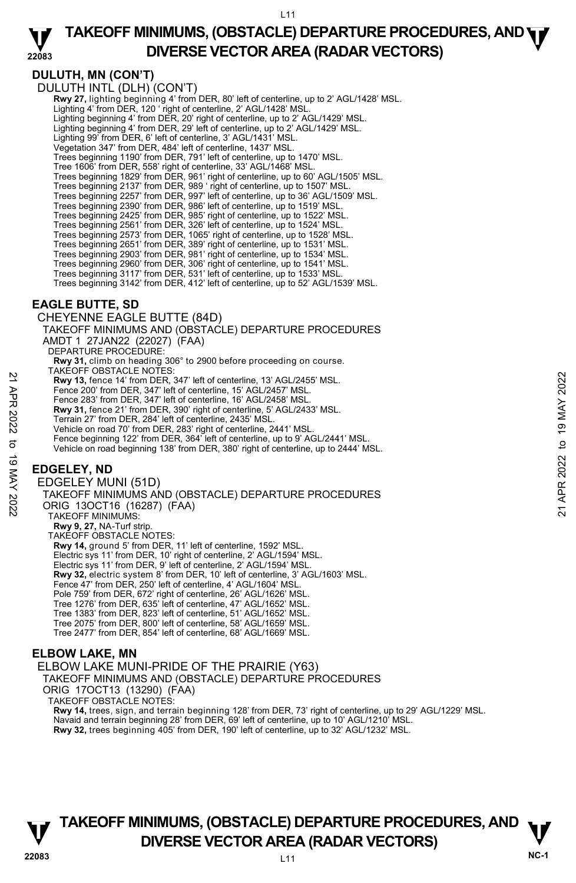## DULUTH, MN (CON'T)

DULUTH INTL (DLH) (CON'T)

**Rwy 27,** lighting beginning 4' from DER, 80' left of centerline, up to 2' AGL/1428' MSL.
Lighting 4' from DER, 120 ' right of centerline, 2' AGL/1428' MSL.
Lighting beginning 4' from DER, 20' right of centerline, up to 2' AGL/1429' MSL.
Lighting beginning 4' from DER, 29' left of centerline, up to 2' AGL/1429' MSL.
Lighting 99' from DER, 6' left of centerline, 3' AGL/1431' MSL.
Vegetation 347' from DER, 484' left of centerline, 1437' MSL.
Trees beginning 1190' from DER, 791' left of centerline, up to 1470' MSL.
Tree 1606' from DER, 558' right of centerline, 33' AGL/1468' MSL.
Trees beginning 1829' from DER, 961' right of centerline, up to 60' AGL/1505' MSL.
Trees beginning 2137' from DER, 989 ' right of centerline, up to 1507' MSL.
Trees beginning 2257' from DER, 997' left of centerline, up to 36' AGL/1509' MSL.
Trees beginning 2390' from DER, 986' left of centerline, up to 1519' MSL.
Trees beginning 2425' from DER, 985' right of centerline, up to 1522' MSL.
Trees beginning 2561' from DER, 326' left of centerline, up to 1524' MSL.
Trees beginning 2573' from DER, 1065' right of centerline, up to 1528' MSL.
Trees beginning 2651' from DER, 389' right of centerline, up to 1531' MSL.
Trees beginning 2903' from DER, 981' right of centerline, up to 1534' MSL.
Trees beginning 2960' from DER, 306' right of centerline, up to 1541' MSL.
Trees beginning 3117' from DER, 531' left of centerline, up to 1533' MSL.
Trees beginning 3142' from DER, 412' left of centerline, up to 52' AGL/1539' MSL.

## EAGLE BUTTE, SD

CHEYENNE EAGLE BUTTE (84D)
TAKEOFF MINIMUMS AND (OBSTACLE) DEPARTURE PROCEDURES
AMDT 1 27JAN22 (22027) (FAA)

DEPARTURE PROCEDURE:
**Rwy 31,** climb on heading 306° to 2900 before proceeding on course.

TAKEOFF OBSTACLE NOTES:
**Rwy 13,** fence 14' from DER, 347' left of centerline, 13' AGL/2455' MSL.
Fence 200' from DER, 347' left of centerline, 15' AGL/2457' MSL.
Fence 283' from DER, 347' left of centerline, 16' AGL/2458' MSL.
**Rwy 31,** fence 21' from DER, 390' right of centerline, 5' AGL/2433' MSL.
Terrain 27' from DER, 284' left of centerline, 2435' MSL.
Vehicle on road 70' from DER, 283' right of centerline, 2441' MSL.
Fence beginning 122' from DER, 364' left of centerline, up to 9' AGL/2441' MSL.
Vehicle on road beginning 138' from DER, 380' right of centerline, up to 2444' MSL.

## EDGELEY, ND

EDGELEY MUNI (51D)
TAKEOFF MINIMUMS AND (OBSTACLE) DEPARTURE PROCEDURES
ORIG 13OCT16 (16287) (FAA)

TAKEOFF MINIMUMS:
**Rwy 9, 27,** NA-Turf strip.

TAKEOFF OBSTACLE NOTES:
**Rwy 14,** ground 5' from DER, 11' left of centerline, 1592' MSL.
Electric sys 11' from DER, 10' right of centerline, 2' AGL/1594' MSL.
Electric sys 11' from DER, 9' left of centerline, 2' AGL/1594' MSL.
**Rwy 32,** electric system 8' from DER, 10' left of centerline, 3' AGL/1603' MSL.
Fence 47' from DER, 250' left of centerline, 4' AGL/1604' MSL.
Pole 759' from DER, 672' right of centerline, 26' AGL/1626' MSL.
Tree 1276' from DER, 635' left of centerline, 47' AGL/1652' MSL.
Tree 1383' from DER, 823' left of centerline, 51' AGL/1652' MSL.
Tree 2075' from DER, 800' left of centerline, 58' AGL/1659' MSL.
Tree 2477' from DER, 854' left of centerline, 68' AGL/1669' MSL.

## ELBOW LAKE, MN

ELBOW LAKE MUNI-PRIDE OF THE PRAIRIE (Y63)
TAKEOFF MINIMUMS AND (OBSTACLE) DEPARTURE PROCEDURES
ORIG 17OCT13 (13290) (FAA)

TAKEOFF OBSTACLE NOTES:
**Rwy 14,** trees, sign, and terrain beginning 128' from DER, 73' right of centerline, up to 29' AGL/1229' MSL.
Navaid and terrain beginning 28' from DER, 69' left of centerline, up to 10' AGL/1210' MSL.
**Rwy 32,** trees beginning 405' from DER, 190' left of centerline, up to 32' AGL/1232' MSL.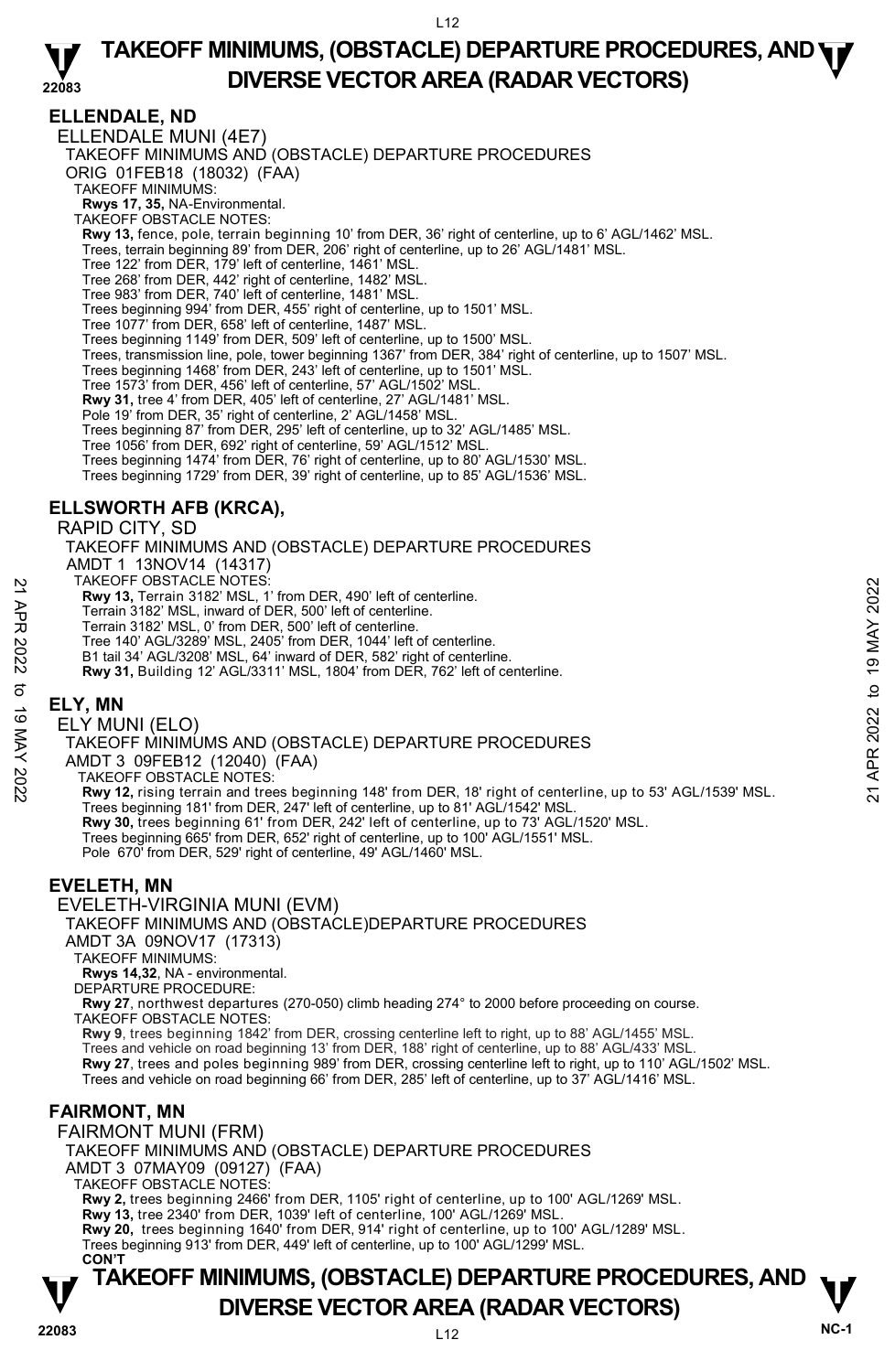## ELLENDALE, ND

ELLENDALE MUNI (4E7)

TAKEOFF MINIMUMS AND (OBSTACLE) DEPARTURE PROCEDURES

ORIG 01FEB18 (18032) (FAA)

TAKEOFF MINIMUMS:

**Rwys 17, 35,** NA-Environmental.

TAKEOFF OBSTACLE NOTES:

**Rwy 13,** fence, pole, terrain beginning 10' from DER, 36' right of centerline, up to 6' AGL/1462' MSL.
Trees, terrain beginning 89' from DER, 206' right of centerline, up to 26' AGL/1481' MSL.
Tree 122' from DER, 179' left of centerline, 1461' MSL.
Tree 268' from DER, 442' right of centerline, 1482' MSL.
Tree 983' from DER, 740' left of centerline, 1481' MSL.
Trees beginning 994' from DER, 455' right of centerline, up to 1501' MSL.
Tree 1077' from DER, 658' left of centerline, 1487' MSL.
Trees beginning 1149' from DER, 509' left of centerline, up to 1500' MSL.
Trees, transmission line, pole, tower beginning 1367' from DER, 384' right of centerline, up to 1507' MSL.
Trees beginning 1468' from DER, 243' left of centerline, up to 1501' MSL.
Tree 1573' from DER, 456' left of centerline, 57' AGL/1502' MSL.
**Rwy 31,** tree 4' from DER, 405' left of centerline, 27' AGL/1481' MSL.
Pole 19' from DER, 35' right of centerline, 2' AGL/1458' MSL.
Trees beginning 87' from DER, 295' left of centerline, up to 32' AGL/1485' MSL.
Tree 1056' from DER, 692' right of centerline, 59' AGL/1512' MSL.
Trees beginning 1474' from DER, 76' right of centerline, up to 80' AGL/1530' MSL.
Trees beginning 1729' from DER, 39' right of centerline, up to 85' AGL/1536' MSL.

## ELLSWORTH AFB (KRCA),

RAPID CITY, SD

TAKEOFF MINIMUMS AND (OBSTACLE) DEPARTURE PROCEDURES

AMDT 1 13NOV14 (14317)

TAKEOFF OBSTACLE NOTES:

**Rwy 13,** Terrain 3182' MSL, 1' from DER, 490' left of centerline.
Terrain 3182' MSL, inward of DER, 500' left of centerline.
Terrain 3182' MSL, 0' from DER, 500' left of centerline.
Tree 140' AGL/3289' MSL, 2405' from DER, 1044' left of centerline.
B1 tail 34' AGL/3208' MSL, 64' inward of DER, 582' right of centerline.
**Rwy 31,** Building 12' AGL/3311' MSL, 1804' from DER, 762' left of centerline.

## ELY, MN

ELY MUNI (ELO)

TAKEOFF MINIMUMS AND (OBSTACLE) DEPARTURE PROCEDURES

AMDT 3 09FEB12 (12040) (FAA)

TAKEOFF OBSTACLE NOTES:

**Rwy 12,** rising terrain and trees beginning 148' from DER, 18' right of centerline, up to 53' AGL/1539' MSL.
Trees beginning 181' from DER, 247' left of centerline, up to 81' AGL/1542' MSL.
**Rwy 30,** trees beginning 61' from DER, 242' left of centerline, up to 73' AGL/1520' MSL.
Trees beginning 665' from DER, 652' right of centerline, up to 100' AGL/1551' MSL.
Pole 670' from DER, 529' right of centerline, 49' AGL/1460' MSL.

## EVELETH, MN

EVELETH-VIRGINIA MUNI (EVM)

TAKEOFF MINIMUMS AND (OBSTACLE)DEPARTURE PROCEDURES

AMDT 3A 09NOV17 (17313)

TAKEOFF MINIMUMS:

**Rwys 14,32**, NA - environmental.

DEPARTURE PROCEDURE:

**Rwy 27**, northwest departures (270-050) climb heading 274° to 2000 before proceeding on course.

TAKEOFF OBSTACLE NOTES:

**Rwy 9**, trees beginning 1842' from DER, crossing centerline left to right, up to 88' AGL/1455' MSL.
Trees and vehicle on road beginning 13' from DER, 188' right of centerline, up to 88' AGL/433' MSL.
**Rwy 27**, trees and poles beginning 989' from DER, crossing centerline left to right, up to 110' AGL/1502' MSL.
Trees and vehicle on road beginning 66' from DER, 285' left of centerline, up to 37' AGL/1416' MSL.

## FAIRMONT, MN

FAIRMONT MUNI (FRM)

TAKEOFF MINIMUMS AND (OBSTACLE) DEPARTURE PROCEDURES

AMDT 3 07MAY09 (09127) (FAA)

TAKEOFF OBSTACLE NOTES:

**Rwy 2,** trees beginning 2466' from DER, 1105' right of centerline, up to 100' AGL/1269' MSL.
**Rwy 13,** tree 2340' from DER, 1039' left of centerline, 100' AGL/1269' MSL.
**Rwy 20,** trees beginning 1640' from DER, 914' right of centerline, up to 100' AGL/1289' MSL.
Trees beginning 913' from DER, 449' left of centerline, up to 100' AGL/1299' MSL.

**CON'T**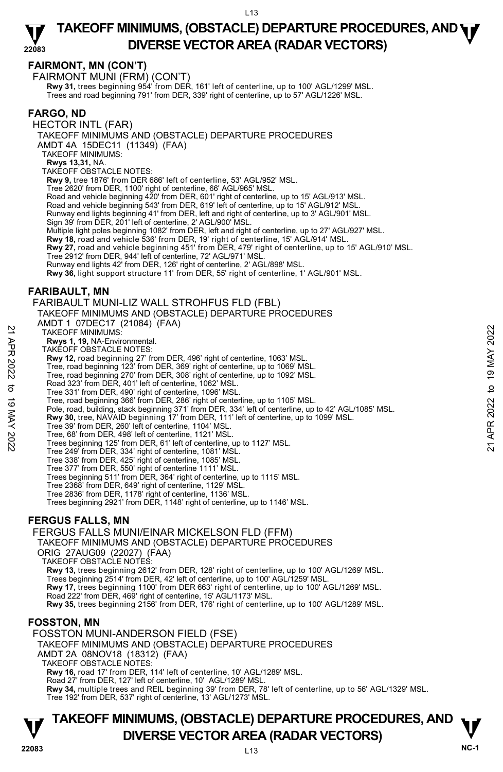## FAIRMONT, MN (CON'T)

FAIRMONT MUNI (FRM) (CON'T)

**Rwy 31,** trees beginning 954' from DER, 161' left of centerline, up to 100' AGL/1299' MSL.
Trees and road beginning 791' from DER, 339' right of centerline, up to 57' AGL/1226' MSL.

## FARGO, ND

HECTOR INTL (FAR)

TAKEOFF MINIMUMS AND (OBSTACLE) DEPARTURE PROCEDURES
AMDT 4A 15DEC11 (11349) (FAA)

TAKEOFF MINIMUMS:
**Rwys 13,31,** NA.

TAKEOFF OBSTACLE NOTES:
**Rwy 9,** tree 1876' from DER 686' left of centerline, 53' AGL/952' MSL.
Tree 2620' from DER, 1100' right of centerline, 66' AGL/965' MSL.
Road and vehicle beginning 420' from DER, 601' right of centerline, up to 15' AGL/913' MSL.
Road and vehicle beginning 543' from DER, 619' left of centerline, up to 15' AGL/912' MSL.
Runway end lights beginning 41' from DER, left and right of centerline, up to 3' AGL/901' MSL.
Sign 39' from DER, 201' left of centerline, 2' AGL/900' MSL.
Multiple light poles beginning 1082' from DER, left and right of centerline, up to 27' AGL/927' MSL.
**Rwy 18,** road and vehicle 536' from DER, 19' right of centerline, 15' AGL/914' MSL.
**Rwy 27,** road and vehicle beginning 451' from DER, 479' right of centerline, up to 15' AGL/910' MSL.
Tree 2912' from DER, 944' left of centerline, 72' AGL/971' MSL.
Runway end lights 42' from DER, 126' right of centerline, 2' AGL/898' MSL.
**Rwy 36,** light support structure 11' from DER, 55' right of centerline, 1' AGL/901' MSL.

## FARIBAULT, MN

FARIBAULT MUNI-LIZ WALL STROHFUS FLD (FBL)

TAKEOFF MINIMUMS AND (OBSTACLE) DEPARTURE PROCEDURES
AMDT 1 07DEC17 (21084) (FAA)

TAKEOFF MINIMUMS:
**Rwys 1, 19,** NA-Environmental.

TAKEOFF OBSTACLE NOTES:
**Rwy 12,** road beginning 27' from DER, 496' right of centerline, 1063' MSL.
Tree, road beginning 123' from DER, 369' right of centerline, up to 1069' MSL.
Tree, road beginning 270' from DER, 308' right of centerline, up to 1092' MSL.
Road 323' from DER, 401' left of centerline, 1062' MSL.
Tree 331' from DER, 490' right of centerline, 1096' MSL.
Tree, road beginning 366' from DER, 286' right of centerline, up to 1105' MSL.
Pole, road, building, stack beginning 371' from DER, 334' left of centerline, up to 42' AGL/1085' MSL.
**Rwy 30,** tree, NAVAID beginning 17' from DER, 111' left of centerline, up to 1099' MSL.
Tree 39' from DER, 260' left of centerline, 1104' MSL.
Tree, 68' from DER, 498' left of centerline, 1121' MSL.
Trees beginning 125' from DER, 61' left of centerline, up to 1127' MSL.
Tree 249' from DER, 334' right of centerline, 1081' MSL.
Tree 338' from DER, 425' right of centerline, 1085' MSL.
Tree 377' from DER, 550' right of centerline 1111' MSL.
Trees beginning 511' from DER, 364' right of centerline, up to 1115' MSL.
Tree 2368' from DER, 649' right of centerline, 1129' MSL.
Tree 2836' from DER, 1178' right of centerline, 1136' MSL.
Trees beginning 2921' from DER, 1148' right of centerline, up to 1146' MSL.

## FERGUS FALLS, MN

FERGUS FALLS MUNI/EINAR MICKELSON FLD (FFM)

TAKEOFF MINIMUMS AND (OBSTACLE) DEPARTURE PROCEDURES
ORIG 27AUG09 (22027) (FAA)

TAKEOFF OBSTACLE NOTES:
**Rwy 13,** trees beginning 2612' from DER, 128' right of centerline, up to 100' AGL/1269' MSL.
Trees beginning 2514' from DER, 42' left of centerline, up to 100' AGL/1259' MSL.
**Rwy 17,** trees beginning 1100' from DER 663' right of centerline, up to 100' AGL/1269' MSL.
Road 222' from DER, 469' right of centerline, 15' AGL/1173' MSL.
**Rwy 35,** trees beginning 2156' from DER, 176' right of centerline, up to 100' AGL/1289' MSL.

## FOSSTON, MN

FOSSTON MUNI-ANDERSON FIELD (FSE)

TAKEOFF MINIMUMS AND (OBSTACLE) DEPARTURE PROCEDURES
AMDT 2A 08NOV18 (18312) (FAA)

TAKEOFF OBSTACLE NOTES:
**Rwy 16,** road 17' from DER, 114' left of centerline, 10' AGL/1289' MSL.
Road 27' from DER, 127' left of centerline, 10' AGL/1289' MSL.
**Rwy 34,** multiple trees and REIL beginning 39' from DER, 78' left of centerline, up to 56' AGL/1329' MSL.
Tree 192' from DER, 537' right of centerline, 13' AGL/1273' MSL.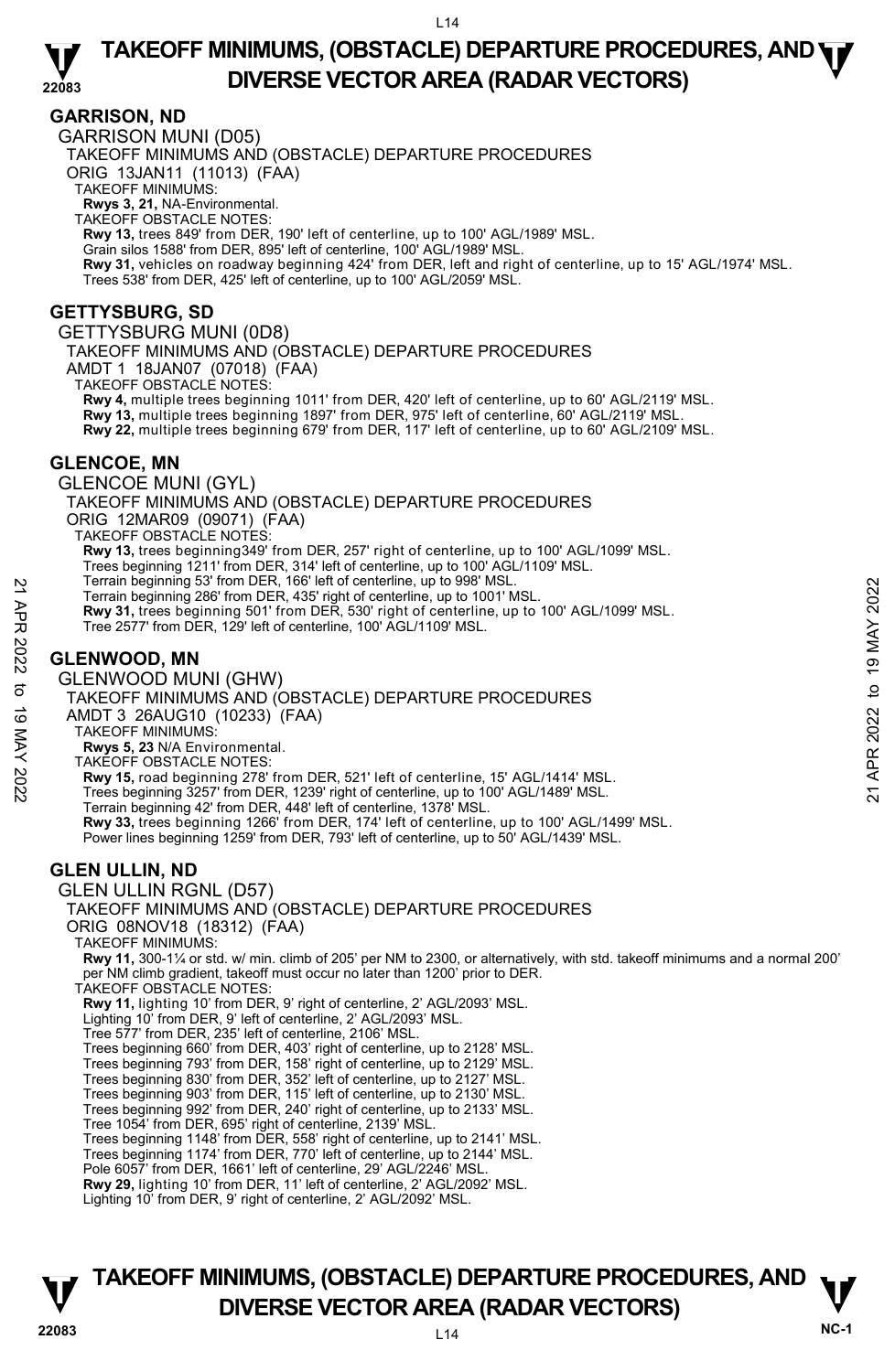## GARRISON, ND

GARRISON MUNI (D05)

TAKEOFF MINIMUMS AND (OBSTACLE) DEPARTURE PROCEDURES

ORIG 13JAN11 (11013) (FAA)

TAKEOFF MINIMUMS:

**Rwys 3, 21,** NA-Environmental.

TAKEOFF OBSTACLE NOTES:

**Rwy 13,** trees 849' from DER, 190' left of centerline, up to 100' AGL/1989' MSL.
Grain silos 1588' from DER, 895' left of centerline, 100' AGL/1989' MSL.
**Rwy 31,** vehicles on roadway beginning 424' from DER, left and right of centerline, up to 15' AGL/1974' MSL.
Trees 538' from DER, 425' left of centerline, up to 100' AGL/2059' MSL.

## GETTYSBURG, SD

GETTYSBURG MUNI (0D8)

TAKEOFF MINIMUMS AND (OBSTACLE) DEPARTURE PROCEDURES

AMDT 1 18JAN07 (07018) (FAA)

TAKEOFF OBSTACLE NOTES:

**Rwy 4,** multiple trees beginning 1011' from DER, 420' left of centerline, up to 60' AGL/2119' MSL.
**Rwy 13,** multiple trees beginning 1897' from DER, 975' left of centerline, 60' AGL/2119' MSL.
**Rwy 22,** multiple trees beginning 679' from DER, 117' left of centerline, up to 60' AGL/2109' MSL.

## GLENCOE, MN

GLENCOE MUNI (GYL)

TAKEOFF MINIMUMS AND (OBSTACLE) DEPARTURE PROCEDURES

ORIG 12MAR09 (09071) (FAA)

TAKEOFF OBSTACLE NOTES:

**Rwy 13,** trees beginning349' from DER, 257' right of centerline, up to 100' AGL/1099' MSL.
Trees beginning 1211' from DER, 314' left of centerline, up to 100' AGL/1109' MSL.
Terrain beginning 53' from DER, 166' left of centerline, up to 998' MSL.
Terrain beginning 286' from DER, 435' right of centerline, up to 1001' MSL.
**Rwy 31,** trees beginning 501' from DER, 530' right of centerline, up to 100' AGL/1099' MSL.
Tree 2577' from DER, 129' left of centerline, 100' AGL/1109' MSL.

## GLENWOOD, MN

GLENWOOD MUNI (GHW)

TAKEOFF MINIMUMS AND (OBSTACLE) DEPARTURE PROCEDURES

AMDT 3 26AUG10 (10233) (FAA)

TAKEOFF MINIMUMS:

**Rwys 5, 23** N/A Environmental.

TAKEOFF OBSTACLE NOTES:

**Rwy 15,** road beginning 278' from DER, 521' left of centerline, 15' AGL/1414' MSL.
Trees beginning 3257' from DER, 1239' right of centerline, up to 100' AGL/1489' MSL.
Terrain beginning 42' from DER, 448' left of centerline, 1378' MSL.
**Rwy 33,** trees beginning 1266' from DER, 174' left of centerline, up to 100' AGL/1499' MSL.
Power lines beginning 1259' from DER, 793' left of centerline, up to 50' AGL/1439' MSL.

## GLEN ULLIN, ND

GLEN ULLIN RGNL (D57)

TAKEOFF MINIMUMS AND (OBSTACLE) DEPARTURE PROCEDURES

ORIG 08NOV18 (18312) (FAA)

TAKEOFF MINIMUMS:

**Rwy 11,** 300-1¼ or std. w/ min. climb of 205' per NM to 2300, or alternatively, with std. takeoff minimums and a normal 200' per NM climb gradient, takeoff must occur no later than 1200' prior to DER.

TAKEOFF OBSTACLE NOTES:

**Rwy 11,** lighting 10' from DER, 9' right of centerline, 2' AGL/2093' MSL.
Lighting 10' from DER, 9' left of centerline, 2' AGL/2093' MSL.
Tree 577' from DER, 235' left of centerline, 2106' MSL.
Trees beginning 660' from DER, 403' right of centerline, up to 2128' MSL.
Trees beginning 793' from DER, 158' right of centerline, up to 2129' MSL.
Trees beginning 830' from DER, 352' left of centerline, up to 2127' MSL.
Trees beginning 903' from DER, 115' left of centerline, up to 2130' MSL.
Trees beginning 992' from DER, 240' right of centerline, up to 2133' MSL.
Tree 1054' from DER, 695' right of centerline, 2139' MSL.
Trees beginning 1148' from DER, 558' right of centerline, up to 2141' MSL.
Trees beginning 1174' from DER, 770' left of centerline, up to 2144' MSL.
Pole 6057' from DER, 1661' left of centerline, 29' AGL/2246' MSL.
**Rwy 29,** lighting 10' from DER, 11' left of centerline, 2' AGL/2092' MSL.
Lighting 10' from DER, 9' right of centerline, 2' AGL/2092' MSL.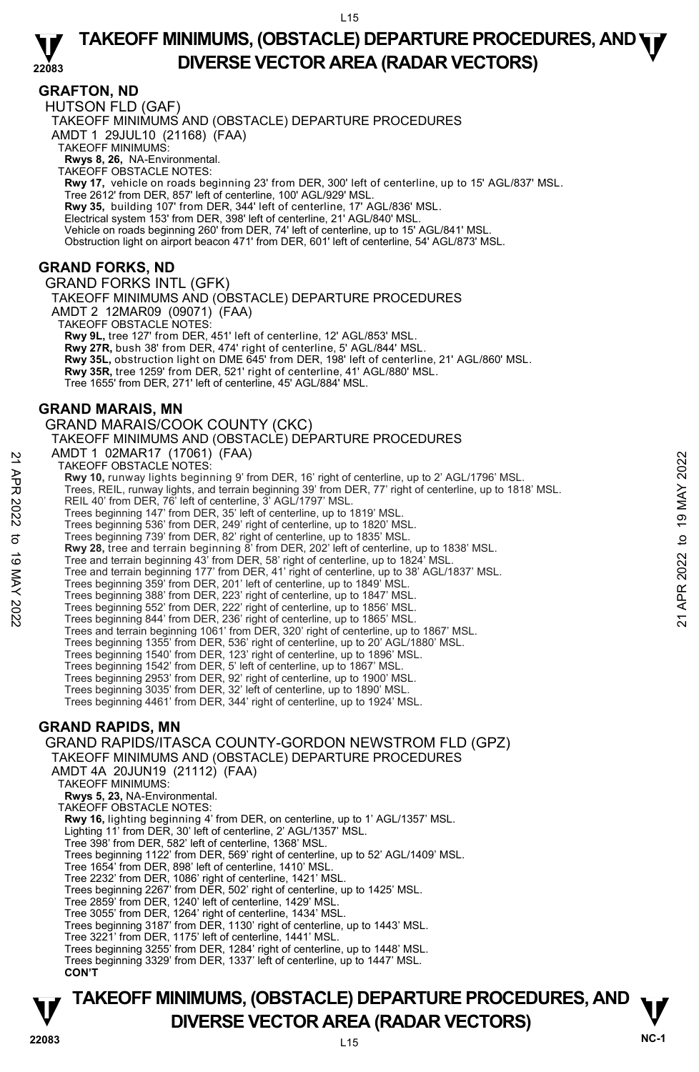## GRAFTON, ND

HUTSON FLD (GAF)

TAKEOFF MINIMUMS AND (OBSTACLE) DEPARTURE PROCEDURES

AMDT 1 29JUL10 (21168) (FAA)

TAKEOFF MINIMUMS:

**Rwys 8, 26,** NA-Environmental.

TAKEOFF OBSTACLE NOTES:

**Rwy 17,** vehicle on roads beginning 23' from DER, 300' left of centerline, up to 15' AGL/837' MSL.
Tree 2612' from DER, 857' left of centerline, 100' AGL/929' MSL.
**Rwy 35,** building 107' from DER, 344' left of centerline, 17' AGL/836' MSL.
Electrical system 153' from DER, 398' left of centerline, 21' AGL/840' MSL.
Vehicle on roads beginning 260' from DER, 74' left of centerline, up to 15' AGL/841' MSL.
Obstruction light on airport beacon 471' from DER, 601' left of centerline, 54' AGL/873' MSL.

## GRAND FORKS, ND

GRAND FORKS INTL (GFK)

TAKEOFF MINIMUMS AND (OBSTACLE) DEPARTURE PROCEDURES

AMDT 2 12MAR09 (09071) (FAA)

TAKEOFF OBSTACLE NOTES:

**Rwy 9L,** tree 127' from DER, 451' left of centerline, 12' AGL/853' MSL.
**Rwy 27R,** bush 38' from DER, 474' right of centerline, 5' AGL/844' MSL.
**Rwy 35L,** obstruction light on DME 645' from DER, 198' left of centerline, 21' AGL/860' MSL.
**Rwy 35R,** tree 1259' from DER, 521' right of centerline, 41' AGL/880' MSL.
Tree 1655' from DER, 271' left of centerline, 45' AGL/884' MSL.

## GRAND MARAIS, MN

GRAND MARAIS/COOK COUNTY (CKC)

TAKEOFF MINIMUMS AND (OBSTACLE) DEPARTURE PROCEDURES

AMDT 1 02MAR17 (17061) (FAA)

TAKEOFF OBSTACLE NOTES:

**Rwy 10,** runway lights beginning 9' from DER, 16' right of centerline, up to 2' AGL/1796' MSL.
Trees, REIL, runway lights, and terrain beginning 39' from DER, 77' right of centerline, up to 1818' MSL.
REIL 40' from DER, 76' left of centerline, 3' AGL/1797' MSL.
Trees beginning 147' from DER, 35' left of centerline, up to 1819' MSL.
Trees beginning 536' from DER, 249' right of centerline, up to 1820' MSL.
Trees beginning 739' from DER, 82' right of centerline, up to 1835' MSL.
**Rwy 28,** tree and terrain beginning 8' from DER, 202' left of centerline, up to 1838' MSL.
Tree and terrain beginning 43' from DER, 58' right of centerline, up to 1824' MSL.
Tree and terrain beginning 177' from DER, 41' right of centerline, up to 38' AGL/1837' MSL.
Trees beginning 359' from DER, 201' left of centerline, up to 1849' MSL.
Trees beginning 388' from DER, 223' right of centerline, up to 1847' MSL.
Trees beginning 552' from DER, 222' right of centerline, up to 1856' MSL.
Trees beginning 844' from DER, 236' right of centerline, up to 1865' MSL.
Trees and terrain beginning 1061' from DER, 320' right of centerline, up to 1867' MSL.
Trees beginning 1355' from DER, 536' right of centerline, up to 20' AGL/1880' MSL.
Trees beginning 1540' from DER, 123' right of centerline, up to 1896' MSL.
Trees beginning 1542' from DER, 5' left of centerline, up to 1867' MSL.
Trees beginning 2953' from DER, 92' right of centerline, up to 1900' MSL.
Trees beginning 3035' from DER, 32' left of centerline, up to 1890' MSL.
Trees beginning 4461' from DER, 344' right of centerline, up to 1924' MSL.

## GRAND RAPIDS, MN

GRAND RAPIDS/ITASCA COUNTY-GORDON NEWSTROM FLD (GPZ)

TAKEOFF MINIMUMS AND (OBSTACLE) DEPARTURE PROCEDURES

AMDT 4A 20JUN19 (21112) (FAA)

TAKEOFF MINIMUMS:

**Rwys 5, 23,** NA-Environmental.

TAKEOFF OBSTACLE NOTES:

**Rwy 16,** lighting beginning 4' from DER, on centerline, up to 1' AGL/1357' MSL.
Lighting 11' from DER, 30' left of centerline, 2' AGL/1357' MSL.
Tree 398' from DER, 582' left of centerline, 1368' MSL.
Trees beginning 1122' from DER, 569' right of centerline, up to 52' AGL/1409' MSL.
Tree 1654' from DER, 898' left of centerline, 1410' MSL.
Tree 2232' from DER, 1086' right of centerline, 1421' MSL.
Trees beginning 2267' from DER, 502' right of centerline, up to 1425' MSL.
Tree 2859' from DER, 1240' left of centerline, 1429' MSL.
Tree 3055' from DER, 1264' right of centerline, 1434' MSL.
Trees beginning 3187' from DER, 1130' right of centerline, up to 1443' MSL.
Tree 3221' from DER, 1175' left of centerline, 1441' MSL.
Trees beginning 3255' from DER, 1284' right of centerline, up to 1448' MSL.
Trees beginning 3329' from DER, 1337' left of centerline, up to 1447' MSL.

**CON'T**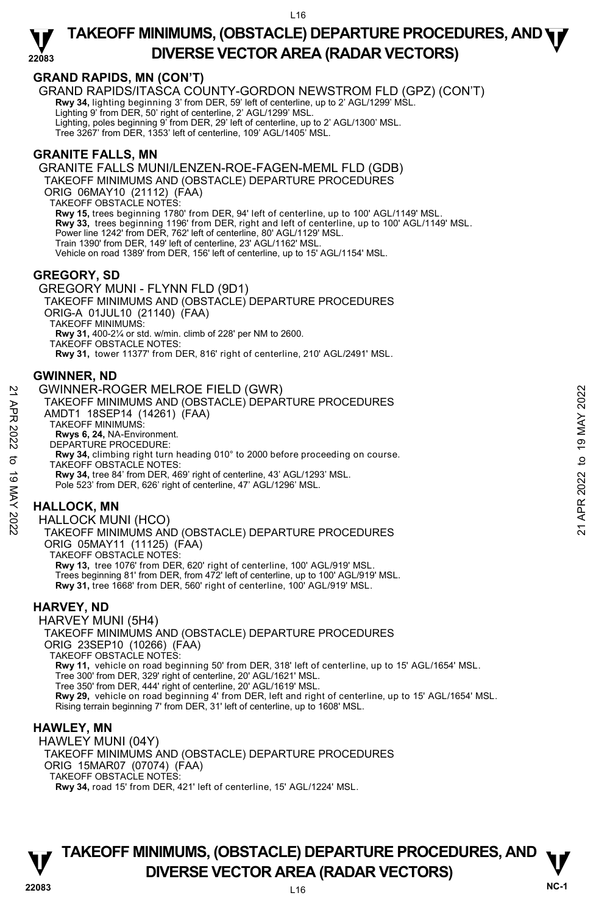## GRAND RAPIDS, MN (CON'T)

GRAND RAPIDS/ITASCA COUNTY-GORDON NEWSTROM FLD (GPZ) (CON'T)

**Rwy 34,** lighting beginning 3' from DER, 59' left of centerline, up to 2' AGL/1299' MSL.
Lighting 9' from DER, 50' right of centerline, 2' AGL/1299' MSL.
Lighting, poles beginning 9' from DER, 29' left of centerline, up to 2' AGL/1300' MSL.
Tree 3267' from DER, 1353' left of centerline, 109' AGL/1405' MSL.

## GRANITE FALLS, MN

GRANITE FALLS MUNI/LENZEN-ROE-FAGEN-MEML FLD (GDB)
TAKEOFF MINIMUMS AND (OBSTACLE) DEPARTURE PROCEDURES
ORIG 06MAY10 (21112) (FAA)
TAKEOFF OBSTACLE NOTES:
**Rwy 15,** trees beginning 1780' from DER, 94' left of centerline, up to 100' AGL/1149' MSL.
**Rwy 33,** trees beginning 1196' from DER, right and left of centerline, up to 100' AGL/1149' MSL.
Power line 1242' from DER, 762' left of centerline, 80' AGL/1129' MSL.
Train 1390' from DER, 149' left of centerline, 23' AGL/1162' MSL.
Vehicle on road 1389' from DER, 156' left of centerline, up to 15' AGL/1154' MSL.

## GREGORY, SD

GREGORY MUNI - FLYNN FLD (9D1)
TAKEOFF MINIMUMS AND (OBSTACLE) DEPARTURE PROCEDURES
ORIG-A 01JUL10 (21140) (FAA)
TAKEOFF MINIMUMS:
**Rwy 31,** 400-2¼ or std. w/min. climb of 228' per NM to 2600.
TAKEOFF OBSTACLE NOTES:
**Rwy 31,** tower 11377' from DER, 816' right of centerline, 210' AGL/2491' MSL.

## GWINNER, ND

GWINNER-ROGER MELROE FIELD (GWR)
TAKEOFF MINIMUMS AND (OBSTACLE) DEPARTURE PROCEDURES
AMDT1 18SEP14 (14261) (FAA)
TAKEOFF MINIMUMS:
**Rwys 6, 24,** NA-Environment.
DEPARTURE PROCEDURE:
**Rwy 34,** climbing right turn heading 010° to 2000 before proceeding on course.
TAKEOFF OBSTACLE NOTES:
**Rwy 34,** tree 84' from DER, 469' right of centerline, 43' AGL/1293' MSL.
Pole 523' from DER, 626' right of centerline, 47' AGL/1296' MSL.

## HALLOCK, MN

HALLOCK MUNI (HCO)
TAKEOFF MINIMUMS AND (OBSTACLE) DEPARTURE PROCEDURES
ORIG 05MAY11 (11125) (FAA)
TAKEOFF OBSTACLE NOTES:
**Rwy 13,** tree 1076' from DER, 620' right of centerline, 100' AGL/919' MSL.
Trees beginning 81' from DER, from 472' left of centerline, up to 100' AGL/919' MSL.
**Rwy 31,** tree 1668' from DER, 560' right of centerline, 100' AGL/919' MSL.

## HARVEY, ND

HARVEY MUNI (5H4)
TAKEOFF MINIMUMS AND (OBSTACLE) DEPARTURE PROCEDURES
ORIG 23SEP10 (10266) (FAA)
TAKEOFF OBSTACLE NOTES:
**Rwy 11,** vehicle on road beginning 50' from DER, 318' left of centerline, up to 15' AGL/1654' MSL.
Tree 300' from DER, 329' right of centerline, 20' AGL/1621' MSL.
Tree 350' from DER, 444' right of centerline, 20' AGL/1619' MSL.
**Rwy 29,** vehicle on road beginning 4' from DER, left and right of centerline, up to 15' AGL/1654' MSL.
Rising terrain beginning 7' from DER, 31' left of centerline, up to 1608' MSL.

## HAWLEY, MN

HAWLEY MUNI (04Y)
TAKEOFF MINIMUMS AND (OBSTACLE) DEPARTURE PROCEDURES
ORIG 15MAR07 (07074) (FAA)
TAKEOFF OBSTACLE NOTES:
**Rwy 34,** road 15' from DER, 421' left of centerline, 15' AGL/1224' MSL.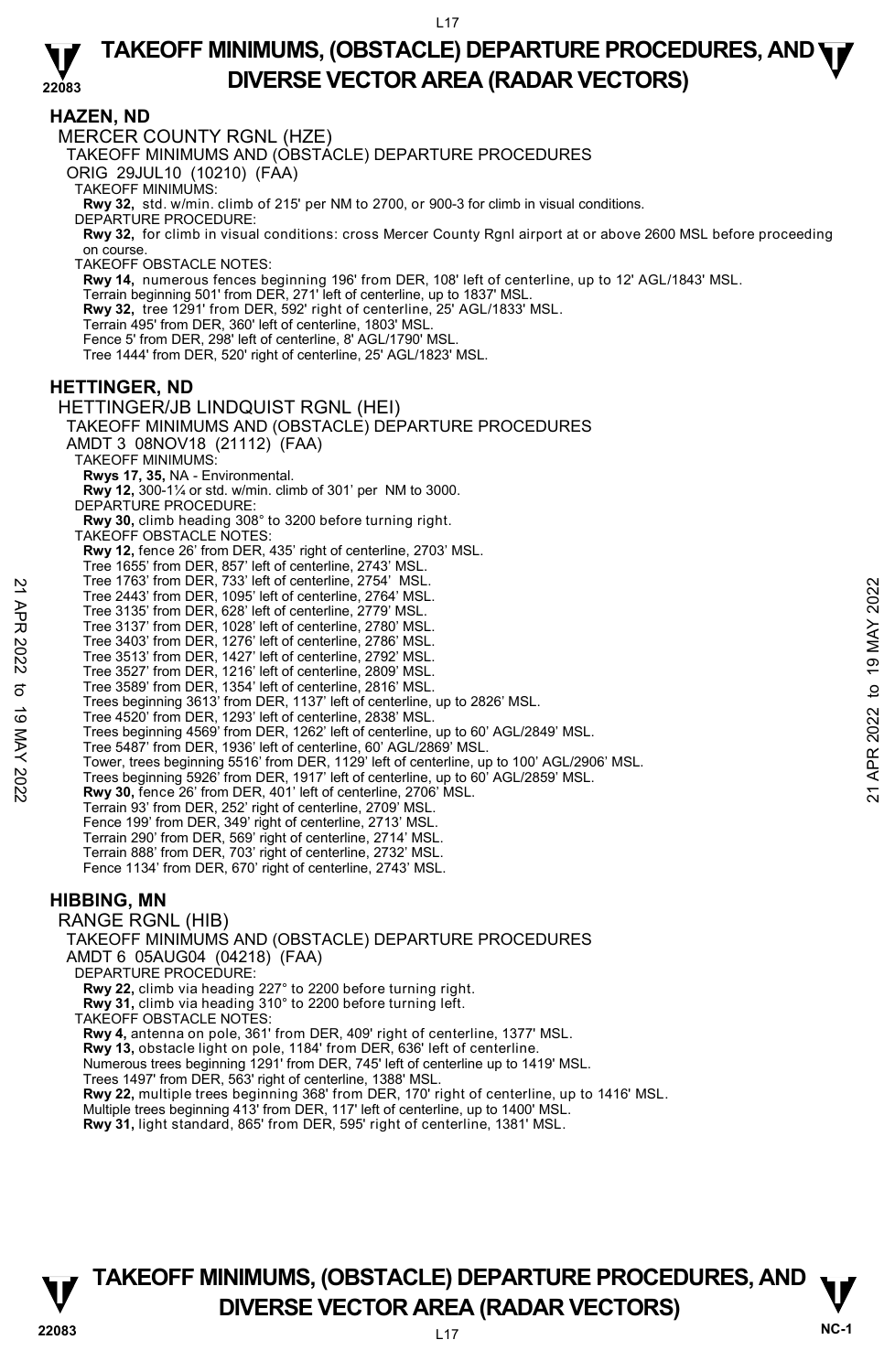## HAZEN, ND

MERCER COUNTY RGNL (HZE)

TAKEOFF MINIMUMS AND (OBSTACLE) DEPARTURE PROCEDURES

ORIG 29JUL10 (10210) (FAA)

TAKEOFF MINIMUMS:

**Rwy 32,** std. w/min. climb of 215' per NM to 2700, or 900-3 for climb in visual conditions.

DEPARTURE PROCEDURE:

**Rwy 32,** for climb in visual conditions: cross Mercer County Rgnl airport at or above 2600 MSL before proceeding on course.

TAKEOFF OBSTACLE NOTES:

**Rwy 14,** numerous fences beginning 196' from DER, 108' left of centerline, up to 12' AGL/1843' MSL.
Terrain beginning 501' from DER, 271' left of centerline, up to 1837' MSL.
**Rwy 32,** tree 1291' from DER, 592' right of centerline, 25' AGL/1833' MSL.
Terrain 495' from DER, 360' left of centerline, 1803' MSL.
Fence 5' from DER, 298' left of centerline, 8' AGL/1790' MSL.
Tree 1444' from DER, 520' right of centerline, 25' AGL/1823' MSL.

## HETTINGER, ND

HETTINGER/JB LINDQUIST RGNL (HEI)

TAKEOFF MINIMUMS AND (OBSTACLE) DEPARTURE PROCEDURES

AMDT 3 08NOV18 (21112) (FAA)

TAKEOFF MINIMUMS:

**Rwys 17, 35,** NA - Environmental.
**Rwy 12,** 300-1¼ or std. w/min. climb of 301' per NM to 3000.

DEPARTURE PROCEDURE:

**Rwy 30,** climb heading 308° to 3200 before turning right.

TAKEOFF OBSTACLE NOTES:

**Rwy 12,** fence 26' from DER, 435' right of centerline, 2703' MSL.
Tree 1655' from DER, 857' left of centerline, 2743' MSL.
Tree 1763' from DER, 733' left of centerline, 2754' MSL.
Tree 2443' from DER, 1095' left of centerline, 2764' MSL.
Tree 3135' from DER, 628' left of centerline, 2779' MSL.
Tree 3137' from DER, 1028' left of centerline, 2780' MSL.
Tree 3403' from DER, 1276' left of centerline, 2786' MSL.
Tree 3513' from DER, 1427' left of centerline, 2792' MSL.
Tree 3527' from DER, 1216' left of centerline, 2809' MSL.
Tree 3589' from DER, 1354' left of centerline, 2816' MSL.
Trees beginning 3613' from DER, 1137' left of centerline, up to 2826' MSL.
Tree 4520' from DER, 1293' left of centerline, 2838' MSL.
Trees beginning 4569' from DER, 1262' left of centerline, up to 60' AGL/2849' MSL.
Tree 5487' from DER, 1936' left of centerline, 60' AGL/2869' MSL.
Tower, trees beginning 5516' from DER, 1129' left of centerline, up to 100' AGL/2906' MSL.
Trees beginning 5926' from DER, 1917' left of centerline, up to 60' AGL/2859' MSL.
**Rwy 30,** fence 26' from DER, 401' left of centerline, 2706' MSL.
Terrain 93' from DER, 252' right of centerline, 2709' MSL.
Fence 199' from DER, 349' right of centerline, 2713' MSL.
Terrain 290' from DER, 569' right of centerline, 2714' MSL.
Terrain 888' from DER, 703' right of centerline, 2732' MSL.
Fence 1134' from DER, 670' right of centerline, 2743' MSL.

## HIBBING, MN

RANGE RGNL (HIB)

TAKEOFF MINIMUMS AND (OBSTACLE) DEPARTURE PROCEDURES

AMDT 6 05AUG04 (04218) (FAA)

DEPARTURE PROCEDURE:

**Rwy 22,** climb via heading 227° to 2200 before turning right.
**Rwy 31,** climb via heading 310° to 2200 before turning left.

TAKEOFF OBSTACLE NOTES:

**Rwy 4,** antenna on pole, 361' from DER, 409' right of centerline, 1377' MSL.
**Rwy 13,** obstacle light on pole, 1184' from DER, 636' left of centerline.
Numerous trees beginning 1291' from DER, 745' left of centerline up to 1419' MSL.
Trees 1497' from DER, 563' right of centerline, 1388' MSL.
**Rwy 22,** multiple trees beginning 368' from DER, 170' right of centerline, up to 1416' MSL.
Multiple trees beginning 413' from DER, 117' left of centerline, up to 1400' MSL.
**Rwy 31,** light standard, 865' from DER, 595' right of centerline, 1381' MSL.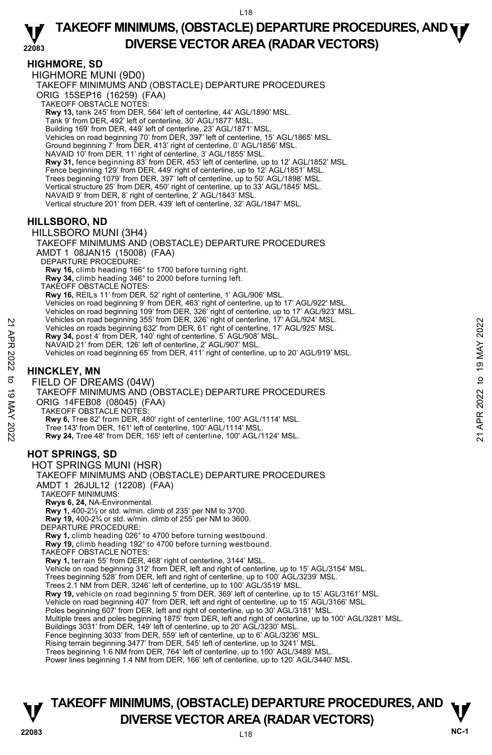## HIGHMORE, SD

HIGHMORE MUNI (9D0)

TAKEOFF MINIMUMS AND (OBSTACLE) DEPARTURE PROCEDURES

ORIG 15SEP16 (16259) (FAA)

TAKEOFF OBSTACLE NOTES:

**Rwy 13,** tank 245' from DER, 564' left of centerline, 44' AGL/1890' MSL.
Tank 9' from DER, 492' left of centerline, 30' AGL/1877' MSL.
Building 169' from DER, 449' left of centerline, 23' AGL/1871' MSL.
Vehicles on road beginning 70' from DER, 397' left of centerline, 15' AGL/1865' MSL.
Ground beginning 7' from DER, 413' right of centerline, 0' AGL/1856' MSL.
NAVAID 10' from DER, 11' right of centerline, 3' AGL/1855' MSL.
**Rwy 31,** fence beginning 83' from DER, 453' left of centerline, up to 12' AGL/1852' MSL.
Fence beginning 129' from DER, 449' right of centerline, up to 12' AGL/1851' MSL.
Trees beginning 1079' from DER, 397' left of centerline, up to 50' AGL/1898' MSL.
Vertical structure 25' from DER, 450' right of centerline, up to 33' AGL/1845' MSL.
NAVAID 9' from DER, 8' right of centerline, 2' AGL/1843' MSL.
Vertical structure 201' from DER, 439' left of centerline, 32' AGL/1847' MSL.

## HILLSBORO, ND

HILLSBORO MUNI (3H4)

TAKEOFF MINIMUMS AND (OBSTACLE) DEPARTURE PROCEDURES

AMDT 1 08JAN15 (15008) (FAA)

DEPARTURE PROCEDURE:

**Rwy 16,** climb heading 166° to 1700 before turning right.
**Rwy 34,** climb heading 346° to 2000 before turning left.

TAKEOFF OBSTACLE NOTES:

**Rwy 16,** REILs 11' from DER, 52' right of centerline, 1' AGL/906' MSL.
Vehicles on road beginning 9' from DER, 463' right of centerline, up to 17' AGL/922' MSL.
Vehicles on road beginning 109' from DER, 326' right of centerline, up to 17' AGL/923' MSL.
Vehicles on road beginning 355' from DER, 326' right of centerline, 17' AGL/924' MSL.
Vehicles on roads beginning 632' from DER, 61' right of centerline, 17' AGL/925' MSL.
**Rwy 34,** post 4' from DER, 140' right of centerline, 5' AGL/908' MSL.
NAVAID 21' from DER, 126' left of centerline, 2' AGL/907' MSL.
Vehicles on road beginning 65' from DER, 411' right of centerline, up to 20' AGL/919' MSL.

## HINCKLEY, MN

FIELD OF DREAMS (04W)

TAKEOFF MINIMUMS AND (OBSTACLE) DEPARTURE PROCEDURES

ORIG 14FEB08 (08045) (FAA)

TAKEOFF OBSTACLE NOTES:

**Rwy 6,** Tree 82' from DER, 480' right of centerline, 100' AGL/1114' MSL.
Tree 143' from DER, 161' left of centerline, 100' AGL/1114' MSL.
**Rwy 24,** Tree 48' from DER, 165' left of centerline, 100' AGL/1124' MSL.

## HOT SPRINGS, SD

HOT SPRINGS MUNI (HSR)

TAKEOFF MINIMUMS AND (OBSTACLE) DEPARTURE PROCEDURES

AMDT 1 26JUL12 (12208) (FAA)

TAKEOFF MINIMUMS:

**Rwys 6, 24,** NA-Environmental.
**Rwy 1,** 400-2½ or std. w/min. climb of 235' per NM to 3700.
**Rwy 19,** 400-2¾ or std. w/min. climb of 255' per NM to 3600.

DEPARTURE PROCEDURE:

**Rwy 1,** climb heading 026° to 4700 before turning westbound.
**Rwy 19,** climb heading 192° to 4700 before turning westbound.

TAKEOFF OBSTACLE NOTES:

**Rwy 1,** terrain 55' from DER, 468' right of centerline, 3144' MSL.
Vehicle on road beginning 312' from DER, left and right of centerline, up to 15' AGL/3154' MSL.
Trees beginning 528' from DER, left and right of centerline, up to 100' AGL/3239' MSL.
Trees 2.1 NM from DER, 3246' left of centerline, up to 100' AGL/3519' MSL.
**Rwy 19,** vehicle on road beginning 5' from DER, 369' left of centerline, up to 15' AGL/3161' MSL.
Vehicle on road beginning 407' from DER, left and right of centerline, up to 15' AGL/3166' MSL.
Poles beginning 607' from DER, left and right of centerline, up to 30' AGL/3181' MSL.
Multiple trees and poles beginning 1875' from DER, left and right of centerline, up to 100' AGL/3281' MSL.
Buildings 3031' from DER, 149' left of centerline, up to 20' AGL/3230' MSL.
Fence beginning 3033' from DER, 559' left of centerline, up to 6' AGL/3236' MSL.
Rising terrain beginning 3477' from DER, 545' left of centerline, up to 3241' MSL.
Trees beginning 1.6 NM from DER, 764' left of centerline, up to 100' AGL/3489' MSL.
Power lines beginning 1.4 NM from DER, 166' left of centerline, up to 120' AGL/3440' MSL.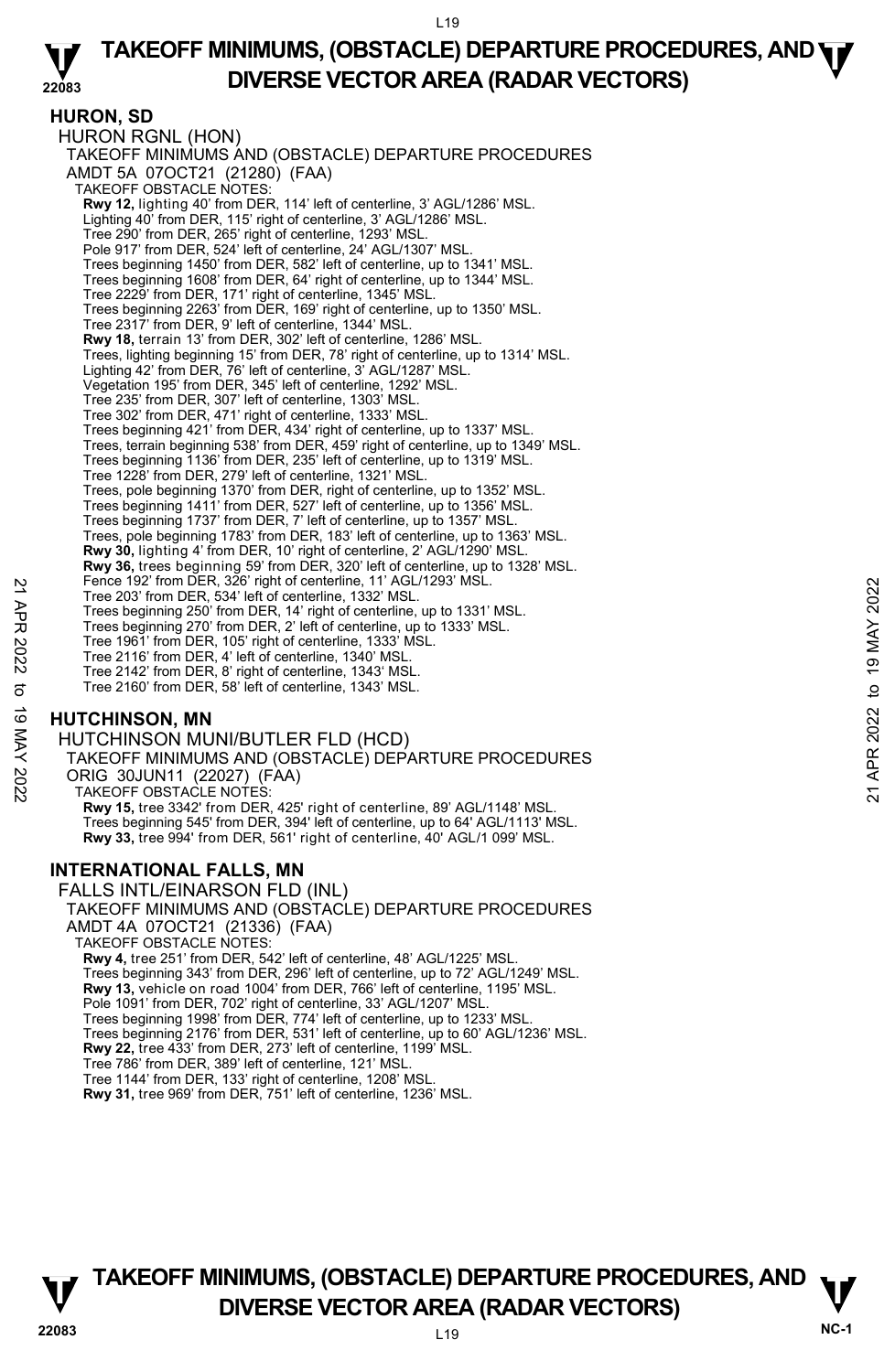## HURON, SD

HURON RGNL (HON)

TAKEOFF MINIMUMS AND (OBSTACLE) DEPARTURE PROCEDURES

AMDT 5A 07OCT21 (21280) (FAA)

TAKEOFF OBSTACLE NOTES:

**Rwy 12,** lighting 40' from DER, 114' left of centerline, 3' AGL/1286' MSL.
Lighting 40' from DER, 115' right of centerline, 3' AGL/1286' MSL.
Tree 290' from DER, 265' right of centerline, 1293' MSL.
Pole 917' from DER, 524' left of centerline, 24' AGL/1307' MSL.
Trees beginning 1450' from DER, 582' left of centerline, up to 1341' MSL.
Trees beginning 1608' from DER, 64' right of centerline, up to 1344' MSL.
Tree 2229' from DER, 171' right of centerline, 1345' MSL.
Trees beginning 2263' from DER, 169' right of centerline, up to 1350' MSL.
Tree 2317' from DER, 9' left of centerline, 1344' MSL.
**Rwy 18,** terrain 13' from DER, 302' left of centerline, 1286' MSL.
Trees, lighting beginning 15' from DER, 78' right of centerline, up to 1314' MSL.
Lighting 42' from DER, 76' left of centerline, 3' AGL/1287' MSL.
Vegetation 195' from DER, 345' left of centerline, 1292' MSL.
Tree 235' from DER, 307' left of centerline, 1303' MSL.
Tree 302' from DER, 471' right of centerline, 1333' MSL.
Trees beginning 421' from DER, 434' right of centerline, up to 1337' MSL.
Trees, terrain beginning 538' from DER, 459' right of centerline, up to 1349' MSL.
Trees beginning 1136' from DER, 235' left of centerline, up to 1319' MSL.
Tree 1228' from DER, 279' left of centerline, 1321' MSL.
Trees, pole beginning 1370' from DER, right of centerline, up to 1352' MSL.
Trees beginning 1411' from DER, 527' left of centerline, up to 1356' MSL.
Trees beginning 1737' from DER, 7' left of centerline, up to 1357' MSL.
Trees, pole beginning 1783' from DER, 183' left of centerline, up to 1363' MSL.
**Rwy 30,** lighting 4' from DER, 10' right of centerline, 2' AGL/1290' MSL.
**Rwy 36,** trees beginning 59' from DER, 320' left of centerline, up to 1328' MSL.
Fence 192' from DER, 326' right of centerline, 11' AGL/1293' MSL.
Tree 203' from DER, 534' left of centerline, 1332' MSL.
Trees beginning 250' from DER, 14' right of centerline, up to 1331' MSL.
Trees beginning 270' from DER, 2' left of centerline, up to 1333' MSL.
Tree 1961' from DER, 105' right of centerline, 1333' MSL.
Tree 2116' from DER, 4' left of centerline, 1340' MSL.
Tree 2142' from DER, 8' right of centerline, 1343' MSL.
Tree 2160' from DER, 58' left of centerline, 1343' MSL.

## HUTCHINSON, MN

HUTCHINSON MUNI/BUTLER FLD (HCD)

TAKEOFF MINIMUMS AND (OBSTACLE) DEPARTURE PROCEDURES

ORIG 30JUN11 (22027) (FAA)

TAKEOFF OBSTACLE NOTES:

**Rwy 15,** tree 3342' from DER, 425' right of centerline, 89' AGL/1148' MSL.
Trees beginning 545' from DER, 394' left of centerline, up to 64' AGL/1113' MSL.
**Rwy 33,** tree 994' from DER, 561' right of centerline, 40' AGL/1 099' MSL.

## INTERNATIONAL FALLS, MN

FALLS INTL/EINARSON FLD (INL)

TAKEOFF MINIMUMS AND (OBSTACLE) DEPARTURE PROCEDURES

AMDT 4A 07OCT21 (21336) (FAA)

TAKEOFF OBSTACLE NOTES:

**Rwy 4,** tree 251' from DER, 542' left of centerline, 48' AGL/1225' MSL.
Trees beginning 343' from DER, 296' left of centerline, up to 72' AGL/1249' MSL.
**Rwy 13,** vehicle on road 1004' from DER, 766' left of centerline, 1195' MSL.
Pole 1091' from DER, 702' right of centerline, 33' AGL/1207' MSL.
Trees beginning 1998' from DER, 774' left of centerline, up to 1233' MSL.
Trees beginning 2176' from DER, 531' left of centerline, up to 60' AGL/1236' MSL.
**Rwy 22,** tree 433' from DER, 273' left of centerline, 1199' MSL.
Tree 786' from DER, 389' left of centerline, 121' MSL.
Tree 1144' from DER, 133' right of centerline, 1208' MSL.
**Rwy 31,** tree 969' from DER, 751' left of centerline, 1236' MSL.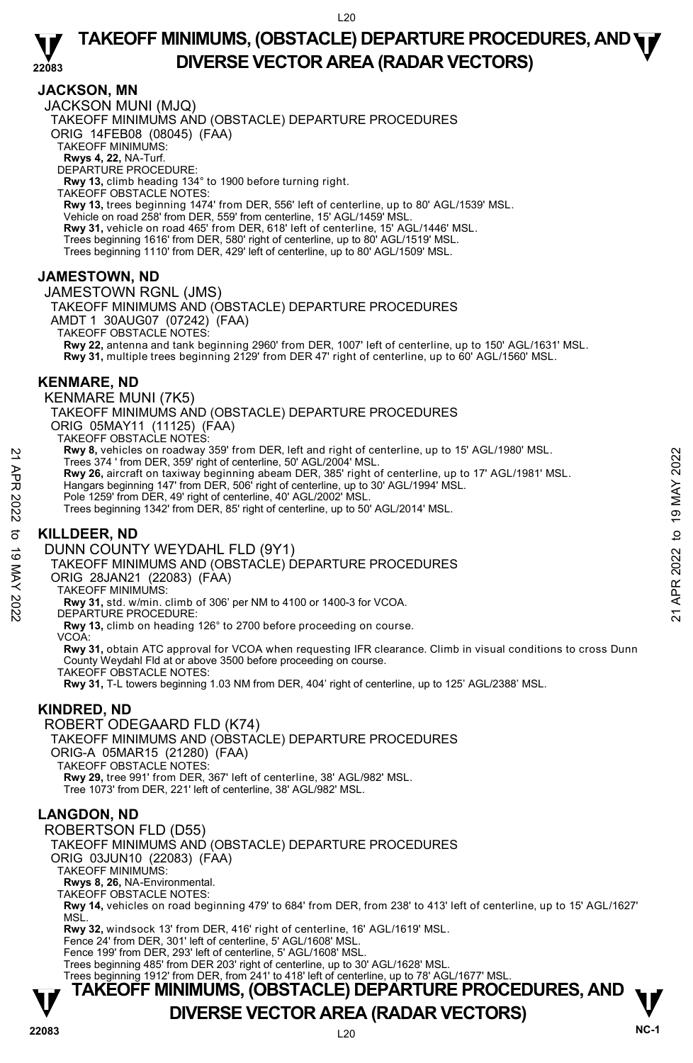## JACKSON, MN

JACKSON MUNI (MJQ)

TAKEOFF MINIMUMS AND (OBSTACLE) DEPARTURE PROCEDURES

ORIG 14FEB08 (08045) (FAA)

TAKEOFF MINIMUMS:

**Rwys 4, 22,** NA-Turf.

DEPARTURE PROCEDURE:

**Rwy 13,** climb heading 134° to 1900 before turning right.

TAKEOFF OBSTACLE NOTES:

**Rwy 13,** trees beginning 1474' from DER, 556' left of centerline, up to 80' AGL/1539' MSL.
Vehicle on road 258' from DER, 559' from centerline, 15' AGL/1459' MSL.

**Rwy 31,** vehicle on road 465' from DER, 618' left of centerline, 15' AGL/1446' MSL.
Trees beginning 1616' from DER, 580' right of centerline, up to 80' AGL/1519' MSL.
Trees beginning 1110' from DER, 429' left of centerline, up to 80' AGL/1509' MSL.

## JAMESTOWN, ND

JAMESTOWN RGNL (JMS)

TAKEOFF MINIMUMS AND (OBSTACLE) DEPARTURE PROCEDURES

AMDT 1 30AUG07 (07242) (FAA)

TAKEOFF OBSTACLE NOTES:

**Rwy 22,** antenna and tank beginning 2960' from DER, 1007' left of centerline, up to 150' AGL/1631' MSL.

**Rwy 31,** multiple trees beginning 2129' from DER 47' right of centerline, up to 60' AGL/1560' MSL.

## KENMARE, ND

KENMARE MUNI (7K5)

TAKEOFF MINIMUMS AND (OBSTACLE) DEPARTURE PROCEDURES

ORIG 05MAY11 (11125) (FAA)

TAKEOFF OBSTACLE NOTES:

**Rwy 8,** vehicles on roadway 359' from DER, left and right of centerline, up to 15' AGL/1980' MSL.
Trees 374 ' from DER, 359' right of centerline, 50' AGL/2004' MSL.

**Rwy 26,** aircraft on taxiway beginning abeam DER, 385' right of centerline, up to 17' AGL/1981' MSL.
Hangars beginning 147' from DER, 506' right of centerline, up to 30' AGL/1994' MSL.
Pole 1259' from DER, 49' right of centerline, 40' AGL/2002' MSL.
Trees beginning 1342' from DER, 85' right of centerline, up to 50' AGL/2014' MSL.

## KILLDEER, ND

DUNN COUNTY WEYDAHL FLD (9Y1)

TAKEOFF MINIMUMS AND (OBSTACLE) DEPARTURE PROCEDURES

ORIG 28JAN21 (22083) (FAA)

TAKEOFF MINIMUMS:

**Rwy 31,** std. w/min. climb of 306' per NM to 4100 or 1400-3 for VCOA.

DEPARTURE PROCEDURE:

**Rwy 13,** climb on heading 126° to 2700 before proceeding on course.

VCOA:

**Rwy 31,** obtain ATC approval for VCOA when requesting IFR clearance. Climb in visual conditions to cross Dunn County Weydahl Fld at or above 3500 before proceeding on course.

TAKEOFF OBSTACLE NOTES:

**Rwy 31,** T-L towers beginning 1.03 NM from DER, 404' right of centerline, up to 125' AGL/2388' MSL.

## KINDRED, ND

ROBERT ODEGAARD FLD (K74)

TAKEOFF MINIMUMS AND (OBSTACLE) DEPARTURE PROCEDURES

ORIG-A 05MAR15 (21280) (FAA)

TAKEOFF OBSTACLE NOTES:

**Rwy 29,** tree 991' from DER, 367' left of centerline, 38' AGL/982' MSL.
Tree 1073' from DER, 221' left of centerline, 38' AGL/982' MSL.

## LANGDON, ND

ROBERTSON FLD (D55)

TAKEOFF MINIMUMS AND (OBSTACLE) DEPARTURE PROCEDURES

ORIG 03JUN10 (22083) (FAA)

TAKEOFF MINIMUMS:

**Rwys 8, 26,** NA-Environmental.

TAKEOFF OBSTACLE NOTES:

**Rwy 14,** vehicles on road beginning 479' to 684' from DER, from 238' to 413' left of centerline, up to 15' AGL/1627' MSL.

**Rwy 32,** windsock 13' from DER, 416' right of centerline, 16' AGL/1619' MSL.
Fence 24' from DER, 301' left of centerline, 5' AGL/1608' MSL.
Fence 199' from DER, 293' left of centerline, 5' AGL/1608' MSL.
Trees beginning 485' from DER 203' right of centerline, up to 30' AGL/1628' MSL.
Trees beginning 1912' from DER, from 241' to 418' left of centerline, up to 78' AGL/1677' MSL.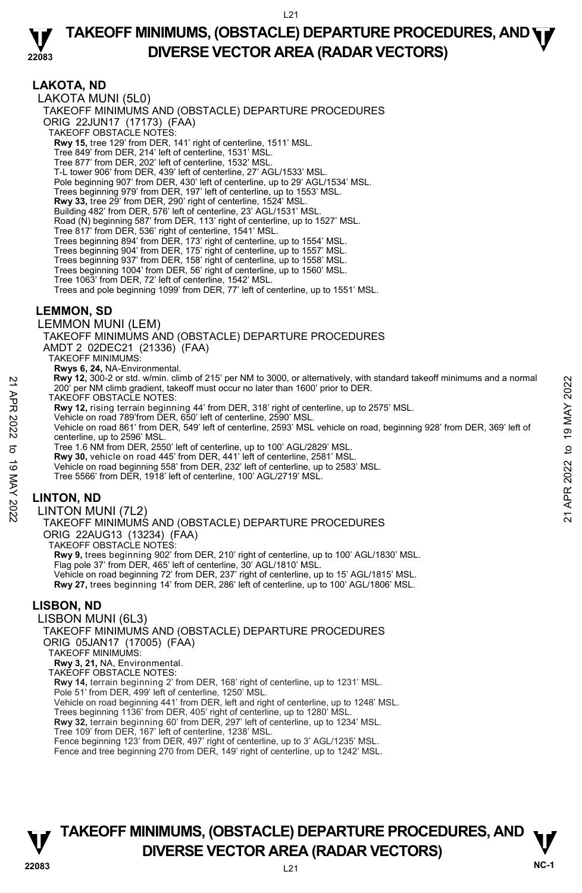## LAKOTA, ND

LAKOTA MUNI (5L0)

TAKEOFF MINIMUMS AND (OBSTACLE) DEPARTURE PROCEDURES

ORIG 22JUN17 (17173) (FAA)

TAKEOFF OBSTACLE NOTES:

**Rwy 15,** tree 129' from DER, 141' right of centerline, 1511' MSL.
Tree 849' from DER, 214' left of centerline, 1531' MSL.
Tree 877' from DER, 202' left of centerline, 1532' MSL.
T-L tower 906' from DER, 439' left of centerline, 27' AGL/1533' MSL.
Pole beginning 907' from DER, 430' left of centerline, up to 29' AGL/1534' MSL.
Trees beginning 979' from DER, 197' left of centerline, up to 1553' MSL.
**Rwy 33,** tree 29' from DER, 290' right of centerline, 1524' MSL.
Building 482' from DER, 576' left of centerline, 23' AGL/1531' MSL.
Road (N) beginning 587' from DER, 113' right of centerline, up to 1527' MSL.
Tree 817' from DER, 536' right of centerline, 1541' MSL.
Trees beginning 894' from DER, 173' right of centerline, up to 1554' MSL.
Trees beginning 904' from DER, 175' right of centerline, up to 1557' MSL.
Trees beginning 937' from DER, 158' right of centerline, up to 1558' MSL.
Trees beginning 1004' from DER, 56' right of centerline, up to 1560' MSL.
Tree 1063' from DER, 72' left of centerline, 1542' MSL.
Trees and pole beginning 1099' from DER, 77' left of centerline, up to 1551' MSL.

## LEMMON, SD

LEMMON MUNI (LEM)

TAKEOFF MINIMUMS AND (OBSTACLE) DEPARTURE PROCEDURES

AMDT 2 02DEC21 (21336) (FAA)

TAKEOFF MINIMUMS:

**Rwys 6, 24,** NA-Environmental.
**Rwy 12,** 300-2 or std. w/min. climb of 215' per NM to 3000, or alternatively, with standard takeoff minimums and a normal 200' per NM climb gradient, takeoff must occur no later than 1600' prior to DER.

TAKEOFF OBSTACLE NOTES:

**Rwy 12,** rising terrain beginning 44' from DER, 318' right of centerline, up to 2575' MSL.
Vehicle on road 789'from DER, 650' left of centerline, 2590' MSL.
Vehicle on road 861' from DER, 549' left of centerline, 2593' MSL vehicle on road, beginning 928' from DER, 369' left of centerline, up to 2596' MSL.
Tree 1.6 NM from DER, 2550' left of centerline, up to 100' AGL/2829' MSL.
**Rwy 30,** vehicle on road 445' from DER, 441' left of centerline, 2581' MSL.
Vehicle on road beginning 558' from DER, 232' left of centerline, up to 2583' MSL.
Tree 5566' from DER, 1918' left of centerline, 100' AGL/2719' MSL.

## LINTON, ND

LINTON MUNI (7L2)

TAKEOFF MINIMUMS AND (OBSTACLE) DEPARTURE PROCEDURES

ORIG 22AUG13 (13234) (FAA)

TAKEOFF OBSTACLE NOTES:

**Rwy 9,** trees beginning 902' from DER, 210' right of centerline, up to 100' AGL/1830' MSL.
Flag pole 37' from DER, 465' left of centerline, 30' AGL/1810' MSL.
Vehicle on road beginning 72' from DER, 237' right of centerline, up to 15' AGL/1815' MSL.
**Rwy 27,** trees beginning 14' from DER, 286' left of centerline, up to 100' AGL/1806' MSL.

## LISBON, ND

LISBON MUNI (6L3)

TAKEOFF MINIMUMS AND (OBSTACLE) DEPARTURE PROCEDURES

ORIG 05JAN17 (17005) (FAA)

TAKEOFF MINIMUMS:

**Rwy 3, 21,** NA, Environmental.

TAKEOFF OBSTACLE NOTES:

**Rwy 14,** terrain beginning 2' from DER, 168' right of centerline, up to 1231' MSL.
Pole 51' from DER, 499' left of centerline, 1250' MSL.
Vehicle on road beginning 441' from DER, left and right of centerline, up to 1248' MSL.
Trees beginning 1136' from DER, 405' right of centerline, up to 1280' MSL.
**Rwy 32,** terrain beginning 60' from DER, 297' left of centerline, up to 1234' MSL.
Tree 109' from DER, 167' left of centerline, 1238' MSL.
Fence beginning 123' from DER, 497' right of centerline, up to 3' AGL/1235' MSL.
Fence and tree beginning 270 from DER, 149' right of centerline, up to 1242' MSL.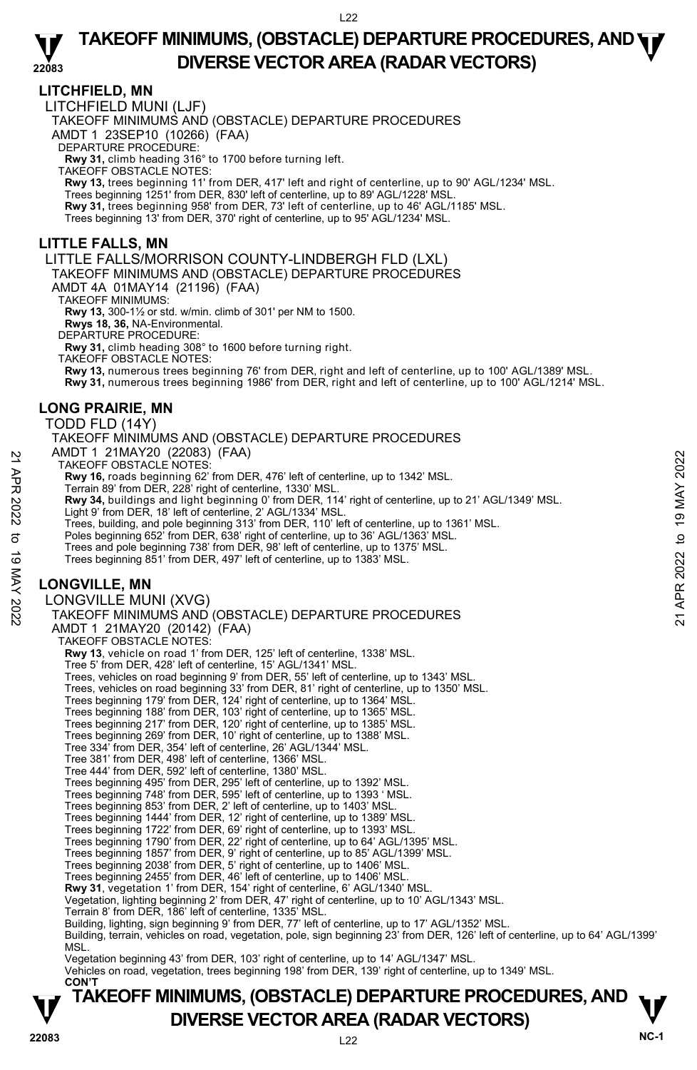## LITCHFIELD, MN

LITCHFIELD MUNI (LJF)

TAKEOFF MINIMUMS AND (OBSTACLE) DEPARTURE PROCEDURES

AMDT 1 23SEP10 (10266) (FAA)

DEPARTURE PROCEDURE:

**Rwy 31,** climb heading 316° to 1700 before turning left.

TAKEOFF OBSTACLE NOTES:

**Rwy 13,** trees beginning 11' from DER, 417' left and right of centerline, up to 90' AGL/1234' MSL.
Trees beginning 1251' from DER, 830' left of centerline, up to 89' AGL/1228' MSL.
**Rwy 31,** trees beginning 958' from DER, 73' left of centerline, up to 46' AGL/1185' MSL.
Trees beginning 13' from DER, 370' right of centerline, up to 95' AGL/1234' MSL.

## LITTLE FALLS, MN

LITTLE FALLS/MORRISON COUNTY-LINDBERGH FLD (LXL)

TAKEOFF MINIMUMS AND (OBSTACLE) DEPARTURE PROCEDURES

AMDT 4A 01MAY14 (21196) (FAA)

TAKEOFF MINIMUMS:

**Rwy 13,** 300-1½ or std. w/min. climb of 301' per NM to 1500.
**Rwys 18, 36,** NA-Environmental.

DEPARTURE PROCEDURE:

**Rwy 31,** climb heading 308° to 1600 before turning right.

TAKEOFF OBSTACLE NOTES:

**Rwy 13,** numerous trees beginning 76' from DER, right and left of centerline, up to 100' AGL/1389' MSL.
**Rwy 31,** numerous trees beginning 1986' from DER, right and left of centerline, up to 100' AGL/1214' MSL.

## LONG PRAIRIE, MN

TODD FLD (14Y)

TAKEOFF MINIMUMS AND (OBSTACLE) DEPARTURE PROCEDURES

AMDT 1 21MAY20 (22083) (FAA)

TAKEOFF OBSTACLE NOTES:

**Rwy 16,** roads beginning 62' from DER, 476' left of centerline, up to 1342' MSL.
Terrain 89' from DER, 228' right of centerline, 1330' MSL.
**Rwy 34,** buildings and light beginning 0' from DER, 114' right of centerline, up to 21' AGL/1349' MSL.
Light 9' from DER, 18' left of centerline, 2' AGL/1334' MSL.
Trees, building, and pole beginning 313' from DER, 110' left of centerline, up to 1361' MSL.
Poles beginning 652' from DER, 638' right of centerline, up to 36' AGL/1363' MSL.
Trees and pole beginning 738' from DER, 98' left of centerline, up to 1375' MSL.
Trees beginning 851' from DER, 497' left of centerline, up to 1383' MSL.

## LONGVILLE, MN

LONGVILLE MUNI (XVG)

TAKEOFF MINIMUMS AND (OBSTACLE) DEPARTURE PROCEDURES

AMDT 1 21MAY20 (20142) (FAA)

TAKEOFF OBSTACLE NOTES:

**Rwy 13**, vehicle on road 1' from DER, 125' left of centerline, 1338' MSL.
Tree 5' from DER, 428' left of centerline, 15' AGL/1341' MSL.
Trees, vehicles on road beginning 9' from DER, 55' left of centerline, up to 1343' MSL.
Trees, vehicles on road beginning 33' from DER, 81' right of centerline, up to 1350' MSL.
Trees beginning 179' from DER, 124' right of centerline, up to 1364' MSL.
Trees beginning 188' from DER, 103' right of centerline, up to 1365' MSL.
Trees beginning 217' from DER, 120' right of centerline, up to 1385' MSL.
Trees beginning 269' from DER, 10' right of centerline, up to 1388' MSL.
Tree 334' from DER, 354' left of centerline, 26' AGL/1344' MSL.
Tree 381' from DER, 498' left of centerline, 1366' MSL.
Tree 444' from DER, 592' left of centerline, 1380' MSL.
Trees beginning 495' from DER, 295' left of centerline, up to 1392' MSL.
Trees beginning 748' from DER, 595' left of centerline, up to 1393 ' MSL.
Trees beginning 853' from DER, 2' left of centerline, up to 1403' MSL.
Trees beginning 1444' from DER, 12' right of centerline, up to 1389' MSL.
Trees beginning 1722' from DER, 69' right of centerline, up to 1393' MSL.
Trees beginning 1790' from DER, 22' right of centerline, up to 64' AGL/1395' MSL.
Trees beginning 1857' from DER, 9' right of centerline, up to 85' AGL/1399' MSL.
Trees beginning 2038' from DER, 5' right of centerline, up to 1406' MSL.
Trees beginning 2455' from DER, 46' left of centerline, up to 1406' MSL.
**Rwy 31**, vegetation 1' from DER, 154' right of centerline, 6' AGL/1340' MSL.
Vegetation, lighting beginning 2' from DER, 47' right of centerline, up to 10' AGL/1343' MSL.
Terrain 8' from DER, 186' left of centerline, 1335' MSL.
Building, lighting, sign beginning 9' from DER, 77' left of centerline, up to 17' AGL/1352' MSL.
Building, terrain, vehicles on road, vegetation, pole, sign beginning 23' from DER, 126' left of centerline, up to 64' AGL/1399' MSL.
Vegetation beginning 43' from DER, 103' right of centerline, up to 14' AGL/1347' MSL.
Vehicles on road, vegetation, trees beginning 198' from DER, 139' right of centerline, up to 1349' MSL.

**CON'T**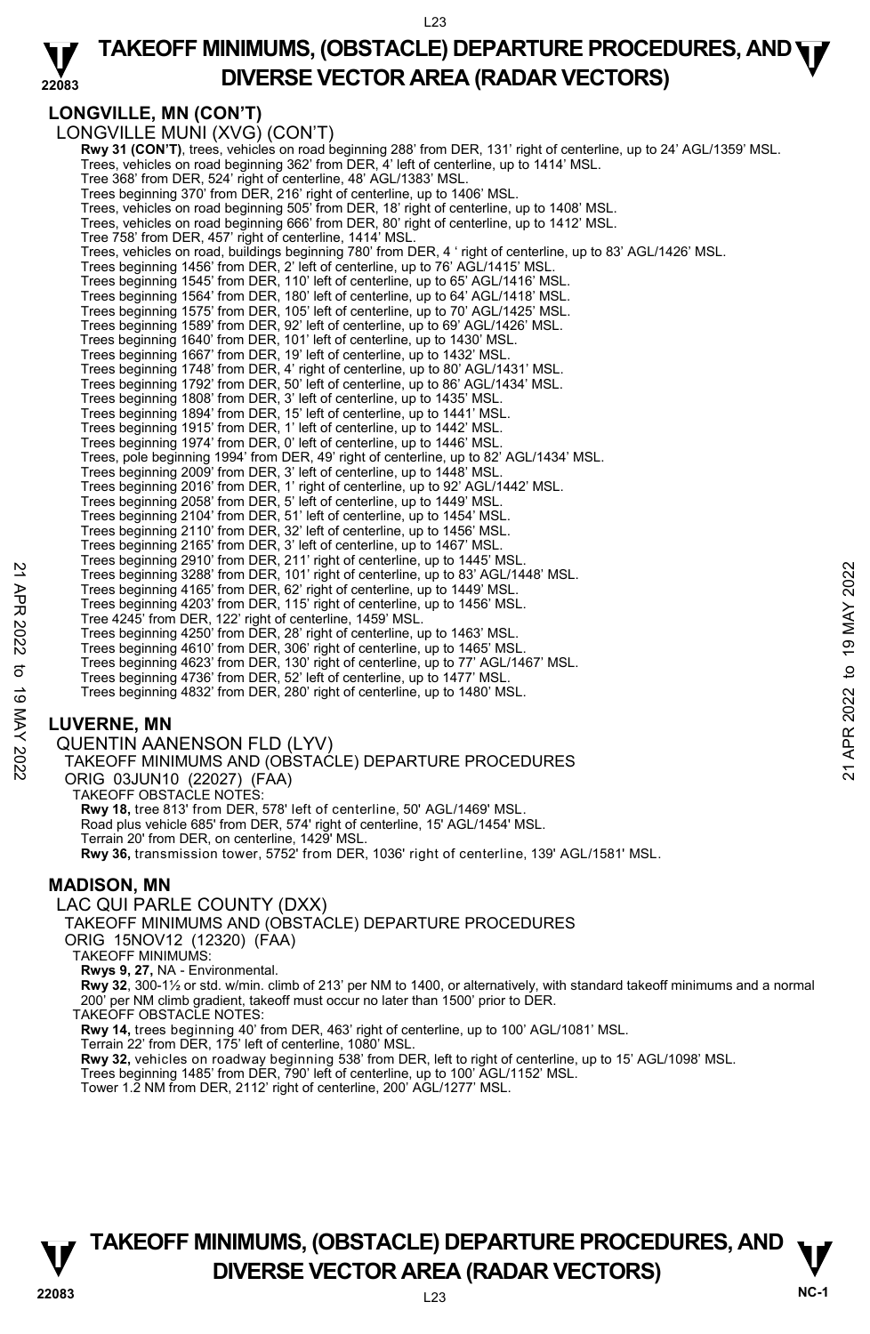## LONGVILLE, MN (CON'T)

LONGVILLE MUNI (XVG) (CON'T)

**Rwy 31 (CON'T)**, trees, vehicles on road beginning 288' from DER, 131' right of centerline, up to 24' AGL/1359' MSL.
Trees, vehicles on road beginning 362' from DER, 4' left of centerline, up to 1414' MSL.
Tree 368' from DER, 524' right of centerline, 48' AGL/1383' MSL.
Trees beginning 370' from DER, 216' right of centerline, up to 1406' MSL.
Trees, vehicles on road beginning 505' from DER, 18' right of centerline, up to 1408' MSL.
Trees, vehicles on road beginning 666' from DER, 80' right of centerline, up to 1412' MSL.
Tree 758' from DER, 457' right of centerline, 1414' MSL.
Trees, vehicles on road, buildings beginning 780' from DER, 4 ' right of centerline, up to 83' AGL/1426' MSL.
Trees beginning 1456' from DER, 2' left of centerline, up to 76' AGL/1415' MSL.
Trees beginning 1545' from DER, 110' left of centerline, up to 65' AGL/1416' MSL.
Trees beginning 1564' from DER, 180' left of centerline, up to 64' AGL/1418' MSL.
Trees beginning 1575' from DER, 105' left of centerline, up to 70' AGL/1425' MSL.
Trees beginning 1589' from DER, 92' left of centerline, up to 69' AGL/1426' MSL.
Trees beginning 1640' from DER, 101' left of centerline, up to 1430' MSL.
Trees beginning 1667' from DER, 19' left of centerline, up to 1432' MSL.
Trees beginning 1748' from DER, 4' right of centerline, up to 80' AGL/1431' MSL.
Trees beginning 1792' from DER, 50' left of centerline, up to 86' AGL/1434' MSL.
Trees beginning 1808' from DER, 3' left of centerline, up to 1435' MSL.
Trees beginning 1894' from DER, 15' left of centerline, up to 1441' MSL.
Trees beginning 1915' from DER, 1' left of centerline, up to 1442' MSL.
Trees beginning 1974' from DER, 0' left of centerline, up to 1446' MSL.
Trees, pole beginning 1994' from DER, 49' right of centerline, up to 82' AGL/1434' MSL.
Trees beginning 2009' from DER, 3' left of centerline, up to 1448' MSL.
Trees beginning 2016' from DER, 1' right of centerline, up to 92' AGL/1442' MSL.
Trees beginning 2058' from DER, 5' left of centerline, up to 1449' MSL.
Trees beginning 2104' from DER, 51' left of centerline, up to 1454' MSL.
Trees beginning 2110' from DER, 32' left of centerline, up to 1456' MSL.
Trees beginning 2165' from DER, 3' left of centerline, up to 1467' MSL.
Trees beginning 2910' from DER, 211' right of centerline, up to 1445' MSL.
Trees beginning 3288' from DER, 101' right of centerline, up to 83' AGL/1448' MSL.
Trees beginning 4165' from DER, 62' right of centerline, up to 1449' MSL.
Trees beginning 4203' from DER, 115' right of centerline, up to 1456' MSL.
Tree 4245' from DER, 122' right of centerline, 1459' MSL.
Trees beginning 4250' from DER, 28' right of centerline, up to 1463' MSL.
Trees beginning 4610' from DER, 306' right of centerline, up to 1465' MSL.
Trees beginning 4623' from DER, 130' right of centerline, up to 77' AGL/1467' MSL.
Trees beginning 4736' from DER, 52' left of centerline, up to 1477' MSL.
Trees beginning 4832' from DER, 280' right of centerline, up to 1480' MSL.

## LUVERNE, MN

QUENTIN AANENSON FLD (LYV)
TAKEOFF MINIMUMS AND (OBSTACLE) DEPARTURE PROCEDURES
ORIG 03JUN10 (22027) (FAA)
TAKEOFF OBSTACLE NOTES:
**Rwy 18,** tree 813' from DER, 578' left of centerline, 50' AGL/1469' MSL.
Road plus vehicle 685' from DER, 574' right of centerline, 15' AGL/1454' MSL.
Terrain 20' from DER, on centerline, 1429' MSL.
**Rwy 36,** transmission tower, 5752' from DER, 1036' right of centerline, 139' AGL/1581' MSL.

## MADISON, MN

LAC QUI PARLE COUNTY (DXX)
TAKEOFF MINIMUMS AND (OBSTACLE) DEPARTURE PROCEDURES
ORIG 15NOV12 (12320) (FAA)
TAKEOFF MINIMUMS:
**Rwys 9, 27,** NA - Environmental.
**Rwy 32**, 300-1½ or std. w/min. climb of 213' per NM to 1400, or alternatively, with standard takeoff minimums and a normal 200' per NM climb gradient, takeoff must occur no later than 1500' prior to DER.
TAKEOFF OBSTACLE NOTES:
**Rwy 14,** trees beginning 40' from DER, 463' right of centerline, up to 100' AGL/1081' MSL.
Terrain 22' from DER, 175' left of centerline, 1080' MSL.
**Rwy 32,** vehicles on roadway beginning 538' from DER, left to right of centerline, up to 15' AGL/1098' MSL.
Trees beginning 1485' from DER, 790' left of centerline, up to 100' AGL/1152' MSL.
Tower 1.2 NM from DER, 2112' right of centerline, 200' AGL/1277' MSL.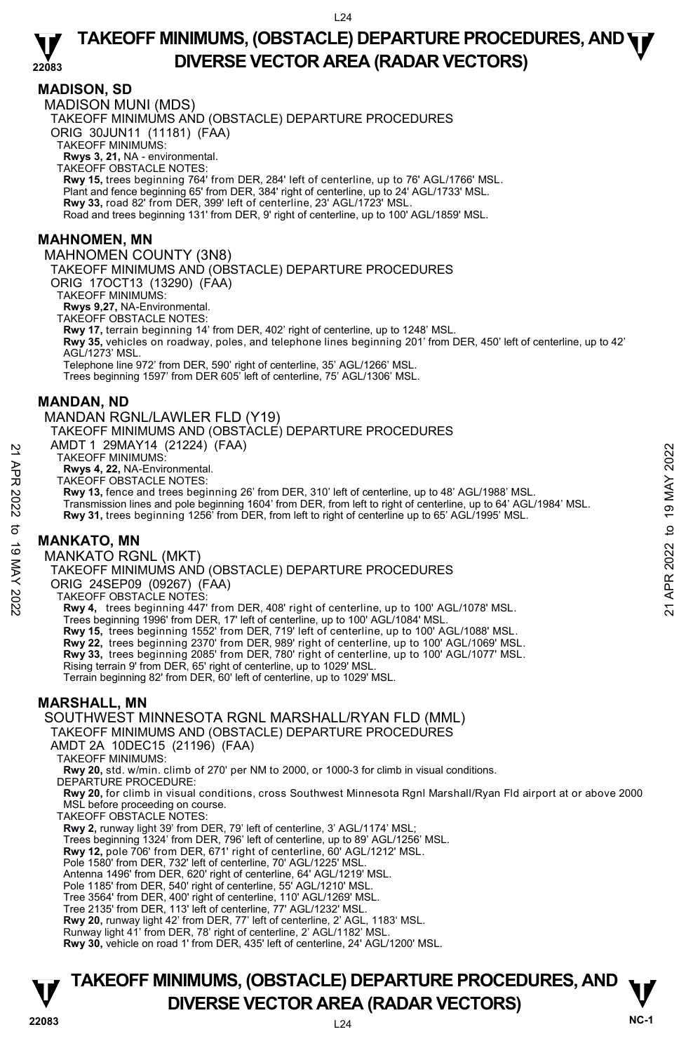## MADISON, SD

MADISON MUNI (MDS)
TAKEOFF MINIMUMS AND (OBSTACLE) DEPARTURE PROCEDURES
ORIG 30JUN11 (11181) (FAA)
TAKEOFF MINIMUMS:
**Rwys 3, 21,** NA - environmental.
TAKEOFF OBSTACLE NOTES:
**Rwy 15,** trees beginning 764' from DER, 284' left of centerline, up to 76' AGL/1766' MSL.
Plant and fence beginning 65' from DER, 384' right of centerline, up to 24' AGL/1733' MSL.
**Rwy 33,** road 82' from DER, 399' left of centerline, 23' AGL/1723' MSL.
Road and trees beginning 131' from DER, 9' right of centerline, up to 100' AGL/1859' MSL.

## MAHNOMEN, MN

MAHNOMEN COUNTY (3N8)
TAKEOFF MINIMUMS AND (OBSTACLE) DEPARTURE PROCEDURES
ORIG 17OCT13 (13290) (FAA)
TAKEOFF MINIMUMS:
**Rwys 9,27,** NA-Environmental.
TAKEOFF OBSTACLE NOTES:
**Rwy 17,** terrain beginning 14' from DER, 402' right of centerline, up to 1248' MSL.
**Rwy 35,** vehicles on roadway, poles, and telephone lines beginning 201' from DER, 450' left of centerline, up to 42' AGL/1273' MSL.
Telephone line 972' from DER, 590' right of centerline, 35' AGL/1266' MSL.
Trees beginning 1597' from DER 605' left of centerline, 75' AGL/1306' MSL.

## MANDAN, ND

MANDAN RGNL/LAWLER FLD (Y19)
TAKEOFF MINIMUMS AND (OBSTACLE) DEPARTURE PROCEDURES
AMDT 1 29MAY14 (21224) (FAA)
TAKEOFF MINIMUMS:
**Rwys 4, 22,** NA-Environmental.
TAKEOFF OBSTACLE NOTES:
**Rwy 13,** fence and trees beginning 26' from DER, 310' left of centerline, up to 48' AGL/1988' MSL.
Transmission lines and pole beginning 1604' from DER, from left to right of centerline, up to 64' AGL/1984' MSL.
**Rwy 31,** trees beginning 1256' from DER, from left to right of centerline up to 65' AGL/1995' MSL.

## MANKATO, MN

MANKATO RGNL (MKT)
TAKEOFF MINIMUMS AND (OBSTACLE) DEPARTURE PROCEDURES
ORIG 24SEP09 (09267) (FAA)
TAKEOFF OBSTACLE NOTES:
**Rwy 4,** trees beginning 447' from DER, 408' right of centerline, up to 100' AGL/1078' MSL.
Trees beginning 1996' from DER, 17' left of centerline, up to 100' AGL/1084' MSL.
**Rwy 15,** trees beginning 1552' from DER, 719' left of centerline, up to 100' AGL/1088' MSL.
**Rwy 22,** trees beginning 2370' from DER, 989' right of centerline, up to 100' AGL/1069' MSL.
**Rwy 33,** trees beginning 2085' from DER, 780' right of centerline, up to 100' AGL/1077' MSL.
Rising terrain 9' from DER, 65' right of centerline, up to 1029' MSL.
Terrain beginning 82' from DER, 60' left of centerline, up to 1029' MSL.

## MARSHALL, MN

SOUTHWEST MINNESOTA RGNL MARSHALL/RYAN FLD (MML)
TAKEOFF MINIMUMS AND (OBSTACLE) DEPARTURE PROCEDURES
AMDT 2A 10DEC15 (21196) (FAA)
TAKEOFF MINIMUMS:
**Rwy 20,** std. w/min. climb of 270' per NM to 2000, or 1000-3 for climb in visual conditions.
DEPARTURE PROCEDURE:
**Rwy 20,** for climb in visual conditions, cross Southwest Minnesota Rgnl Marshall/Ryan Fld airport at or above 2000 MSL before proceeding on course.
TAKEOFF OBSTACLE NOTES:
**Rwy 2,** runway light 39' from DER, 79' left of centerline, 3' AGL/1174' MSL;
Trees beginning 1324' from DER, 796' left of centerline, up to 89' AGL/1256' MSL.
**Rwy 12,** pole 706' from DER, 671' right of centerline, 60' AGL/1212' MSL.
Pole 1580' from DER, 732' left of centerline, 70' AGL/1225' MSL.
Antenna 1496' from DER, 620' right of centerline, 64' AGL/1219' MSL.
Pole 1185' from DER, 540' right of centerline, 55' AGL/1210' MSL.
Tree 3564' from DER, 400' right of centerline, 110' AGL/1269' MSL.
Tree 2135' from DER, 113' left of centerline, 77' AGL/1232' MSL.
**Rwy 20,** runway light 42' from DER, 77' left of centerline, 2' AGL, 1183' MSL.
Runway light 41' from DER, 78' right of centerline, 2' AGL/1182' MSL.
**Rwy 30,** vehicle on road 1' from DER, 435' left of centerline, 24' AGL/1200' MSL.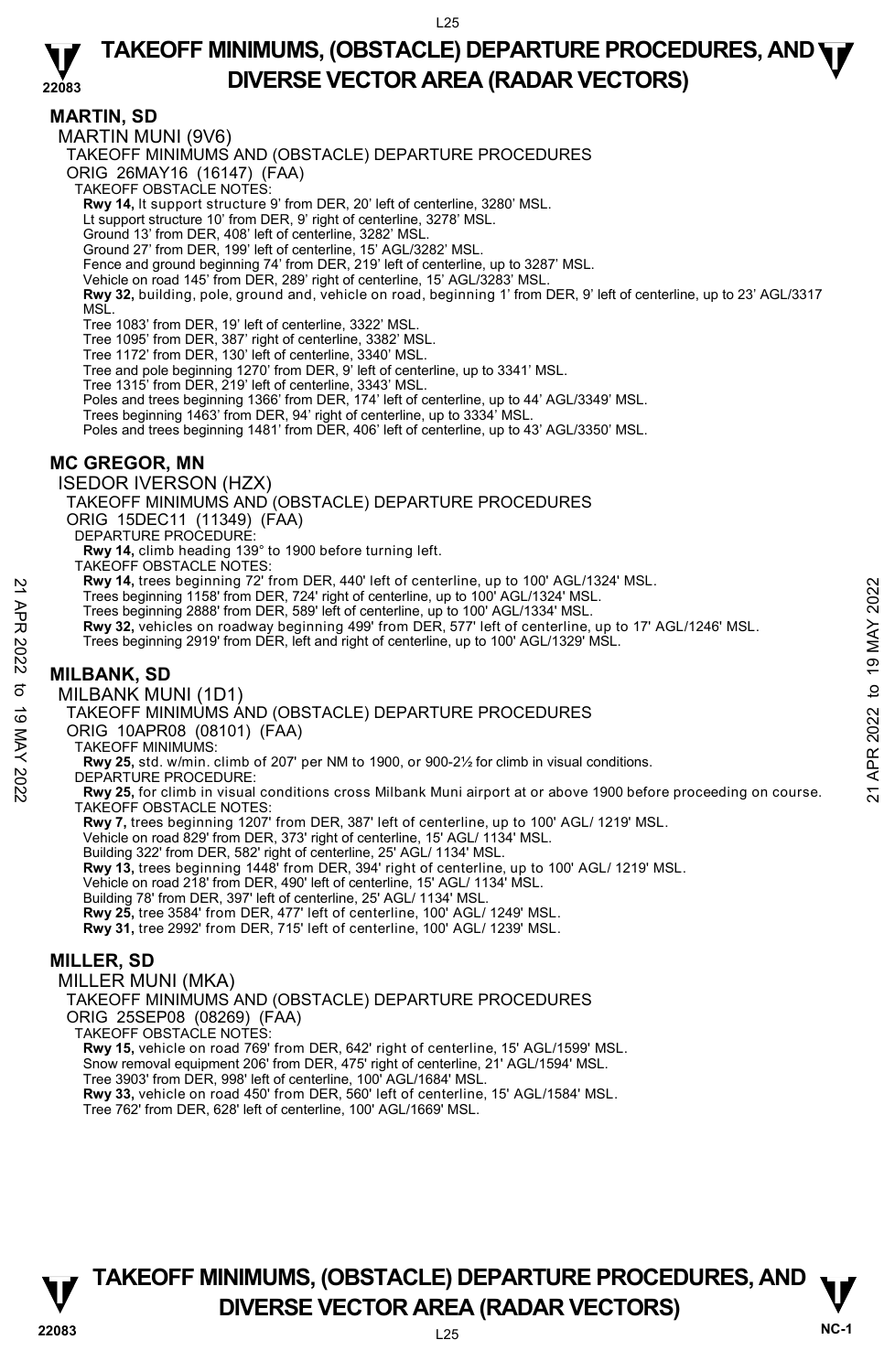## MARTIN, SD

MARTIN MUNI (9V6)

TAKEOFF MINIMUMS AND (OBSTACLE) DEPARTURE PROCEDURES

ORIG 26MAY16 (16147) (FAA)

TAKEOFF OBSTACLE NOTES:

**Rwy 14,** lt support structure 9' from DER, 20' left of centerline, 3280' MSL.
Lt support structure 10' from DER, 9' right of centerline, 3278' MSL.
Ground 13' from DER, 408' left of centerline, 3282' MSL.
Ground 27' from DER, 199' left of centerline, 15' AGL/3282' MSL.
Fence and ground beginning 74' from DER, 219' left of centerline, up to 3287' MSL.
Vehicle on road 145' from DER, 289' right of centerline, 15' AGL/3283' MSL.
**Rwy 32,** building, pole, ground and, vehicle on road, beginning 1' from DER, 9' left of centerline, up to 23' AGL/3317 MSL.
Tree 1083' from DER, 19' left of centerline, 3322' MSL.
Tree 1095' from DER, 387' right of centerline, 3382' MSL.
Tree 1172' from DER, 130' left of centerline, 3340' MSL.
Tree and pole beginning 1270' from DER, 9' left of centerline, up to 3341' MSL.
Tree 1315' from DER, 219' left of centerline, 3343' MSL.
Poles and trees beginning 1366' from DER, 174' left of centerline, up to 44' AGL/3349' MSL.
Trees beginning 1463' from DER, 94' right of centerline, up to 3334' MSL.
Poles and trees beginning 1481' from DER, 406' left of centerline, up to 43' AGL/3350' MSL.

## MC GREGOR, MN

ISEDOR IVERSON (HZX)

TAKEOFF MINIMUMS AND (OBSTACLE) DEPARTURE PROCEDURES

ORIG 15DEC11 (11349) (FAA)

DEPARTURE PROCEDURE:

**Rwy 14,** climb heading 139° to 1900 before turning left.

TAKEOFF OBSTACLE NOTES:

**Rwy 14,** trees beginning 72' from DER, 440' left of centerline, up to 100' AGL/1324' MSL.
Trees beginning 1158' from DER, 724' right of centerline, up to 100' AGL/1324' MSL.
Trees beginning 2888' from DER, 589' left of centerline, up to 100' AGL/1334' MSL.
**Rwy 32,** vehicles on roadway beginning 499' from DER, 577' left of centerline, up to 17' AGL/1246' MSL.
Trees beginning 2919' from DER, left and right of centerline, up to 100' AGL/1329' MSL.

## MILBANK, SD

MILBANK MUNI (1D1)

TAKEOFF MINIMUMS AND (OBSTACLE) DEPARTURE PROCEDURES

ORIG 10APR08 (08101) (FAA)

TAKEOFF MINIMUMS:

**Rwy 25,** std. w/min. climb of 207' per NM to 1900, or 900-2½ for climb in visual conditions.

DEPARTURE PROCEDURE:

**Rwy 25,** for climb in visual conditions cross Milbank Muni airport at or above 1900 before proceeding on course.

TAKEOFF OBSTACLE NOTES:

**Rwy 7,** trees beginning 1207' from DER, 387' left of centerline, up to 100' AGL/ 1219' MSL.
Vehicle on road 829' from DER, 373' right of centerline, 15' AGL/ 1134' MSL.
Building 322' from DER, 582' right of centerline, 25' AGL/ 1134' MSL.
**Rwy 13,** trees beginning 1448' from DER, 394' right of centerline, up to 100' AGL/ 1219' MSL.
Vehicle on road 218' from DER, 490' left of centerline, 15' AGL/ 1134' MSL.
Building 78' from DER, 397' left of centerline, 25' AGL/ 1134' MSL.
**Rwy 25,** tree 3584' from DER, 477' left of centerline, 100' AGL/ 1249' MSL.
**Rwy 31,** tree 2992' from DER, 715' left of centerline, 100' AGL/ 1239' MSL.

## MILLER, SD

MILLER MUNI (MKA)

TAKEOFF MINIMUMS AND (OBSTACLE) DEPARTURE PROCEDURES

ORIG 25SEP08 (08269) (FAA)

TAKEOFF OBSTACLE NOTES:

**Rwy 15,** vehicle on road 769' from DER, 642' right of centerline, 15' AGL/1599' MSL.
Snow removal equipment 206' from DER, 475' right of centerline, 21' AGL/1594' MSL.
Tree 3903' from DER, 998' left of centerline, 100' AGL/1684' MSL.
**Rwy 33,** vehicle on road 450' from DER, 560' left of centerline, 15' AGL/1584' MSL.
Tree 762' from DER, 628' left of centerline, 100' AGL/1669' MSL.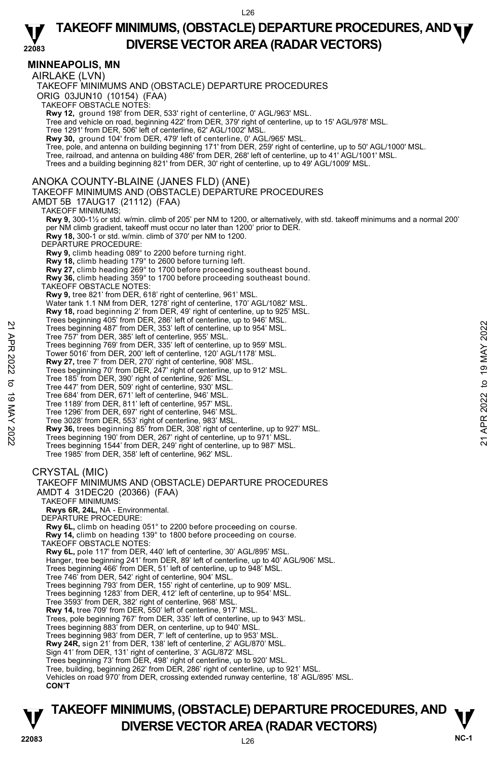# TAKEOFF MINIMUMS, (OBSTACLE) DEPARTURE PROCEDURES, AND DIVERSE VECTOR AREA (RADAR VECTORS)

## MINNEAPOLIS, MN

### AIRLAKE (LVN)

TAKEOFF MINIMUMS AND (OBSTACLE) DEPARTURE PROCEDURES

ORIG 03JUN10 (10154) (FAA)

TAKEOFF OBSTACLE NOTES:

**Rwy 12,** ground 198' from DER, 533' right of centerline, 0' AGL/963' MSL.
Tree and vehicle on road, beginning 422' from DER, 379' right of centerline, up to 15' AGL/978' MSL.
Tree 1291' from DER, 506' left of centerline, 62' AGL/1002' MSL.
**Rwy 30,** ground 104' from DER, 479' left of centerline, 0' AGL/965' MSL.
Tree, pole, and antenna on building beginning 171' from DER, 259' right of centerline, up to 50' AGL/1000' MSL.
Tree, railroad, and antenna on building 486' from DER, 268' left of centerline, up to 41' AGL/1001' MSL.
Trees and a building beginning 821' from DER, 30' right of centerline, up to 49' AGL/1009' MSL.

### ANOKA COUNTY-BLAINE (JANES FLD) (ANE)

TAKEOFF MINIMUMS AND (OBSTACLE) DEPARTURE PROCEDURES

AMDT 5B 17AUG17 (21112) (FAA)

TAKEOFF MINIMUMS;

**Rwy 9,** 300-1½ or std. w/min. climb of 205' per NM to 1200, or alternatively, with std. takeoff minimums and a normal 200' per NM climb gradient, takeoff must occur no later than 1200' prior to DER.
**Rwy 18,** 300-1 or std. w/min. climb of 370' per NM to 1200.

DEPARTURE PROCEDURE:

**Rwy 9,** climb heading 089° to 2200 before turning right.
**Rwy 18,** climb heading 179° to 2600 before turning left.
**Rwy 27,** climb heading 269° to 1700 before proceeding southeast bound.
**Rwy 36,** climb heading 359° to 1700 before proceeding southeast bound.

TAKEOFF OBSTACLE NOTES:

**Rwy 9,** tree 821' from DER, 618' right of centerline, 961' MSL.
Water tank 1.1 NM from DER, 1278' right of centerline, 170' AGL/1082' MSL.
**Rwy 18,** road beginning 2' from DER, 49' right of centerline, up to 925' MSL.
Trees beginning 405' from DER, 286' left of centerline, up to 946' MSL.
Trees beginning 487' from DER, 353' left of centerline, up to 954' MSL.
Tree 757' from DER, 385' left of centerline, 955' MSL.
Trees beginning 769' from DER, 335' left of centerline, up to 959' MSL.
Tower 5016' from DER, 200' left of centerline, 120' AGL/1178' MSL.
**Rwy 27,** tree 7' from DER, 270' right of centerline, 908' MSL.
Trees beginning 70' from DER, 247' right of centerline, up to 912' MSL.
Tree 185' from DER, 390' right of centerline, 926' MSL.
Tree 447' from DER, 509' right of centerline, 930' MSL.
Tree 684' from DER, 671' left of centerline, 946' MSL.
Tree 1189' from DER, 811' left of centerline, 957' MSL.
Tree 1296' from DER, 697' right of centerline, 946' MSL.
Tree 3028' from DER, 553' right of centerline, 983' MSL.
**Rwy 36,** trees beginning 85' from DER, 308' right of centerline, up to 927' MSL.
Trees beginning 190' from DER, 267' right of centerline, up to 971' MSL.
Trees beginning 1544' from DER, 249' right of centerline, up to 987' MSL.
Tree 1985' from DER, 358' left of centerline, 962' MSL.

### CRYSTAL (MIC)

TAKEOFF MINIMUMS AND (OBSTACLE) DEPARTURE PROCEDURES

AMDT 4 31DEC20 (20366) (FAA)

TAKEOFF MINIMUMS:

**Rwys 6R, 24L,** NA - Environmental.

DEPARTURE PROCEDURE:

**Rwy 6L,** climb on heading 051° to 2200 before proceeding on course.
**Rwy 14,** climb on heading 139° to 1800 before proceeding on course.

TAKEOFF OBSTACLE NOTES:

**Rwy 6L,** pole 117' from DER, 440' left of centerline, 30' AGL/895' MSL.
Hanger, tree beginning 241' from DER, 89' left of centerline, up to 40' AGL/906' MSL.
Trees beginning 466' from DER, 51' left of centerline, up to 948' MSL.
Tree 746' from DER, 542' right of centerline, 904' MSL.
Trees beginning 793' from DER, 155' right of centerline, up to 909' MSL.
Trees beginning 1283' from DER, 412' left of centerline, up to 954' MSL.
Tree 3593' from DER, 382' right of centerline, 968' MSL.
**Rwy 14,** tree 709' from DER, 550' left of centerline, 917' MSL.
Trees, pole beginning 767' from DER, 335' left of centerline, up to 943' MSL.
Trees beginning 883' from DER, on centerline, up to 940' MSL.
Trees beginning 983' from DER, 7' left of centerline, up to 953' MSL.
**Rwy 24R,** sign 21' from DER, 138' left of centerline, 2' AGL/870' MSL.
Sign 41' from DER, 131' right of centerline, 3' AGL/872' MSL.
Trees beginning 73' from DER, 498' right of centerline, up to 920' MSL.
Tree, building, beginning 262' from DER, 286' right of centerline, up to 921' MSL.
Vehicles on road 970' from DER, crossing extended runway centerline, 18' AGL/895' MSL.
**CON'T**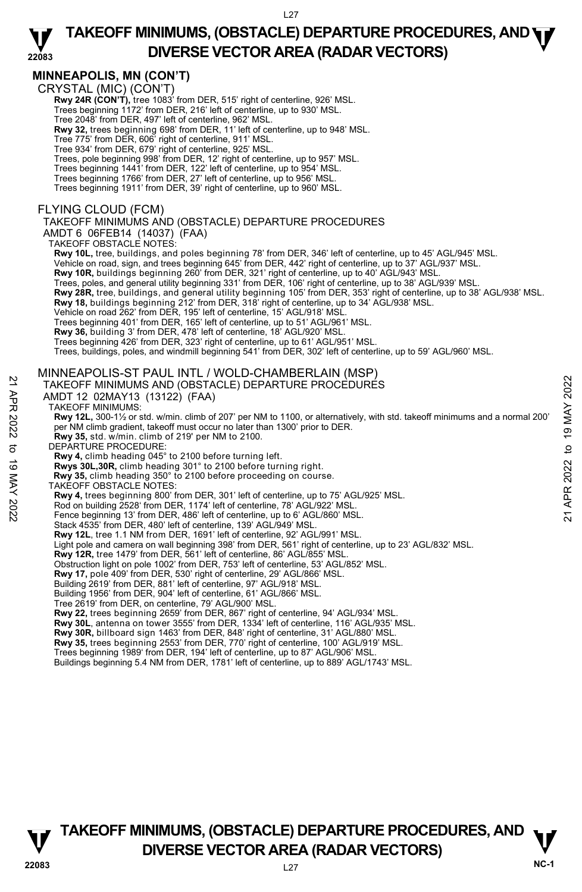## MINNEAPOLIS, MN (CON'T)

CRYSTAL (MIC) (CON'T)

**Rwy 24R (CON'T),** tree 1083' from DER, 515' right of centerline, 926' MSL.
Trees beginning 1172' from DER, 216' left of centerline, up to 930' MSL.
Tree 2048' from DER, 497' left of centerline, 962' MSL.
**Rwy 32,** trees beginning 698' from DER, 11' left of centerline, up to 948' MSL.
Tree 775' from DER, 606' right of centerline, 911' MSL.
Tree 934' from DER, 679' right of centerline, 925' MSL.
Trees, pole beginning 998' from DER, 12' right of centerline, up to 957' MSL.
Trees beginning 1441' from DER, 122' left of centerline, up to 954' MSL.
Trees beginning 1766' from DER, 27' left of centerline, up to 956' MSL.
Trees beginning 1911' from DER, 39' right of centerline, up to 960' MSL.

FLYING CLOUD (FCM)

TAKEOFF MINIMUMS AND (OBSTACLE) DEPARTURE PROCEDURES
AMDT 6 06FEB14 (14037) (FAA)
TAKEOFF OBSTACLE NOTES:
**Rwy 10L,** tree, buildings, and poles beginning 78' from DER, 346' left of centerline, up to 45' AGL/945' MSL.
Vehicle on road, sign, and trees beginning 645' from DER, 442' right of centerline, up to 37' AGL/937' MSL.
**Rwy 10R,** buildings beginning 260' from DER, 321' right of centerline, up to 40' AGL/943' MSL.
Trees, poles, and general utility beginning 331' from DER, 106' right of centerline, up to 38' AGL/939' MSL.
**Rwy 28R,** tree, buildings, and general utility beginning 105' from DER, 353' right of centerline, up to 38' AGL/938' MSL.
**Rwy 18,** buildings beginning 212' from DER, 318' right of centerline, up to 34' AGL/938' MSL.
Vehicle on road 262' from DER, 195' left of centerline, 15' AGL/918' MSL.
Trees beginning 401' from DER, 165' left of centerline, up to 51' AGL/961' MSL.
**Rwy 36,** building 3' from DER, 478' left of centerline, 18' AGL/920' MSL.
Trees beginning 426' from DER, 323' right of centerline, up to 61' AGL/951' MSL.
Trees, buildings, poles, and windmill beginning 541' from DER, 302' left of centerline, up to 59' AGL/960' MSL.

MINNEAPOLIS-ST PAUL INTL / WOLD-CHAMBERLAIN (MSP)

TAKEOFF MINIMUMS AND (OBSTACLE) DEPARTURE PROCEDURES
AMDT 12 02MAY13 (13122) (FAA)
TAKEOFF MINIMUMS:
**Rwy 12L,** 300-1½ or std. w/min. climb of 207' per NM to 1100, or alternatively, with std. takeoff minimums and a normal 200' per NM climb gradient, takeoff must occur no later than 1300' prior to DER.
**Rwy 35,** std. w/min. climb of 219' per NM to 2100.
DEPARTURE PROCEDURE:
**Rwy 4,** climb heading 045° to 2100 before turning left.
**Rwys 30L,30R,** climb heading 301° to 2100 before turning right.
**Rwy 35,** climb heading 350° to 2100 before proceeding on course.
TAKEOFF OBSTACLE NOTES:
**Rwy 4,** trees beginning 800' from DER, 301' left of centerline, up to 75' AGL/925' MSL.
Rod on building 2528' from DER, 1174' left of centerline, 78' AGL/922' MSL.
Fence beginning 13' from DER, 486' left of centerline, up to 6' AGL/860' MSL.
Stack 4535' from DER, 480' left of centerline, 139' AGL/949' MSL.
**Rwy 12L,** tree 1.1 NM from DER, 1691' left of centerline, 92' AGL/991' MSL.
Light pole and camera on wall beginning 398' from DER, 561' right of centerline, up to 23' AGL/832' MSL.
**Rwy 12R,** tree 1479' from DER, 561' left of centerline, 86' AGL/855' MSL.
Obstruction light on pole 1002' from DER, 753' left of centerline, 53' AGL/852' MSL.
**Rwy 17,** pole 409' from DER, 530' right of centerline, 29' AGL/866' MSL.
Building 2619' from DER, 881' left of centerline, 97' AGL/918' MSL.
Building 1956' from DER, 904' left of centerline, 61' AGL/866' MSL.
Tree 2619' from DER, on centerline, 79' AGL/900' MSL.
**Rwy 22,** trees beginning 2659' from DER, 867' right of centerline, 94' AGL/934' MSL.
**Rwy 30L,** antenna on tower 3555' from DER, 1334' left of centerline, 116' AGL/935' MSL.
**Rwy 30R,** billboard sign 1463' from DER, 848' right of centerline, 31' AGL/880' MSL.
**Rwy 35,** trees beginning 2553' from DER, 770' right of centerline, 100' AGL/919' MSL.
Trees beginning 1989' from DER, 194' left of centerline, up to 87' AGL/906' MSL.
Buildings beginning 5.4 NM from DER, 1781' left of centerline, up to 889' AGL/1743' MSL.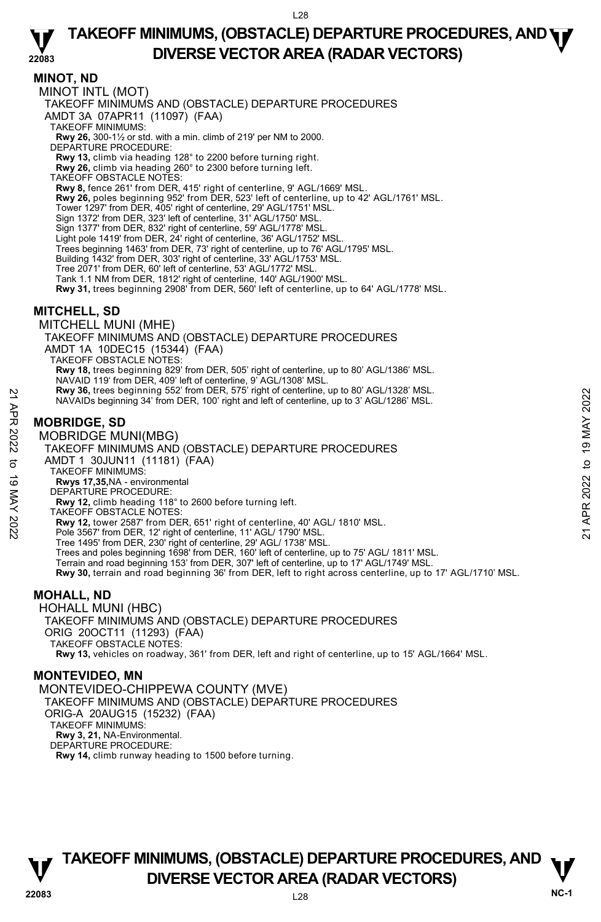## MINOT, ND

### MINOT INTL (MOT)

TAKEOFF MINIMUMS AND (OBSTACLE) DEPARTURE PROCEDURES
AMDT 3A 07APR11 (11097) (FAA)

TAKEOFF MINIMUMS:
**Rwy 26,** 300-1½ or std. with a min. climb of 219' per NM to 2000.

DEPARTURE PROCEDURE:
**Rwy 13,** climb via heading 128° to 2200 before turning right.
**Rwy 26,** climb via heading 260° to 2300 before turning left.

TAKEOFF OBSTACLE NOTES:
**Rwy 8,** fence 261' from DER, 415' right of centerline, 9' AGL/1669' MSL.
**Rwy 26,** poles beginning 952' from DER, 523' left of centerline, up to 42' AGL/1761' MSL.
Tower 1297' from DER, 405' right of centerline, 29' AGL/1751' MSL.
Sign 1372' from DER, 323' left of centerline, 31' AGL/1750' MSL.
Sign 1377' from DER, 832' right of centerline, 59' AGL/1778' MSL.
Light pole 1419' from DER, 24' right of centerline, 36' AGL/1752' MSL.
Trees beginning 1463' from DER, 73' right of centerline, up to 76' AGL/1795' MSL.
Building 1432' from DER, 303' right of centerline, 33' AGL/1753' MSL.
Tree 2071' from DER, 60' left of centerline, 53' AGL/1772' MSL.
Tank 1.1 NM from DER, 1812' right of centerline, 140' AGL/1900' MSL.
**Rwy 31,** trees beginning 2908' from DER, 560' left of centerline, up to 64' AGL/1778' MSL.

## MITCHELL, SD

### MITCHELL MUNI (MHE)

TAKEOFF MINIMUMS AND (OBSTACLE) DEPARTURE PROCEDURES
AMDT 1A 10DEC15 (15344) (FAA)

TAKEOFF OBSTACLE NOTES:
**Rwy 18,** trees beginning 829' from DER, 505' right of centerline, up to 80' AGL/1386' MSL.
NAVAID 119' from DER, 409' left of centerline, 9' AGL/1308' MSL.
**Rwy 36,** trees beginning 552' from DER, 575' right of centerline, up to 80' AGL/1328' MSL.
NAVAIDs beginning 34' from DER, 100' right and left of centerline, up to 3' AGL/1286' MSL.

## MOBRIDGE, SD

### MOBRIDGE MUNI(MBG)

TAKEOFF MINIMUMS AND (OBSTACLE) DEPARTURE PROCEDURES
AMDT 1 30JUN11 (11181) (FAA)

TAKEOFF MINIMUMS:
**Rwys 17,35,**NA - environmental

DEPARTURE PROCEDURE:
**Rwy 12,** climb heading 118° to 2600 before turning left.

TAKEOFF OBSTACLE NOTES:
**Rwy 12,** tower 2587' from DER, 651' right of centerline, 40' AGL/ 1810' MSL.
Pole 3567' from DER, 12' right of centerline, 11' AGL/ 1790' MSL.
Tree 1495' from DER, 230' right of centerline, 29' AGL/ 1738' MSL.
Trees and poles beginning 1698' from DER, 160' left of centerline, up to 75' AGL/ 1811' MSL.
Terrain and road beginning 153' from DER, 307' left of centerline, up to 17' AGL/1749' MSL.
**Rwy 30,** terrain and road beginning 36' from DER, left to right across centerline, up to 17' AGL/1710' MSL.

## MOHALL, ND

### HOHALL MUNI (HBC)

TAKEOFF MINIMUMS AND (OBSTACLE) DEPARTURE PROCEDURES
ORIG 20OCT11 (11293) (FAA)

TAKEOFF OBSTACLE NOTES:
**Rwy 13,** vehicles on roadway, 361' from DER, left and right of centerline, up to 15' AGL/1664' MSL.

## MONTEVIDEO, MN

### MONTEVIDEO-CHIPPEWA COUNTY (MVE)

TAKEOFF MINIMUMS AND (OBSTACLE) DEPARTURE PROCEDURES
ORIG-A 20AUG15 (15232) (FAA)

TAKEOFF MINIMUMS:
**Rwy 3, 21,** NA-Environmental.

DEPARTURE PROCEDURE:
**Rwy 14,** climb runway heading to 1500 before turning.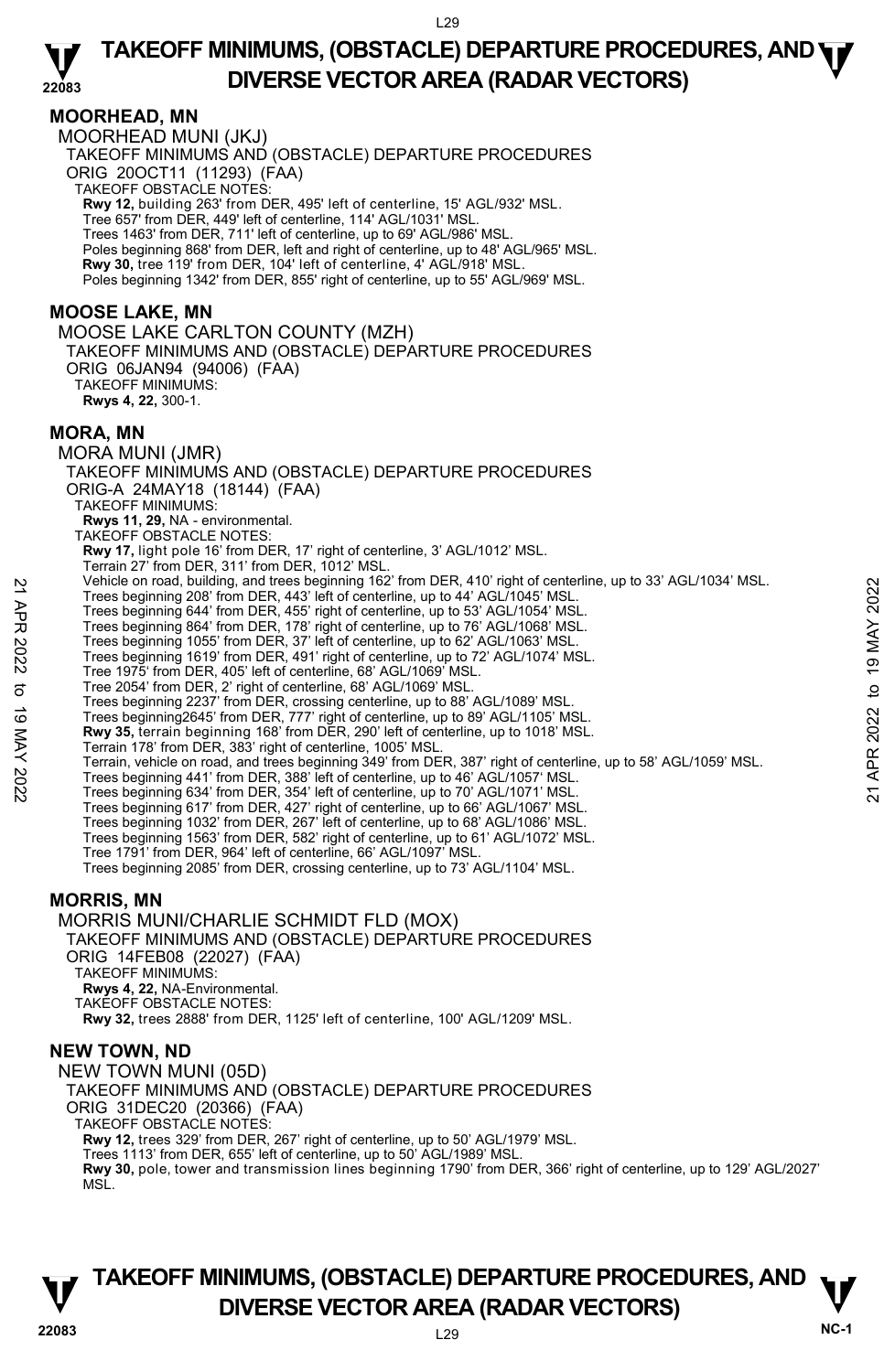## MOORHEAD, MN

MOORHEAD MUNI (JKJ)
TAKEOFF MINIMUMS AND (OBSTACLE) DEPARTURE PROCEDURES
ORIG 20OCT11 (11293) (FAA)
TAKEOFF OBSTACLE NOTES:
**Rwy 12,** building 263' from DER, 495' left of centerline, 15' AGL/932' MSL.
Tree 657' from DER, 449' left of centerline, 114' AGL/1031' MSL.
Trees 1463' from DER, 711' left of centerline, up to 69' AGL/986' MSL.
Poles beginning 868' from DER, left and right of centerline, up to 48' AGL/965' MSL.
**Rwy 30,** tree 119' from DER, 104' left of centerline, 4' AGL/918' MSL.
Poles beginning 1342' from DER, 855' right of centerline, up to 55' AGL/969' MSL.

## MOOSE LAKE, MN

MOOSE LAKE CARLTON COUNTY (MZH)
TAKEOFF MINIMUMS AND (OBSTACLE) DEPARTURE PROCEDURES
ORIG 06JAN94 (94006) (FAA)
TAKEOFF MINIMUMS:
**Rwys 4, 22,** 300-1.

## MORA, MN

MORA MUNI (JMR)
TAKEOFF MINIMUMS AND (OBSTACLE) DEPARTURE PROCEDURES
ORIG-A 24MAY18 (18144) (FAA)
TAKEOFF MINIMUMS:
**Rwys 11, 29,** NA - environmental.
TAKEOFF OBSTACLE NOTES:
**Rwy 17,** light pole 16' from DER, 17' right of centerline, 3' AGL/1012' MSL.
Terrain 27' from DER, 311' from DER, 1012' MSL.
Vehicle on road, building, and trees beginning 162' from DER, 410' right of centerline, up to 33' AGL/1034' MSL.
Trees beginning 208' from DER, 443' left of centerline, up to 44' AGL/1045' MSL.
Trees beginning 644' from DER, 455' right of centerline, up to 53' AGL/1054' MSL.
Trees beginning 864' from DER, 178' right of centerline, up to 76' AGL/1068' MSL.
Trees beginning 1055' from DER, 37' left of centerline, up to 62' AGL/1063' MSL.
Trees beginning 1619' from DER, 491' right of centerline, up to 72' AGL/1074' MSL.
Tree 1975' from DER, 405' left of centerline, 68' AGL/1069' MSL.
Tree 2054' from DER, 2' right of centerline, 68' AGL/1069' MSL.
Trees beginning 2237' from DER, crossing centerline, up to 88' AGL/1089' MSL.
Trees beginning2645' from DER, 777' right of centerline, up to 89' AGL/1105' MSL.
**Rwy 35,** terrain beginning 168' from DER, 290' left of centerline, up to 1018' MSL.
Terrain 178' from DER, 383' right of centerline, 1005' MSL.
Terrain, vehicle on road, and trees beginning 349' from DER, 387' right of centerline, up to 58' AGL/1059' MSL.
Trees beginning 441' from DER, 388' left of centerline, up to 46' AGL/1057' MSL.
Trees beginning 634' from DER, 354' left of centerline, up to 70' AGL/1071' MSL.
Trees beginning 617' from DER, 427' left of centerline, up to 66' AGL/1067' MSL.
Trees beginning 1032' from DER, 267' left of centerline, up to 68' AGL/1086' MSL.
Trees beginning 1563' from DER, 582' right of centerline, up to 61' AGL/1072' MSL.
Tree 1791' from DER, 964' left of centerline, 66' AGL/1097' MSL.
Trees beginning 2085' from DER, crossing centerline, up to 73' AGL/1104' MSL.

## MORRIS, MN

MORRIS MUNI/CHARLIE SCHMIDT FLD (MOX)
TAKEOFF MINIMUMS AND (OBSTACLE) DEPARTURE PROCEDURES
ORIG 14FEB08 (22027) (FAA)
TAKEOFF MINIMUMS:
**Rwys 4, 22,** NA-Environmental.
TAKEOFF OBSTACLE NOTES:
**Rwy 32,** trees 2888' from DER, 1125' left of centerline, 100' AGL/1209' MSL.

## NEW TOWN, ND

NEW TOWN MUNI (05D)
TAKEOFF MINIMUMS AND (OBSTACLE) DEPARTURE PROCEDURES
ORIG 31DEC20 (20366) (FAA)
TAKEOFF OBSTACLE NOTES:
**Rwy 12,** trees 329' from DER, 267' right of centerline, up to 50' AGL/1979' MSL.
Trees 1113' from DER, 655' left of centerline, up to 50' AGL/1989' MSL.
**Rwy 30,** pole, tower and transmission lines beginning 1790' from DER, 366' right of centerline, up to 129' AGL/2027' MSL.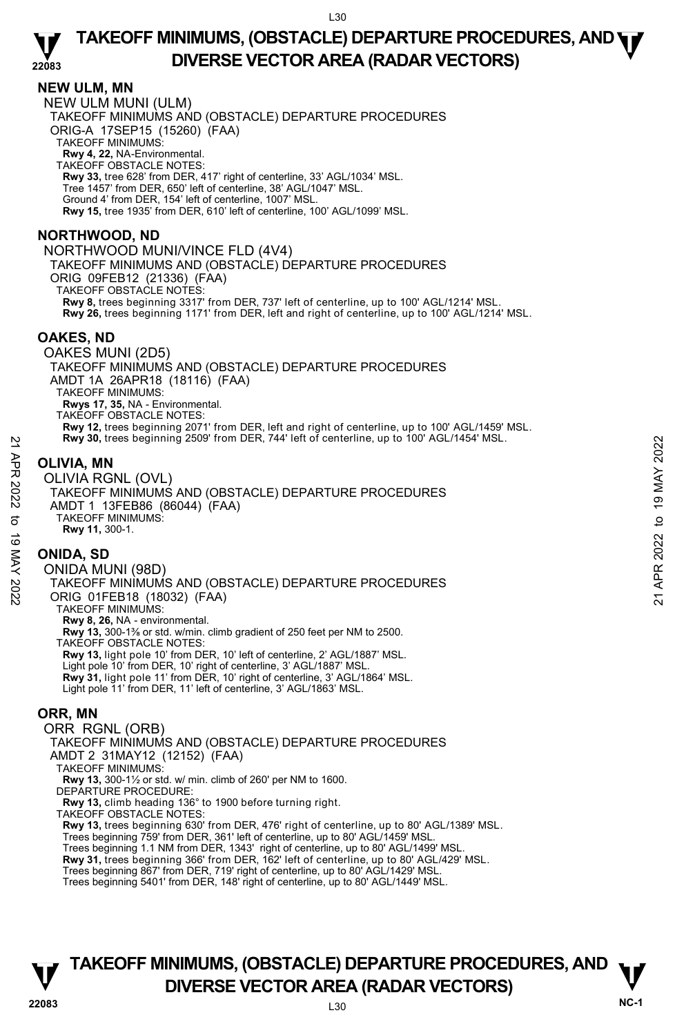## NEW ULM, MN

NEW ULM MUNI (ULM)
TAKEOFF MINIMUMS AND (OBSTACLE) DEPARTURE PROCEDURES
ORIG-A 17SEP15 (15260) (FAA)
TAKEOFF MINIMUMS:
**Rwy 4, 22,** NA-Environmental.
TAKEOFF OBSTACLE NOTES:
**Rwy 33,** tree 628' from DER, 417' right of centerline, 33' AGL/1034' MSL.
Tree 1457' from DER, 650' left of centerline, 38' AGL/1047' MSL.
Ground 4' from DER, 154' left of centerline, 1007' MSL.
**Rwy 15,** tree 1935' from DER, 610' left of centerline, 100' AGL/1099' MSL.

## NORTHWOOD, ND

NORTHWOOD MUNI/VINCE FLD (4V4)
TAKEOFF MINIMUMS AND (OBSTACLE) DEPARTURE PROCEDURES
ORIG 09FEB12 (21336) (FAA)
TAKEOFF OBSTACLE NOTES:
**Rwy 8,** trees beginning 3317' from DER, 737' left of centerline, up to 100' AGL/1214' MSL.
**Rwy 26,** trees beginning 1171' from DER, left and right of centerline, up to 100' AGL/1214' MSL.

## OAKES, ND

OAKES MUNI (2D5)
TAKEOFF MINIMUMS AND (OBSTACLE) DEPARTURE PROCEDURES
AMDT 1A 26APR18 (18116) (FAA)
TAKEOFF MINIMUMS:
**Rwys 17, 35,** NA - Environmental.
TAKEOFF OBSTACLE NOTES:
**Rwy 12,** trees beginning 2071' from DER, left and right of centerline, up to 100' AGL/1459' MSL.
**Rwy 30,** trees beginning 2509' from DER, 744' left of centerline, up to 100' AGL/1454' MSL.

## OLIVIA, MN

OLIVIA RGNL (OVL)
TAKEOFF MINIMUMS AND (OBSTACLE) DEPARTURE PROCEDURES
AMDT 1 13FEB86 (86044) (FAA)
TAKEOFF MINIMUMS:
**Rwy 11,** 300-1.

## ONIDA, SD

ONIDA MUNI (98D)
TAKEOFF MINIMUMS AND (OBSTACLE) DEPARTURE PROCEDURES
ORIG 01FEB18 (18032) (FAA)
TAKEOFF MINIMUMS:
**Rwy 8, 26,** NA - environmental.
**Rwy 13,** 300-1⅜ or std. w/min. climb gradient of 250 feet per NM to 2500.
TAKEOFF OBSTACLE NOTES:
**Rwy 13,** light pole 10' from DER, 10' left of centerline, 2' AGL/1887' MSL.
Light pole 10' from DER, 10' right of centerline, 3' AGL/1887' MSL.
**Rwy 31,** light pole 11' from DER, 10' right of centerline, 3' AGL/1864' MSL.
Light pole 11' from DER, 11' left of centerline, 3' AGL/1863' MSL.

## ORR, MN

ORR RGNL (ORB)
TAKEOFF MINIMUMS AND (OBSTACLE) DEPARTURE PROCEDURES
AMDT 2 31MAY12 (12152) (FAA)
TAKEOFF MINIMUMS:
**Rwy 13,** 300-1½ or std. w/ min. climb of 260' per NM to 1600.
DEPARTURE PROCEDURE:
**Rwy 13,** climb heading 136° to 1900 before turning right.
TAKEOFF OBSTACLE NOTES:
**Rwy 13,** trees beginning 630' from DER, 476' right of centerline, up to 80' AGL/1389' MSL.
Trees beginning 759' from DER, 361' left of centerline, up to 80' AGL/1459' MSL.
Trees beginning 1.1 NM from DER, 1343' right of centerline, up to 80' AGL/1499' MSL.
**Rwy 31,** trees beginning 366' from DER, 162' left of centerline, up to 80' AGL/429' MSL.
Trees beginning 867' from DER, 719' right of centerline, up to 80' AGL/1429' MSL.
Trees beginning 5401' from DER, 148' right of centerline, up to 80' AGL/1449' MSL.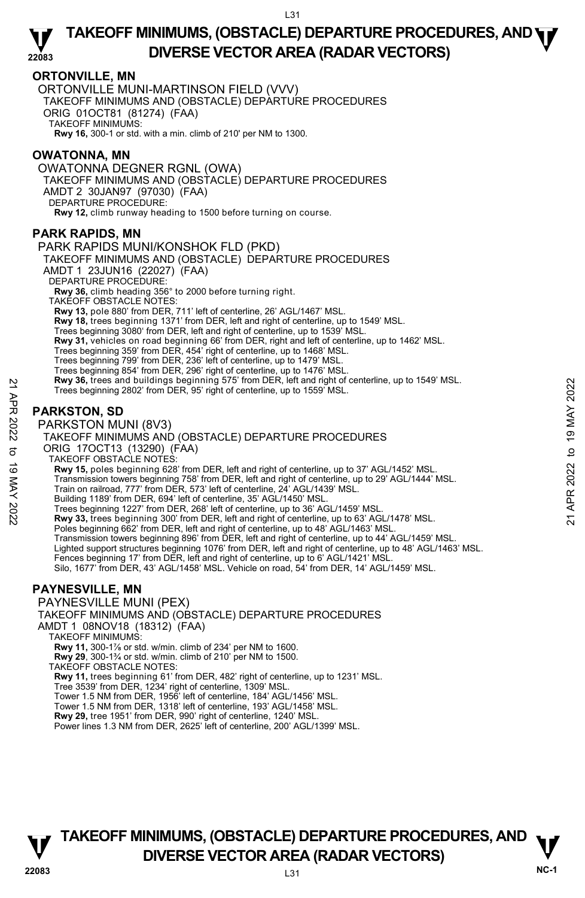## ORTONVILLE, MN

ORTONVILLE MUNI-MARTINSON FIELD (VVV)
TAKEOFF MINIMUMS AND (OBSTACLE) DEPARTURE PROCEDURES
ORIG 01OCT81 (81274) (FAA)
TAKEOFF MINIMUMS:
**Rwy 16,** 300-1 or std. with a min. climb of 210' per NM to 1300.

## OWATONNA, MN

OWATONNA DEGNER RGNL (OWA)
TAKEOFF MINIMUMS AND (OBSTACLE) DEPARTURE PROCEDURES
AMDT 2 30JAN97 (97030) (FAA)
DEPARTURE PROCEDURE:
**Rwy 12,** climb runway heading to 1500 before turning on course.

## PARK RAPIDS, MN

PARK RAPIDS MUNI/KONSHOK FLD (PKD)
TAKEOFF MINIMUMS AND (OBSTACLE) DEPARTURE PROCEDURES
AMDT 1 23JUN16 (22027) (FAA)
DEPARTURE PROCEDURE:
**Rwy 36,** climb heading 356° to 2000 before turning right.
TAKEOFF OBSTACLE NOTES:
**Rwy 13,** pole 880' from DER, 711' left of centerline, 26' AGL/1467' MSL.
**Rwy 18,** trees beginning 1371' from DER, left and right of centerline, up to 1549' MSL.
Trees beginning 3080' from DER, left and right of centerline, up to 1539' MSL.
**Rwy 31,** vehicles on road beginning 66' from DER, right and left of centerline, up to 1462' MSL.
Trees beginning 359' from DER, 454' right of centerline, up to 1468' MSL.
Trees beginning 799' from DER, 236' left of centerline, up to 1479' MSL.
Trees beginning 854' from DER, 296' right of centerline, up to 1476' MSL.
**Rwy 36,** trees and buildings beginning 575' from DER, left and right of centerline, up to 1549' MSL.
Trees beginning 2802' from DER, 95' right of centerline, up to 1559' MSL.

## PARKSTON, SD

PARKSTON MUNI (8V3)
TAKEOFF MINIMUMS AND (OBSTACLE) DEPARTURE PROCEDURES
ORIG 17OCT13 (13290) (FAA)
TAKEOFF OBSTACLE NOTES:
**Rwy 15,** poles beginning 628' from DER, left and right of centerline, up to 37' AGL/1452' MSL.
Transmission towers beginning 758' from DER, left and right of centerline, up to 29' AGL/1444' MSL.
Train on railroad, 777' from DER, 573' left of centerline, 24' AGL/1439' MSL.
Building 1189' from DER, 694' left of centerline, 35' AGL/1450' MSL.
Trees beginning 1227' from DER, 268' left of centerline, up to 36' AGL/1459' MSL.
**Rwy 33,** trees beginning 300' from DER, left and right of centerline, up to 63' AGL/1478' MSL.
Poles beginning 662' from DER, left and right of centerline, up to 48' AGL/1463' MSL.
Transmission towers beginning 896' from DER, left and right of centerline, up to 44' AGL/1459' MSL.
Lighted support structures beginning 1076' from DER, left and right of centerline, up to 48' AGL/1463' MSL.
Fences beginning 17' from DER, left and right of centerline, up to 6' AGL/1421' MSL.
Silo, 1677' from DER, 43' AGL/1458' MSL. Vehicle on road, 54' from DER, 14' AGL/1459' MSL.

## PAYNESVILLE, MN

PAYNESVILLE MUNI (PEX)
TAKEOFF MINIMUMS AND (OBSTACLE) DEPARTURE PROCEDURES
AMDT 1 08NOV18 (18312) (FAA)
TAKEOFF MINIMUMS:
**Rwy 11,** 300-1⅞ or std. w/min. climb of 234' per NM to 1600.
**Rwy 29**, 300-1¾ or std. w/min. climb of 210' per NM to 1500.
TAKEOFF OBSTACLE NOTES:
**Rwy 11,** trees beginning 61' from DER, 482' right of centerline, up to 1231' MSL.
Tree 3539' from DER, 1234' right of centerline, 1309' MSL.
Tower 1.5 NM from DER, 1956' left of centerline, 184' AGL/1456' MSL.
Tower 1.5 NM from DER, 1318' left of centerline, 193' AGL/1458' MSL.
**Rwy 29,** tree 1951' from DER, 990' right of centerline, 1240' MSL.
Power lines 1.3 NM from DER, 2625' left of centerline, 200' AGL/1399' MSL.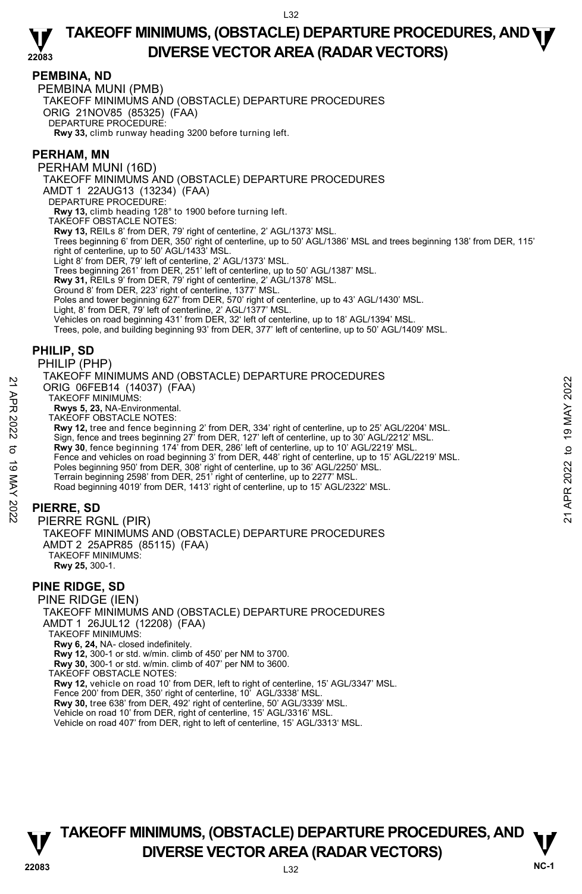## PEMBINA, ND

PEMBINA MUNI (PMB)

TAKEOFF MINIMUMS AND (OBSTACLE) DEPARTURE PROCEDURES

ORIG 21NOV85 (85325) (FAA)

DEPARTURE PROCEDURE:

**Rwy 33,** climb runway heading 3200 before turning left.

## PERHAM, MN

PERHAM MUNI (16D)

TAKEOFF MINIMUMS AND (OBSTACLE) DEPARTURE PROCEDURES

AMDT 1 22AUG13 (13234) (FAA)

DEPARTURE PROCEDURE:

**Rwy 13,** climb heading 128° to 1900 before turning left.

TAKEOFF OBSTACLE NOTES:

**Rwy 13,** REILs 8' from DER, 79' right of centerline, 2' AGL/1373' MSL.
Trees beginning 6' from DER, 350' right of centerline, up to 50' AGL/1386' MSL and trees beginning 138' from DER, 115' right of centerline, up to 50' AGL/1433' MSL.
Light 8' from DER, 79' left of centerline, 2' AGL/1373' MSL.
Trees beginning 261' from DER, 251' left of centerline, up to 50' AGL/1387' MSL.
**Rwy 31,** REILs 9' from DER, 79' right of centerline, 2' AGL/1378' MSL.
Ground 8' from DER, 223' right of centerline, 1377' MSL.
Poles and tower beginning 627' from DER, 570' right of centerline, up to 43' AGL/1430' MSL.
Light, 8' from DER, 79' left of centerline, 2' AGL/1377' MSL.
Vehicles on road beginning 431' from DER, 32' left of centerline, up to 18' AGL/1394' MSL.
Trees, pole, and building beginning 93' from DER, 377' left of centerline, up to 50' AGL/1409' MSL.

## PHILIP, SD

PHILIP (PHP)

TAKEOFF MINIMUMS AND (OBSTACLE) DEPARTURE PROCEDURES

ORIG 06FEB14 (14037) (FAA)

TAKEOFF MINIMUMS:

**Rwys 5, 23,** NA-Environmental.

TAKEOFF OBSTACLE NOTES:

**Rwy 12,** tree and fence beginning 2' from DER, 334' right of centerline, up to 25' AGL/2204' MSL.
Sign, fence and trees beginning 27' from DER, 127' left of centerline, up to 30' AGL/2212' MSL.
**Rwy 30**, fence beginning 174' from DER, 286' left of centerline, up to 10' AGL/2219' MSL.
Fence and vehicles on road beginning 3' from DER, 448' right of centerline, up to 15' AGL/2219' MSL.
Poles beginning 950' from DER, 308' right of centerline, up to 36' AGL/2250' MSL.
Terrain beginning 2598' from DER, 251' right of centerline, up to 2277' MSL.
Road beginning 4019' from DER, 1413' right of centerline, up to 15' AGL/2322' MSL.

## PIERRE, SD

PIERRE RGNL (PIR)

TAKEOFF MINIMUMS AND (OBSTACLE) DEPARTURE PROCEDURES

AMDT 2 25APR85 (85115) (FAA)

TAKEOFF MINIMUMS:

**Rwy 25,** 300-1.

## PINE RIDGE, SD

PINE RIDGE (IEN)

TAKEOFF MINIMUMS AND (OBSTACLE) DEPARTURE PROCEDURES

AMDT 1 26JUL12 (12208) (FAA)

TAKEOFF MINIMUMS:

**Rwy 6, 24,** NA- closed indefinitely.
**Rwy 12,** 300-1 or std. w/min. climb of 450' per NM to 3700.
**Rwy 30,** 300-1 or std. w/min. climb of 407' per NM to 3600.

TAKEOFF OBSTACLE NOTES:

**Rwy 12,** vehicle on road 10' from DER, left to right of centerline, 15' AGL/3347' MSL.
Fence 200' from DER, 350' right of centerline, 10' AGL/3338' MSL.
**Rwy 30,** tree 638' from DER, 492' right of centerline, 50' AGL/3339' MSL.
Vehicle on road 10' from DER, right of centerline, 15' AGL/3316' MSL.
Vehicle on road 407' from DER, right to left of centerline, 15' AGL/3313' MSL.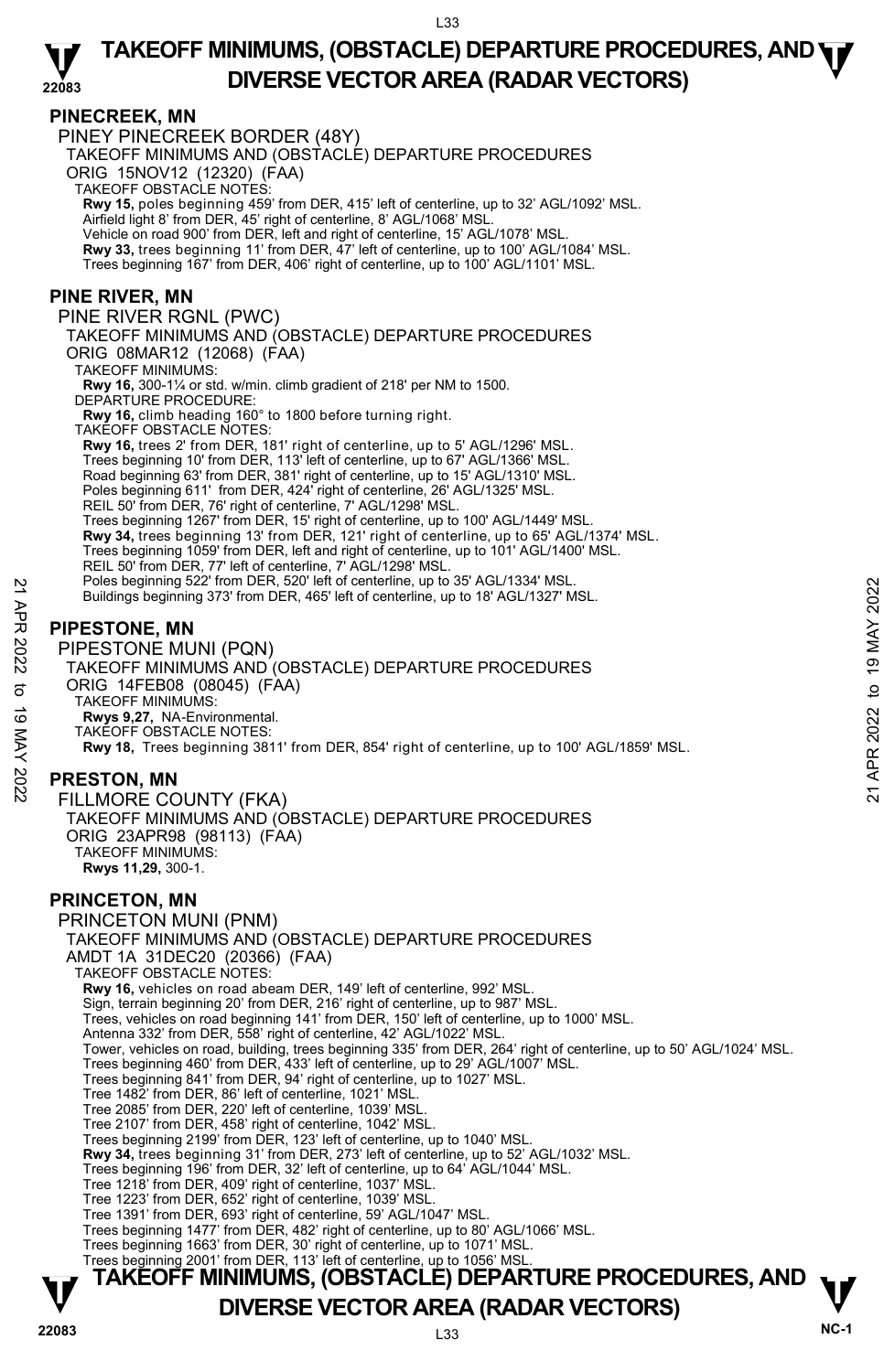## PINECREEK, MN

### PINEY PINECREEK BORDER (48Y)

TAKEOFF MINIMUMS AND (OBSTACLE) DEPARTURE PROCEDURES

ORIG 15NOV12 (12320) (FAA)

TAKEOFF OBSTACLE NOTES:

**Rwy 15,** poles beginning 459' from DER, 415' left of centerline, up to 32' AGL/1092' MSL.
Airfield light 8' from DER, 45' right of centerline, 8' AGL/1068' MSL.
Vehicle on road 900' from DER, left and right of centerline, 15' AGL/1078' MSL.
**Rwy 33,** trees beginning 11' from DER, 47' left of centerline, up to 100' AGL/1084' MSL.
Trees beginning 167' from DER, 406' right of centerline, up to 100' AGL/1101' MSL.

## PINE RIVER, MN

### PINE RIVER RGNL (PWC)

TAKEOFF MINIMUMS AND (OBSTACLE) DEPARTURE PROCEDURES

ORIG 08MAR12 (12068) (FAA)

TAKEOFF MINIMUMS:

**Rwy 16,** 300-1¼ or std. w/min. climb gradient of 218' per NM to 1500.

DEPARTURE PROCEDURE:

**Rwy 16,** climb heading 160° to 1800 before turning right.

TAKEOFF OBSTACLE NOTES:

**Rwy 16,** trees 2' from DER, 181' right of centerline, up to 5' AGL/1296' MSL.
Trees beginning 10' from DER, 113' left of centerline, up to 67' AGL/1366' MSL.
Road beginning 63' from DER, 381' right of centerline, up to 15' AGL/1310' MSL.
Poles beginning 611' from DER, 424' right of centerline, 26' AGL/1325' MSL.
REIL 50' from DER, 76' right of centerline, 7' AGL/1298' MSL.
Trees beginning 1267' from DER, 15' right of centerline, up to 100' AGL/1449' MSL.
**Rwy 34,** trees beginning 13' from DER, 121' right of centerline, up to 65' AGL/1374' MSL.
Trees beginning 1059' from DER, left and right of centerline, up to 101' AGL/1400' MSL.
REIL 50' from DER, 77' left of centerline, 7' AGL/1298' MSL.
Poles beginning 522' from DER, 520' left of centerline, up to 35' AGL/1334' MSL.
Buildings beginning 373' from DER, 465' left of centerline, up to 18' AGL/1327' MSL.

## PIPESTONE, MN

### PIPESTONE MUNI (PQN)

TAKEOFF MINIMUMS AND (OBSTACLE) DEPARTURE PROCEDURES

ORIG 14FEB08 (08045) (FAA)

TAKEOFF MINIMUMS:

**Rwys 9,27,** NA-Environmental.

TAKEOFF OBSTACLE NOTES:

**Rwy 18,** Trees beginning 3811' from DER, 854' right of centerline, up to 100' AGL/1859' MSL.

## PRESTON, MN

### FILLMORE COUNTY (FKA)

TAKEOFF MINIMUMS AND (OBSTACLE) DEPARTURE PROCEDURES

ORIG 23APR98 (98113) (FAA)

TAKEOFF MINIMUMS:

**Rwys 11,29,** 300-1.

## PRINCETON, MN

### PRINCETON MUNI (PNM)

TAKEOFF MINIMUMS AND (OBSTACLE) DEPARTURE PROCEDURES

AMDT 1A 31DEC20 (20366) (FAA)

TAKEOFF OBSTACLE NOTES:

**Rwy 16,** vehicles on road abeam DER, 149' left of centerline, 992' MSL.
Sign, terrain beginning 20' from DER, 216' right of centerline, up to 987' MSL.
Trees, vehicles on road beginning 141' from DER, 150' left of centerline, up to 1000' MSL.
Antenna 332' from DER, 558' right of centerline, 42' AGL/1022' MSL.
Tower, vehicles on road, building, trees beginning 335' from DER, 264' right of centerline, up to 50' AGL/1024' MSL.
Trees beginning 460' from DER, 433' left of centerline, up to 29' AGL/1007' MSL.
Trees beginning 841' from DER, 94' right of centerline, up to 1027' MSL.
Tree 1482' from DER, 86' left of centerline, 1021' MSL.
Tree 2085' from DER, 220' left of centerline, 1039' MSL.
Tree 2107' from DER, 458' right of centerline, 1042' MSL.
Trees beginning 2199' from DER, 123' left of centerline, up to 1040' MSL.
**Rwy 34,** trees beginning 31' from DER, 273' left of centerline, up to 52' AGL/1032' MSL.
Trees beginning 196' from DER, 32' left of centerline, up to 64' AGL/1044' MSL.
Tree 1218' from DER, 409' right of centerline, 1037' MSL.
Tree 1223' from DER, 652' right of centerline, 1039' MSL.
Tree 1391' from DER, 693' right of centerline, 59' AGL/1047' MSL.
Trees beginning 1477' from DER, 482' right of centerline, up to 80' AGL/1066' MSL.
Trees beginning 1663' from DER, 30' right of centerline, up to 1071' MSL.
Trees beginning 2001' from DER, 113' left of centerline, up to 1056' MSL.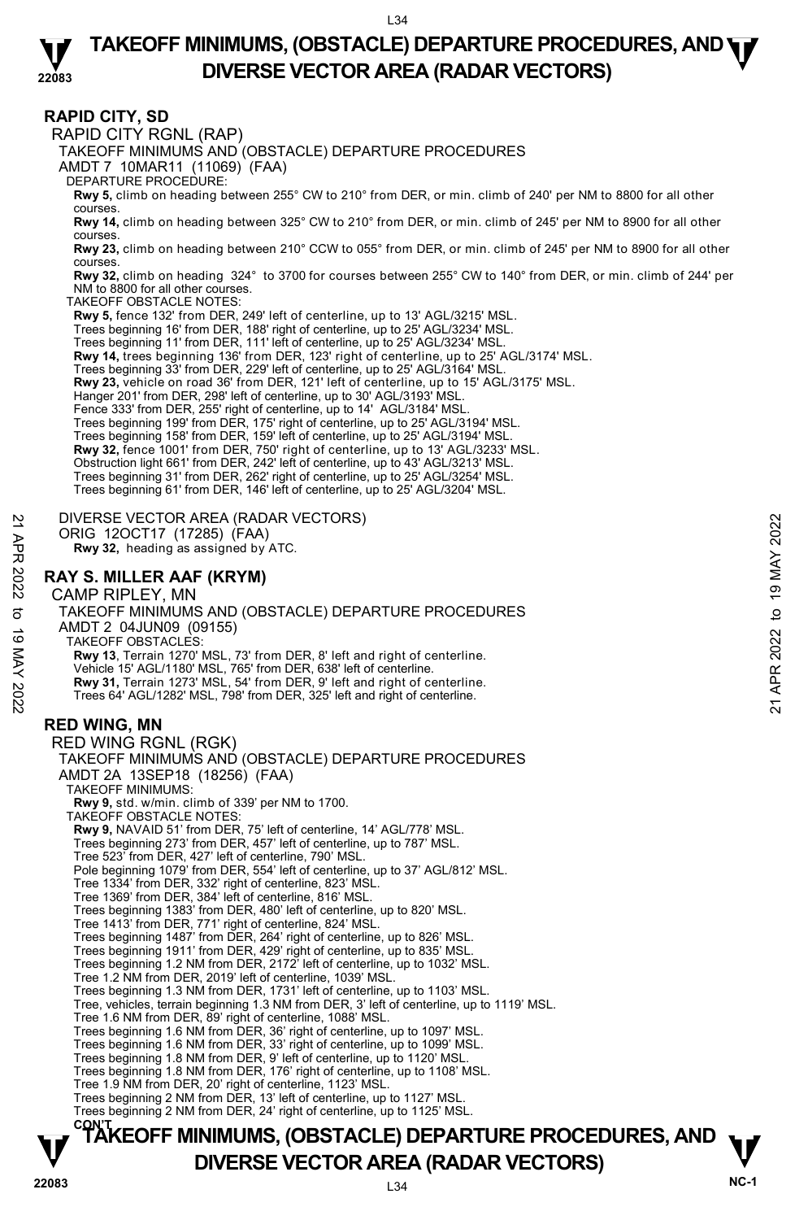## RAPID CITY, SD

RAPID CITY RGNL (RAP)

TAKEOFF MINIMUMS AND (OBSTACLE) DEPARTURE PROCEDURES

AMDT 7 10MAR11 (11069) (FAA)

DEPARTURE PROCEDURE:

**Rwy 5,** climb on heading between 255° CW to 210° from DER, or min. climb of 240' per NM to 8800 for all other courses.

**Rwy 14,** climb on heading between 325° CW to 210° from DER, or min. climb of 245' per NM to 8900 for all other courses.

**Rwy 23,** climb on heading between 210° CCW to 055° from DER, or min. climb of 245' per NM to 8900 for all other courses.

**Rwy 32,** climb on heading 324° to 3700 for courses between 255° CW to 140° from DER, or min. climb of 244' per NM to 8800 for all other courses.

TAKEOFF OBSTACLE NOTES:

**Rwy 5,** fence 132' from DER, 249' left of centerline, up to 13' AGL/3215' MSL.
Trees beginning 16' from DER, 188' right of centerline, up to 25' AGL/3234' MSL.
Trees beginning 11' from DER, 111' left of centerline, up to 25' AGL/3234' MSL.

**Rwy 14,** trees beginning 136' from DER, 123' right of centerline, up to 25' AGL/3174' MSL.
Trees beginning 33' from DER, 229' left of centerline, up to 25' AGL/3164' MSL.

**Rwy 23,** vehicle on road 36' from DER, 121' left of centerline, up to 15' AGL/3175' MSL.
Hanger 201' from DER, 298' left of centerline, up to 30' AGL/3193' MSL.
Fence 333' from DER, 255' right of centerline, up to 14' AGL/3184' MSL.
Trees beginning 199' from DER, 175' right of centerline, up to 25' AGL/3194' MSL.
Trees beginning 158' from DER, 159' left of centerline, up to 25' AGL/3194' MSL.

**Rwy 32,** fence 1001' from DER, 750' right of centerline, up to 13' AGL/3233' MSL.
Obstruction light 661' from DER, 242' left of centerline, up to 43' AGL/3213' MSL.
Trees beginning 31' from DER, 262' right of centerline, up to 25' AGL/3254' MSL.
Trees beginning 61' from DER, 146' left of centerline, up to 25' AGL/3204' MSL.

DIVERSE VECTOR AREA (RADAR VECTORS)

ORIG 12OCT17 (17285) (FAA)

**Rwy 32,** heading as assigned by ATC.

## RAY S. MILLER AAF (KRYM)

CAMP RIPLEY, MN

TAKEOFF MINIMUMS AND (OBSTACLE) DEPARTURE PROCEDURES

AMDT 2 04JUN09 (09155)

TAKEOFF OBSTACLES:

**Rwy 13**, Terrain 1270' MSL, 73' from DER, 8' left and right of centerline.
Vehicle 15' AGL/1180' MSL, 765' from DER, 638' left of centerline.

**Rwy 31,** Terrain 1273' MSL, 54' from DER, 9' left and right of centerline.
Trees 64' AGL/1282' MSL, 798' from DER, 325' left and right of centerline.

## RED WING, MN

RED WING RGNL (RGK)

TAKEOFF MINIMUMS AND (OBSTACLE) DEPARTURE PROCEDURES

AMDT 2A 13SEP18 (18256) (FAA)

TAKEOFF MINIMUMS:

**Rwy 9,** std. w/min. climb of 339' per NM to 1700.

TAKEOFF OBSTACLE NOTES:

**Rwy 9,** NAVAID 51' from DER, 75' left of centerline, 14' AGL/778' MSL.
Trees beginning 273' from DER, 457' left of centerline, up to 787' MSL.
Tree 523' from DER, 427' left of centerline, 790' MSL.
Pole beginning 1079' from DER, 554' left of centerline, up to 37' AGL/812' MSL.
Tree 1334' from DER, 332' right of centerline, 823' MSL.
Tree 1369' from DER, 384' left of centerline, 816' MSL.
Trees beginning 1383' from DER, 480' left of centerline, up to 820' MSL.
Tree 1413' from DER, 771' right of centerline, 824' MSL.
Trees beginning 1487' from DER, 264' right of centerline, up to 826' MSL.
Trees beginning 1911' from DER, 429' right of centerline, up to 835' MSL.
Trees beginning 1.2 NM from DER, 2172' left of centerline, up to 1032' MSL.
Tree 1.2 NM from DER, 2019' left of centerline, 1039' MSL.
Trees beginning 1.3 NM from DER, 1731' left of centerline, up to 1103' MSL.
Tree, vehicles, terrain beginning 1.3 NM from DER, 3' left of centerline, up to 1119' MSL.
Tree 1.6 NM from DER, 89' right of centerline, 1088' MSL.
Trees beginning 1.6 NM from DER, 36' right of centerline, up to 1097' MSL.
Trees beginning 1.6 NM from DER, 33' right of centerline, up to 1099' MSL.
Trees beginning 1.8 NM from DER, 9' left of centerline, up to 1120' MSL.
Trees beginning 1.8 NM from DER, 176' right of centerline, up to 1108' MSL.
Tree 1.9 NM from DER, 20' right of centerline, 1123' MSL.
Trees beginning 2 NM from DER, 13' left of centerline, up to 1127' MSL.
Trees beginning 2 NM from DER, 24' right of centerline, up to 1125' MSL.

CON'T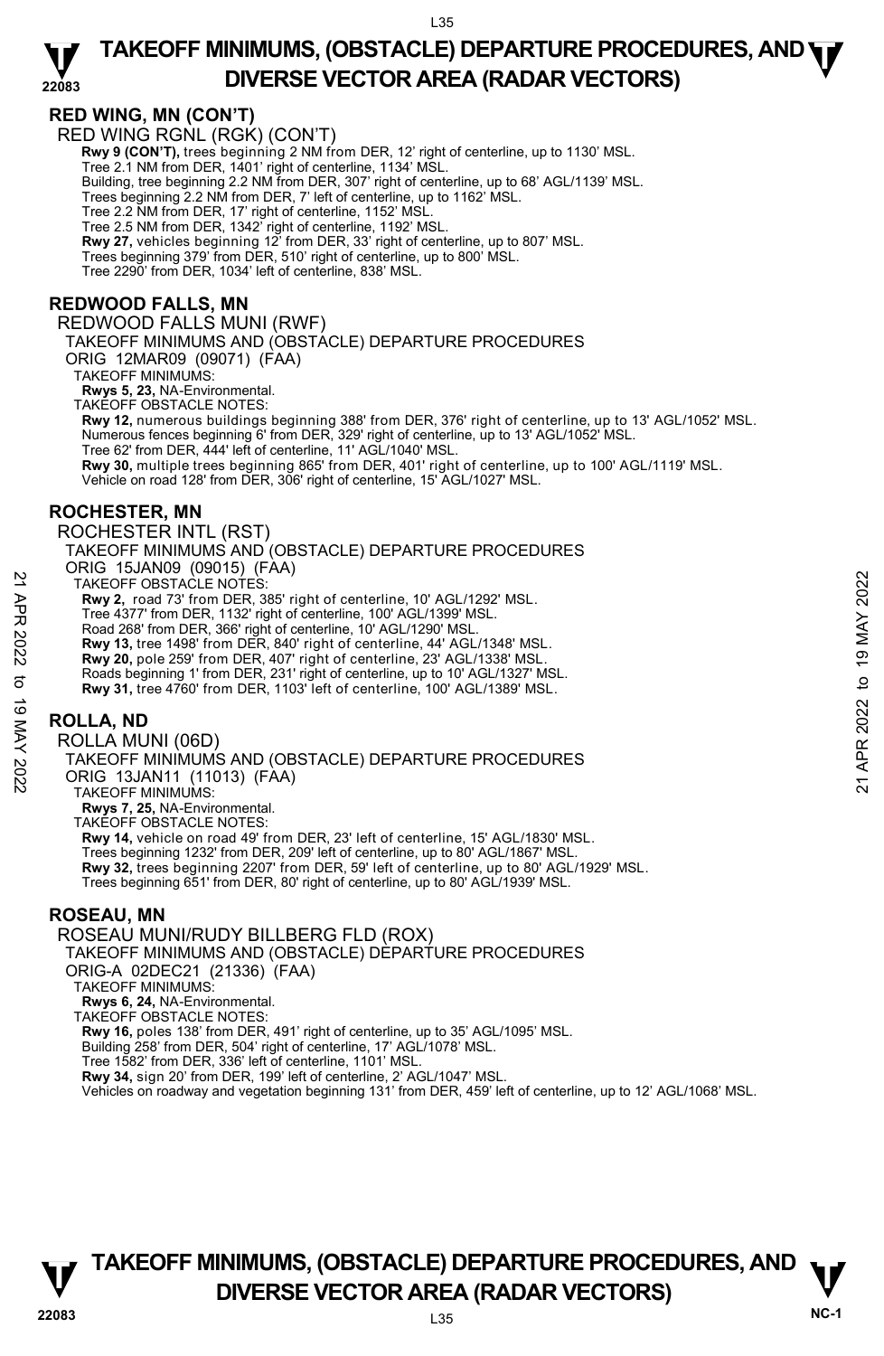## RED WING, MN (CON'T)

RED WING RGNL (RGK) (CON'T)

**Rwy 9 (CON'T),** trees beginning 2 NM from DER, 12' right of centerline, up to 1130' MSL.
Tree 2.1 NM from DER, 1401' right of centerline, 1134' MSL.
Building, tree beginning 2.2 NM from DER, 307' right of centerline, up to 68' AGL/1139' MSL.
Trees beginning 2.2 NM from DER, 7' left of centerline, up to 1162' MSL.
Tree 2.2 NM from DER, 17' right of centerline, 1152' MSL.
Tree 2.5 NM from DER, 1342' right of centerline, 1192' MSL.
**Rwy 27,** vehicles beginning 12' from DER, 33' right of centerline, up to 807' MSL.
Trees beginning 379' from DER, 510' right of centerline, up to 800' MSL.
Tree 2290' from DER, 1034' left of centerline, 838' MSL.

## REDWOOD FALLS, MN

REDWOOD FALLS MUNI (RWF)
TAKEOFF MINIMUMS AND (OBSTACLE) DEPARTURE PROCEDURES
ORIG 12MAR09 (09071) (FAA)
TAKEOFF MINIMUMS:
**Rwys 5, 23,** NA-Environmental.
TAKEOFF OBSTACLE NOTES:
**Rwy 12,** numerous buildings beginning 388' from DER, 376' right of centerline, up to 13' AGL/1052' MSL.
Numerous fences beginning 6' from DER, 329' right of centerline, up to 13' AGL/1052' MSL.
Tree 62' from DER, 444' left of centerline, 11' AGL/1040' MSL.
**Rwy 30,** multiple trees beginning 865' from DER, 401' right of centerline, up to 100' AGL/1119' MSL.
Vehicle on road 128' from DER, 306' right of centerline, 15' AGL/1027' MSL.

## ROCHESTER, MN

ROCHESTER INTL (RST)
TAKEOFF MINIMUMS AND (OBSTACLE) DEPARTURE PROCEDURES
ORIG 15JAN09 (09015) (FAA)
TAKEOFF OBSTACLE NOTES:
**Rwy 2,** road 73' from DER, 385' right of centerline, 10' AGL/1292' MSL.
Tree 4377' from DER, 1132' right of centerline, 100' AGL/1399' MSL.
Road 268' from DER, 366' right of centerline, 10' AGL/1290' MSL.
**Rwy 13,** tree 1498' from DER, 840' right of centerline, 44' AGL/1348' MSL.
**Rwy 20,** pole 259' from DER, 407' right of centerline, 23' AGL/1338' MSL.
Roads beginning 1' from DER, 231' right of centerline, up to 10' AGL/1327' MSL.
**Rwy 31,** tree 4760' from DER, 1103' left of centerline, 100' AGL/1389' MSL.

## ROLLA, ND

ROLLA MUNI (06D)
TAKEOFF MINIMUMS AND (OBSTACLE) DEPARTURE PROCEDURES
ORIG 13JAN11 (11013) (FAA)
TAKEOFF MINIMUMS:
**Rwys 7, 25,** NA-Environmental.
TAKEOFF OBSTACLE NOTES:
**Rwy 14,** vehicle on road 49' from DER, 23' left of centerline, 15' AGL/1830' MSL.
Trees beginning 1232' from DER, 209' left of centerline, up to 80' AGL/1867' MSL.
**Rwy 32,** trees beginning 2207' from DER, 59' left of centerline, up to 80' AGL/1929' MSL.
Trees beginning 651' from DER, 80' right of centerline, up to 80' AGL/1939' MSL.

## ROSEAU, MN

ROSEAU MUNI/RUDY BILLBERG FLD (ROX)
TAKEOFF MINIMUMS AND (OBSTACLE) DEPARTURE PROCEDURES
ORIG-A 02DEC21 (21336) (FAA)
TAKEOFF MINIMUMS:
**Rwys 6, 24,** NA-Environmental.
TAKEOFF OBSTACLE NOTES:
**Rwy 16,** poles 138' from DER, 491' right of centerline, up to 35' AGL/1095' MSL.
Building 258' from DER, 504' right of centerline, 17' AGL/1078' MSL.
Tree 1582' from DER, 336' left of centerline, 1101' MSL.
**Rwy 34,** sign 20' from DER, 199' left of centerline, 2' AGL/1047' MSL.
Vehicles on roadway and vegetation beginning 131' from DER, 459' left of centerline, up to 12' AGL/1068' MSL.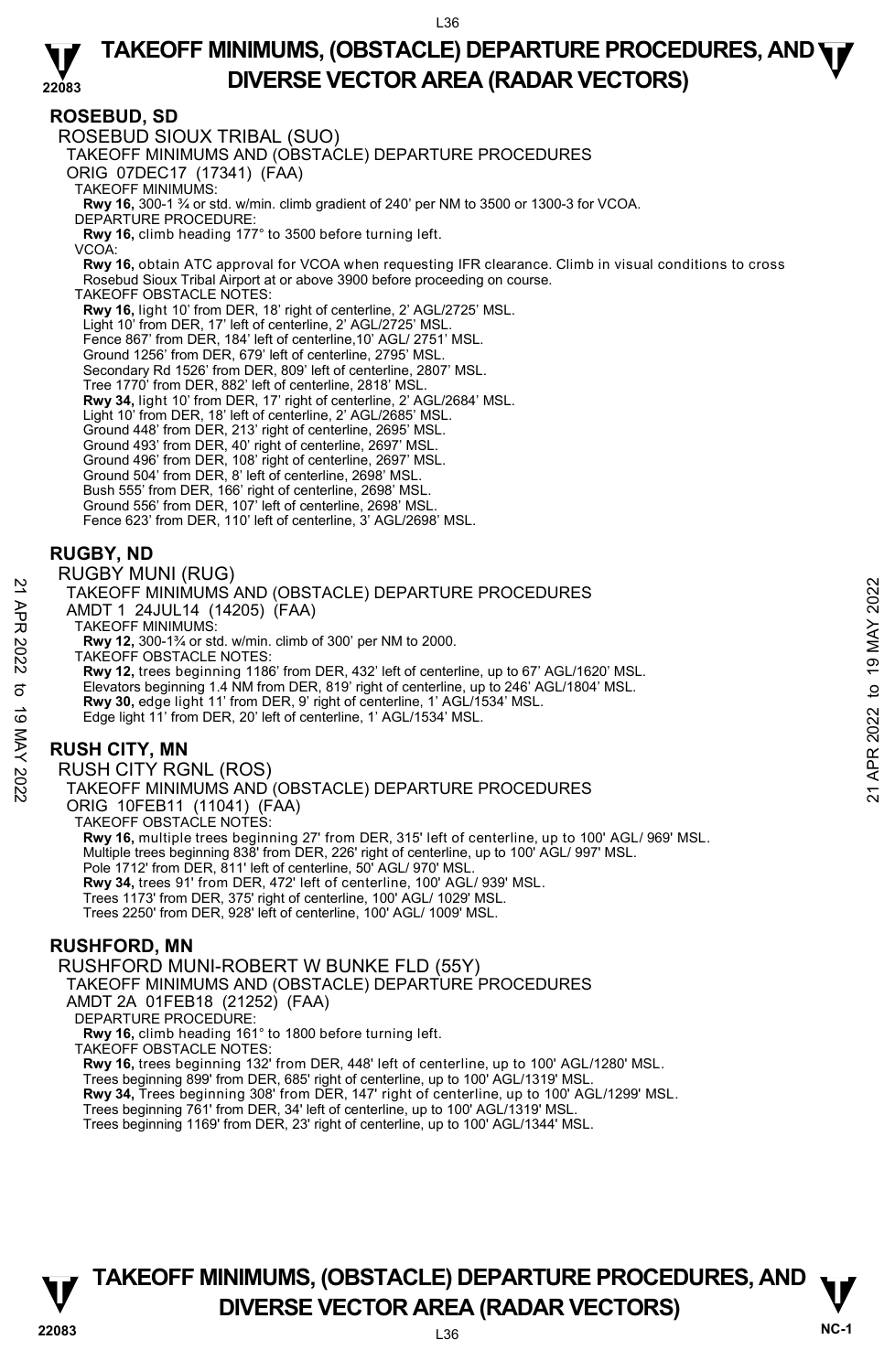## ROSEBUD, SD

ROSEBUD SIOUX TRIBAL (SUO)
TAKEOFF MINIMUMS AND (OBSTACLE) DEPARTURE PROCEDURES
ORIG 07DEC17 (17341) (FAA)
TAKEOFF MINIMUMS:
**Rwy 16,** 300-1 ¾ or std. w/min. climb gradient of 240' per NM to 3500 or 1300-3 for VCOA.
DEPARTURE PROCEDURE:
**Rwy 16,** climb heading 177° to 3500 before turning left.
VCOA:
**Rwy 16,** obtain ATC approval for VCOA when requesting IFR clearance. Climb in visual conditions to cross Rosebud Sioux Tribal Airport at or above 3900 before proceeding on course.
TAKEOFF OBSTACLE NOTES:
**Rwy 16,** light 10' from DER, 18' right of centerline, 2' AGL/2725' MSL.
Light 10' from DER, 17' left of centerline, 2' AGL/2725' MSL.
Fence 867' from DER, 184' left of centerline,10' AGL/ 2751' MSL.
Ground 1256' from DER, 679' left of centerline, 2795' MSL.
Secondary Rd 1526' from DER, 809' left of centerline, 2807' MSL.
Tree 1770' from DER, 882' left of centerline, 2818' MSL.
**Rwy 34,** light 10' from DER, 17' right of centerline, 2' AGL/2684' MSL.
Light 10' from DER, 18' left of centerline, 2' AGL/2685' MSL.
Ground 448' from DER, 213' right of centerline, 2695' MSL.
Ground 493' from DER, 40' right of centerline, 2697' MSL.
Ground 496' from DER, 108' right of centerline, 2697' MSL.
Ground 504' from DER, 8' left of centerline, 2698' MSL.
Bush 555' from DER, 166' right of centerline, 2698' MSL.
Ground 556' from DER, 107' left of centerline, 2698' MSL.
Fence 623' from DER, 110' left of centerline, 3' AGL/2698' MSL.

## RUGBY, ND

RUGBY MUNI (RUG)
TAKEOFF MINIMUMS AND (OBSTACLE) DEPARTURE PROCEDURES
AMDT 1 24JUL14 (14205) (FAA)
TAKEOFF MINIMUMS:
**Rwy 12,** 300-1¾ or std. w/min. climb of 300' per NM to 2000.
TAKEOFF OBSTACLE NOTES:
**Rwy 12,** trees beginning 1186' from DER, 432' left of centerline, up to 67' AGL/1620' MSL.
Elevators beginning 1.4 NM from DER, 819' right of centerline, up to 246' AGL/1804' MSL.
**Rwy 30,** edge light 11' from DER, 9' right of centerline, 1' AGL/1534' MSL.
Edge light 11' from DER, 20' left of centerline, 1' AGL/1534' MSL.

## RUSH CITY, MN

RUSH CITY RGNL (ROS)
TAKEOFF MINIMUMS AND (OBSTACLE) DEPARTURE PROCEDURES
ORIG 10FEB11 (11041) (FAA)
TAKEOFF OBSTACLE NOTES:
**Rwy 16,** multiple trees beginning 27' from DER, 315' left of centerline, up to 100' AGL/ 969' MSL.
Multiple trees beginning 838' from DER, 226' right of centerline, up to 100' AGL/ 997' MSL.
Pole 1712' from DER, 811' left of centerline, 50' AGL/ 970' MSL.
**Rwy 34,** trees 91' from DER, 472' left of centerline, 100' AGL/ 939' MSL.
Trees 1173' from DER, 375' right of centerline, 100' AGL/ 1029' MSL.
Trees 2250' from DER, 928' left of centerline, 100' AGL/ 1009' MSL.

## RUSHFORD, MN

RUSHFORD MUNI-ROBERT W BUNKE FLD (55Y)
TAKEOFF MINIMUMS AND (OBSTACLE) DEPARTURE PROCEDURES
AMDT 2A 01FEB18 (21252) (FAA)
DEPARTURE PROCEDURE:
**Rwy 16,** climb heading 161° to 1800 before turning left.
TAKEOFF OBSTACLE NOTES:
**Rwy 16,** trees beginning 132' from DER, 448' left of centerline, up to 100' AGL/1280' MSL.
Trees beginning 899' from DER, 685' right of centerline, up to 100' AGL/1319' MSL.
**Rwy 34,** Trees beginning 308' from DER, 147' right of centerline, up to 100' AGL/1299' MSL.
Trees beginning 761' from DER, 34' left of centerline, up to 100' AGL/1319' MSL.
Trees beginning 1169' from DER, 23' right of centerline, up to 100' AGL/1344' MSL.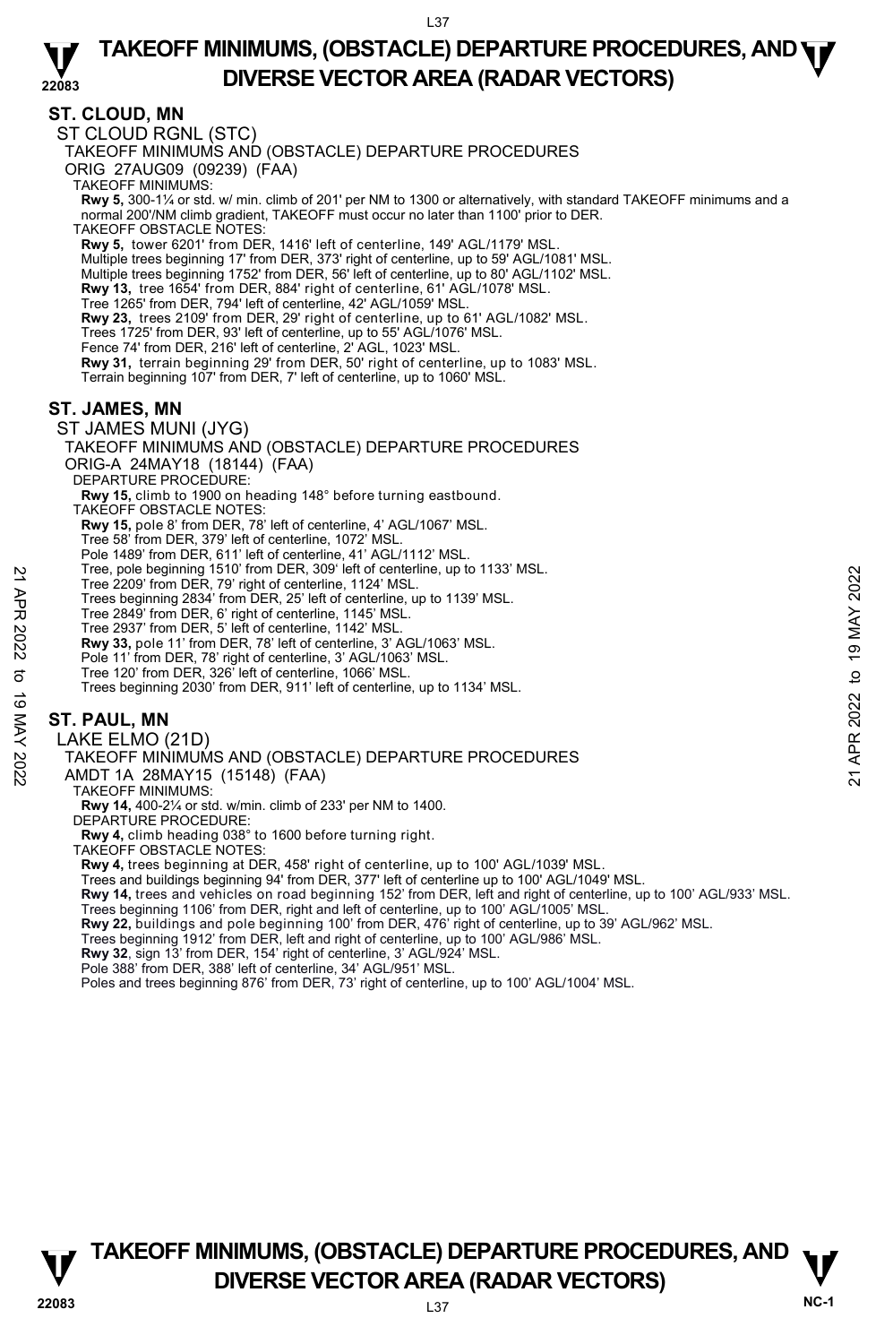## ST. CLOUD, MN

ST CLOUD RGNL (STC)

TAKEOFF MINIMUMS AND (OBSTACLE) DEPARTURE PROCEDURES

ORIG 27AUG09 (09239) (FAA)

TAKEOFF MINIMUMS:

**Rwy 5,** 300-1¼ or std. w/ min. climb of 201' per NM to 1300 or alternatively, with standard TAKEOFF minimums and a normal 200'/NM climb gradient, TAKEOFF must occur no later than 1100' prior to DER.

TAKEOFF OBSTACLE NOTES:

**Rwy 5,** tower 6201' from DER, 1416' left of centerline, 149' AGL/1179' MSL.
Multiple trees beginning 17' from DER, 373' right of centerline, up to 59' AGL/1081' MSL.
Multiple trees beginning 1752' from DER, 56' left of centerline, up to 80' AGL/1102' MSL.
**Rwy 13,** tree 1654' from DER, 884' right of centerline, 61' AGL/1078' MSL.
Tree 1265' from DER, 794' left of centerline, 42' AGL/1059' MSL.
**Rwy 23,** trees 2109' from DER, 29' right of centerline, up to 61' AGL/1082' MSL.
Trees 1725' from DER, 93' left of centerline, up to 55' AGL/1076' MSL.
Fence 74' from DER, 216' left of centerline, 2' AGL, 1023' MSL.
**Rwy 31,** terrain beginning 29' from DER, 50' right of centerline, up to 1083' MSL.
Terrain beginning 107' from DER, 7' left of centerline, up to 1060' MSL.

## ST. JAMES, MN

ST JAMES MUNI (JYG)

TAKEOFF MINIMUMS AND (OBSTACLE) DEPARTURE PROCEDURES

ORIG-A 24MAY18 (18144) (FAA)

DEPARTURE PROCEDURE:

**Rwy 15,** climb to 1900 on heading 148° before turning eastbound.

TAKEOFF OBSTACLE NOTES:

**Rwy 15,** pole 8' from DER, 78' left of centerline, 4' AGL/1067' MSL.
Tree 58' from DER, 379' left of centerline, 1072' MSL.
Pole 1489' from DER, 611' left of centerline, 41' AGL/1112' MSL.
Tree, pole beginning 1510' from DER, 309' left of centerline, up to 1133' MSL.
Tree 2209' from DER, 79' right of centerline, 1124' MSL.
Trees beginning 2834' from DER, 25' left of centerline, up to 1139' MSL.
Tree 2849' from DER, 6' right of centerline, 1145' MSL.
Tree 2937' from DER, 5' left of centerline, 1142' MSL.
**Rwy 33,** pole 11' from DER, 78' left of centerline, 3' AGL/1063' MSL.
Pole 11' from DER, 78' right of centerline, 3' AGL/1063' MSL.
Tree 120' from DER, 326' left of centerline, 1066' MSL.
Trees beginning 2030' from DER, 911' left of centerline, up to 1134' MSL.

## ST. PAUL, MN

LAKE ELMO (21D)

TAKEOFF MINIMUMS AND (OBSTACLE) DEPARTURE PROCEDURES

AMDT 1A 28MAY15 (15148) (FAA)

TAKEOFF MINIMUMS:

**Rwy 14,** 400-2¼ or std. w/min. climb of 233' per NM to 1400.

DEPARTURE PROCEDURE:

**Rwy 4,** climb heading 038° to 1600 before turning right.

TAKEOFF OBSTACLE NOTES:

**Rwy 4,** trees beginning at DER, 458' right of centerline, up to 100' AGL/1039' MSL.
Trees and buildings beginning 94' from DER, 377' left of centerline up to 100' AGL/1049' MSL.
**Rwy 14,** trees and vehicles on road beginning 152' from DER, left and right of centerline, up to 100' AGL/933' MSL.
Trees beginning 1106' from DER, right and left of centerline, up to 100' AGL/1005' MSL.
**Rwy 22,** buildings and pole beginning 100' from DER, 476' right of centerline, up to 39' AGL/962' MSL.
Trees beginning 1912' from DER, left and right of centerline, up to 100' AGL/986' MSL.
**Rwy 32**, sign 13' from DER, 154' right of centerline, 3' AGL/924' MSL.
Pole 388' from DER, 388' left of centerline, 34' AGL/951' MSL.
Poles and trees beginning 876' from DER, 73' right of centerline, up to 100' AGL/1004' MSL.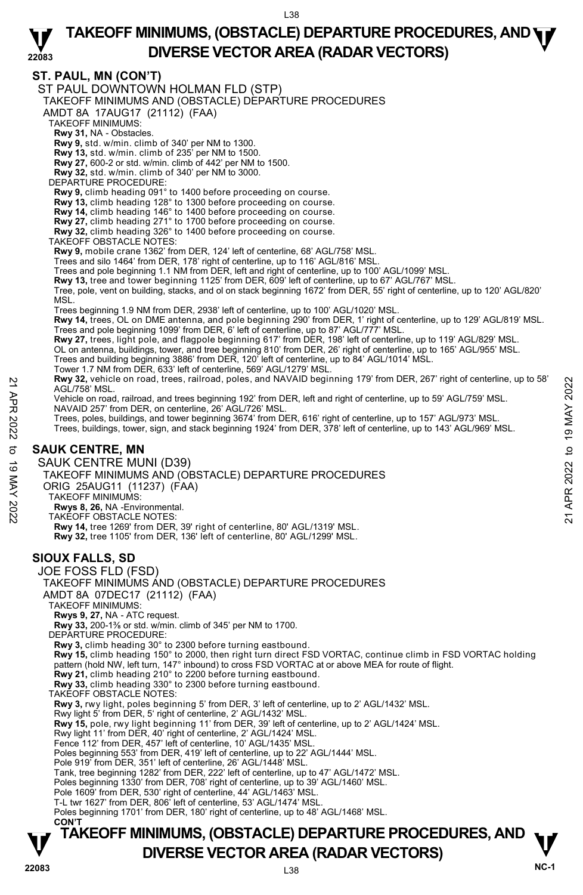## ST. PAUL, MN (CON'T)

ST PAUL DOWNTOWN HOLMAN FLD (STP)
TAKEOFF MINIMUMS AND (OBSTACLE) DEPARTURE PROCEDURES
AMDT 8A 17AUG17 (21112) (FAA)

TAKEOFF MINIMUMS:
**Rwy 31,** NA - Obstacles.
**Rwy 9,** std. w/min. climb of 340' per NM to 1300.
**Rwy 13,** std. w/min. climb of 235' per NM to 1500.
**Rwy 27,** 600-2 or std. w/min. climb of 442' per NM to 1500.
**Rwy 32,** std. w/min. climb of 340' per NM to 3000.

DEPARTURE PROCEDURE:
**Rwy 9,** climb heading 091° to 1400 before proceeding on course.
**Rwy 13,** climb heading 128° to 1300 before proceeding on course.
**Rwy 14,** climb heading 146° to 1400 before proceeding on course.
**Rwy 27,** climb heading 271° to 1700 before proceeding on course.
**Rwy 32,** climb heading 326° to 1400 before proceeding on course.

TAKEOFF OBSTACLE NOTES:
**Rwy 9,** mobile crane 1362' from DER, 124' left of centerline, 68' AGL/758' MSL.
Trees and silo 1464' from DER, 178' right of centerline, up to 116' AGL/816' MSL.
Trees and pole beginning 1.1 NM from DER, left and right of centerline, up to 100' AGL/1099' MSL.
**Rwy 13,** tree and tower beginning 1125' from DER, 609' left of centerline, up to 67' AGL/767' MSL.
Tree, pole, vent on building, stacks, and ol on stack beginning 1672' from DER, 55' right of centerline, up to 120' AGL/820' MSL.
Trees beginning 1.9 NM from DER, 2938' left of centerline, up to 100' AGL/1020' MSL.
**Rwy 14,** trees, OL on DME antenna, and pole beginning 290' from DER, 1' right of centerline, up to 129' AGL/819' MSL.
Trees and pole beginning 1099' from DER, 6' left of centerline, up to 87' AGL/777' MSL.
**Rwy 27,** trees, light pole, and flagpole beginning 617' from DER, 198' left of centerline, up to 119' AGL/829' MSL.
OL on antenna, buildings, tower, and tree beginning 810' from DER, 26' right of centerline, up to 165' AGL/955' MSL.
Trees and building beginning 3886' from DER, 120' left of centerline, up to 84' AGL/1014' MSL.
Tower 1.7 NM from DER, 633' left of centerline, 569' AGL/1279' MSL.
**Rwy 32,** vehicle on road, trees, railroad, poles, and NAVAID beginning 179' from DER, 267' right of centerline, up to 58' AGL/758' MSL.
Vehicle on road, railroad, and trees beginning 192' from DER, left and right of centerline, up to 59' AGL/759' MSL.
NAVAID 257' from DER, on centerline, 26' AGL/726' MSL.
Trees, poles, buildings, and tower beginning 3674' from DER, 616' right of centerline, up to 157' AGL/973' MSL.
Trees, buildings, tower, sign, and stack beginning 1924' from DER, 378' left of centerline, up to 143' AGL/969' MSL.

## SAUK CENTRE, MN

SAUK CENTRE MUNI (D39)
TAKEOFF MINIMUMS AND (OBSTACLE) DEPARTURE PROCEDURES
ORIG 25AUG11 (11237) (FAA)

TAKEOFF MINIMUMS:
**Rwys 8, 26,** NA -Environmental.

TAKEOFF OBSTACLE NOTES:
**Rwy 14,** tree 1269' from DER, 39' right of centerline, 80' AGL/1319' MSL.
**Rwy 32,** tree 1105' from DER, 136' left of centerline, 80' AGL/1299' MSL.

## SIOUX FALLS, SD

JOE FOSS FLD (FSD)
TAKEOFF MINIMUMS AND (OBSTACLE) DEPARTURE PROCEDURES
AMDT 8A 07DEC17 (21112) (FAA)

TAKEOFF MINIMUMS:
**Rwys 9, 27,** NA - ATC request.
**Rwy 33,** 200-1⅜ or std. w/min. climb of 345' per NM to 1700.

DEPARTURE PROCEDURE:
**Rwy 3,** climb heading 30° to 2300 before turning eastbound.
**Rwy 15,** climb heading 150° to 2000, then right turn direct FSD VORTAC, continue climb in FSD VORTAC holding pattern (hold NW, left turn, 147° inbound) to cross FSD VORTAC at or above MEA for route of flight.
**Rwy 21,** climb heading 210° to 2200 before turning eastbound.
**Rwy 33,** climb heading 330° to 2300 before turning eastbound.

TAKEOFF OBSTACLE NOTES:
**Rwy 3,** rwy light, poles beginning 5' from DER, 3' left of centerline, up to 2' AGL/1432' MSL.
Rwy light 5' from DER, 5' right of centerline, 2' AGL/1432' MSL.
**Rwy 15,** pole, rwy light beginning 11' from DER, 39' left of centerline, up to 2' AGL/1424' MSL.
Rwy light 11' from DER, 40' right of centerline, 2' AGL/1424' MSL.
Fence 112' from DER, 457' left of centerline, 10' AGL/1435' MSL.
Poles beginning 553' from DER, 419' left of centerline, up to 22' AGL/1444' MSL.
Pole 919' from DER, 351' left of centerline, 26' AGL/1448' MSL.
Tank, tree beginning 1282' from DER, 222' left of centerline, up to 47' AGL/1472' MSL.
Poles beginning 1330' from DER, 708' right of centerline, up to 39' AGL/1460' MSL.
Pole 1609' from DER, 530' right of centerline, 44' AGL/1463' MSL.
T-L twr 1627' from DER, 806' left of centerline, 53' AGL/1474' MSL.
Poles beginning 1701' from DER, 180' right of centerline, up to 48' AGL/1468' MSL.

**CON'T**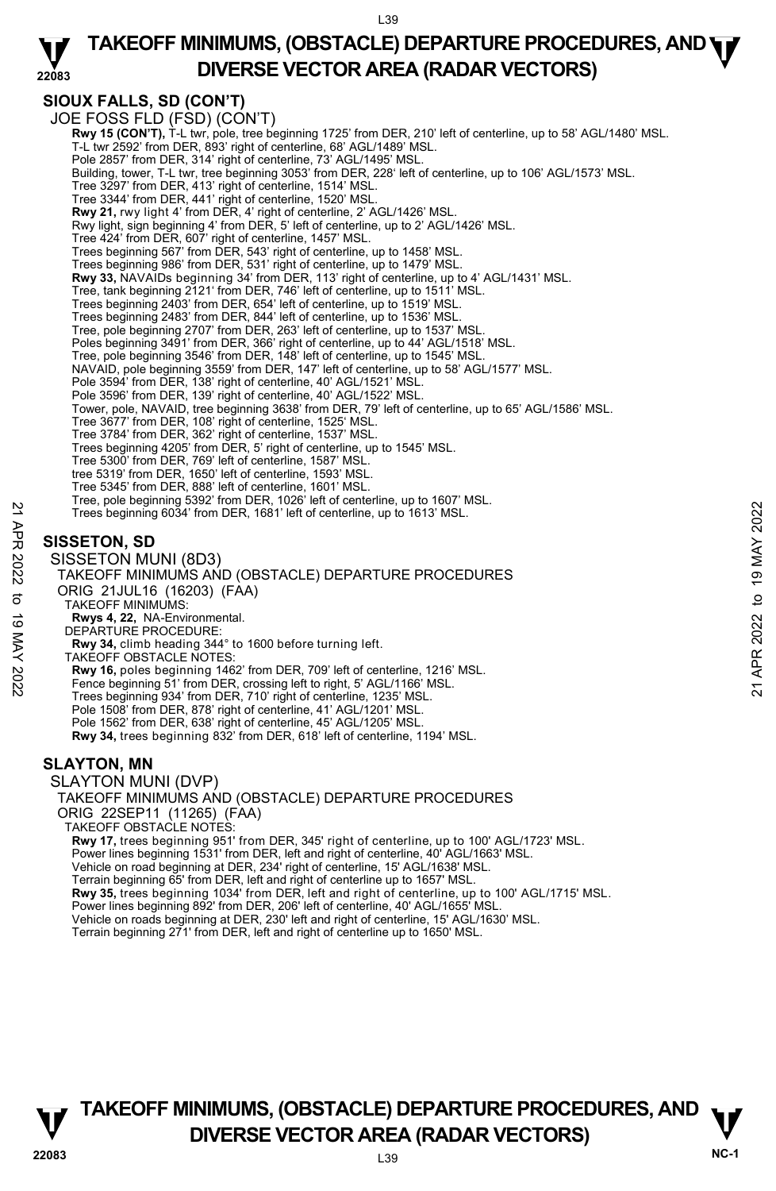## SIOUX FALLS, SD (CON'T)

JOE FOSS FLD (FSD) (CON'T)

**Rwy 15 (CON'T),** T-L twr, pole, tree beginning 1725' from DER, 210' left of centerline, up to 58' AGL/1480' MSL.
T-L twr 2592' from DER, 893' right of centerline, 68' AGL/1489' MSL.
Pole 2857' from DER, 314' right of centerline, 73' AGL/1495' MSL.
Building, tower, T-L twr, tree beginning 3053' from DER, 228' left of centerline, up to 106' AGL/1573' MSL.
Tree 3297' from DER, 413' right of centerline, 1514' MSL.
Tree 3344' from DER, 441' right of centerline, 1520' MSL.
**Rwy 21,** rwy light 4' from DER, 4' right of centerline, 2' AGL/1426' MSL.
Rwy light, sign beginning 4' from DER, 5' left of centerline, up to 2' AGL/1426' MSL.
Tree 424' from DER, 607' right of centerline, 1457' MSL.
Trees beginning 567' from DER, 543' right of centerline, up to 1458' MSL.
Trees beginning 986' from DER, 531' right of centerline, up to 1479' MSL.
**Rwy 33,** NAVAIDs beginning 34' from DER, 113' right of centerline, up to 4' AGL/1431' MSL.
Tree, tank beginning 2121' from DER, 746' left of centerline, up to 1511' MSL.
Trees beginning 2403' from DER, 654' left of centerline, up to 1519' MSL.
Trees beginning 2483' from DER, 844' left of centerline, up to 1536' MSL.
Tree, pole beginning 2707' from DER, 263' left of centerline, up to 1537' MSL.
Poles beginning 3491' from DER, 366' right of centerline, up to 44' AGL/1518' MSL.
Tree, pole beginning 3546' from DER, 148' left of centerline, up to 1545' MSL.
NAVAID, pole beginning 3559' from DER, 147' left of centerline, up to 58' AGL/1577' MSL.
Pole 3594' from DER, 138' right of centerline, 40' AGL/1521' MSL.
Pole 3596' from DER, 139' right of centerline, 40' AGL/1522' MSL.
Tower, pole, NAVAID, tree beginning 3638' from DER, 79' left of centerline, up to 65' AGL/1586' MSL.
Tree 3677' from DER, 108' right of centerline, 1525' MSL.
Tree 3784' from DER, 362' right of centerline, 1537' MSL.
Trees beginning 4205' from DER, 5' right of centerline, up to 1545' MSL.
Tree 5300' from DER, 769' left of centerline, 1587' MSL.
tree 5319' from DER, 1650' left of centerline, 1593' MSL.
Tree 5345' from DER, 888' left of centerline, 1601' MSL.
Tree, pole beginning 5392' from DER, 1026' left of centerline, up to 1607' MSL.
Trees beginning 6034' from DER, 1681' left of centerline, up to 1613' MSL.

## SISSETON, SD

SISSETON MUNI (8D3)
TAKEOFF MINIMUMS AND (OBSTACLE) DEPARTURE PROCEDURES
ORIG 21JUL16 (16203) (FAA)

TAKEOFF MINIMUMS:
**Rwys 4, 22,** NA-Environmental.

DEPARTURE PROCEDURE:
**Rwy 34,** climb heading 344° to 1600 before turning left.

TAKEOFF OBSTACLE NOTES:
**Rwy 16,** poles beginning 1462' from DER, 709' left of centerline, 1216' MSL.
Fence beginning 51' from DER, crossing left to right, 5' AGL/1166' MSL.
Trees beginning 934' from DER, 710' right of centerline, 1235' MSL.
Pole 1508' from DER, 878' right of centerline, 41' AGL/1201' MSL.
Pole 1562' from DER, 638' right of centerline, 45' AGL/1205' MSL.
**Rwy 34,** trees beginning 832' from DER, 618' left of centerline, 1194' MSL.

## SLAYTON, MN

SLAYTON MUNI (DVP)
TAKEOFF MINIMUMS AND (OBSTACLE) DEPARTURE PROCEDURES
ORIG 22SEP11 (11265) (FAA)

TAKEOFF OBSTACLE NOTES:
**Rwy 17,** trees beginning 951' from DER, 345' right of centerline, up to 100' AGL/1723' MSL.
Power lines beginning 1531' from DER, left and right of centerline, 40' AGL/1663' MSL.
Vehicle on road beginning at DER, 234' right of centerline, 15' AGL/1638' MSL.
Terrain beginning 65' from DER, left and right of centerline up to 1657' MSL.
**Rwy 35,** trees beginning 1034' from DER, left and right of centerline, up to 100' AGL/1715' MSL.
Power lines beginning 892' from DER, 206' left of centerline, 40' AGL/1655' MSL.
Vehicle on roads beginning at DER, 230' left and right of centerline, 15' AGL/1630' MSL.
Terrain beginning 271' from DER, left and right of centerline up to 1650' MSL.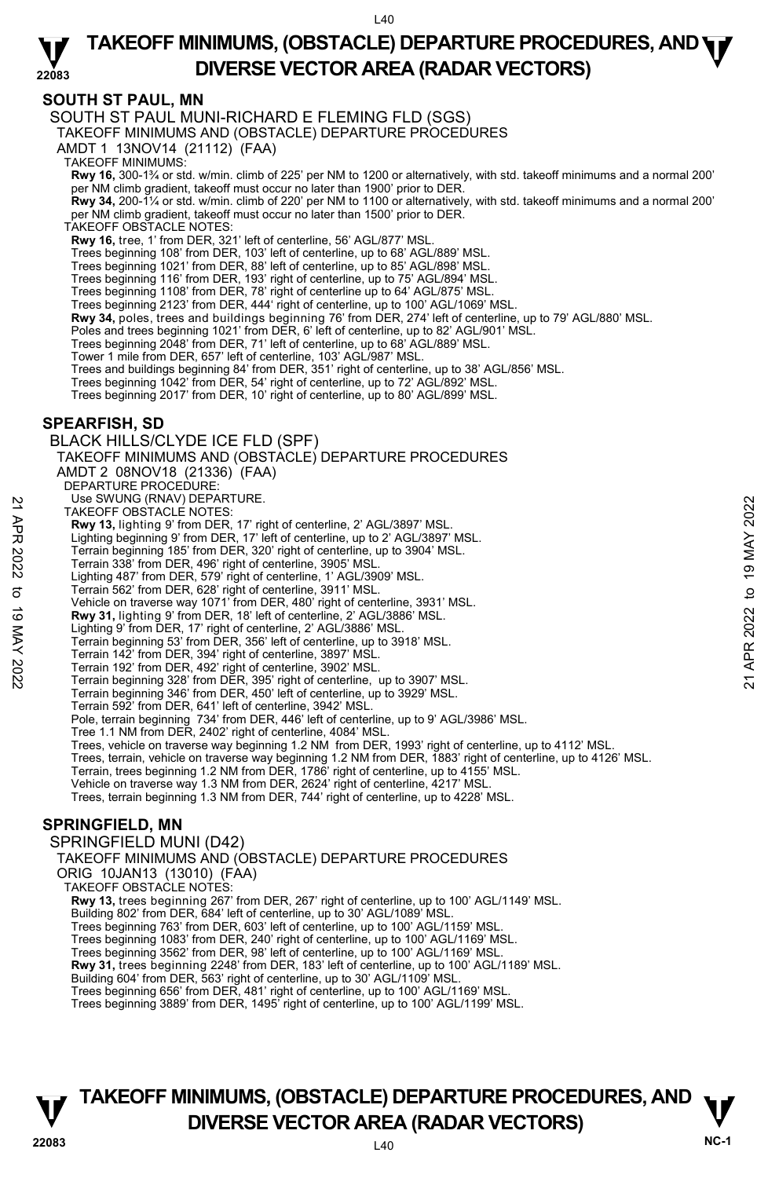## SOUTH ST PAUL, MN

SOUTH ST PAUL MUNI-RICHARD E FLEMING FLD (SGS)
TAKEOFF MINIMUMS AND (OBSTACLE) DEPARTURE PROCEDURES
AMDT 1 13NOV14 (21112) (FAA)
TAKEOFF MINIMUMS:
**Rwy 16,** 300-1¾ or std. w/min. climb of 225' per NM to 1200 or alternatively, with std. takeoff minimums and a normal 200' per NM climb gradient, takeoff must occur no later than 1900' prior to DER.
**Rwy 34,** 200-1¼ or std. w/min. climb of 220' per NM to 1100 or alternatively, with std. takeoff minimums and a normal 200' per NM climb gradient, takeoff must occur no later than 1500' prior to DER.
TAKEOFF OBSTACLE NOTES:
**Rwy 16,** tree, 1' from DER, 321' left of centerline, 56' AGL/877' MSL.
Trees beginning 108' from DER, 103' left of centerline, up to 68' AGL/889' MSL.
Trees beginning 1021' from DER, 88' left of centerline, up to 85' AGL/898' MSL.
Trees beginning 116' from DER, 193' right of centerline, up to 75' AGL/894' MSL.
Trees beginning 1108' from DER, 78' right of centerline up to 64' AGL/875' MSL.
Trees beginning 2123' from DER, 444' right of centerline, up to 100' AGL/1069' MSL.
**Rwy 34,** poles, trees and buildings beginning 76' from DER, 274' left of centerline, up to 79' AGL/880' MSL.
Poles and trees beginning 1021' from DER, 6' left of centerline, up to 82' AGL/901' MSL.
Trees beginning 2048' from DER, 71' left of centerline, up to 68' AGL/889' MSL.
Tower 1 mile from DER, 657' left of centerline, 103' AGL/987' MSL.
Trees and buildings beginning 84' from DER, 351' right of centerline, up to 38' AGL/856' MSL.
Trees beginning 1042' from DER, 54' right of centerline, up to 72' AGL/892' MSL.
Trees beginning 2017' from DER, 10' right of centerline, up to 80' AGL/899' MSL.

## SPEARFISH, SD

BLACK HILLS/CLYDE ICE FLD (SPF)
TAKEOFF MINIMUMS AND (OBSTACLE) DEPARTURE PROCEDURES
AMDT 2 08NOV18 (21336) (FAA)
DEPARTURE PROCEDURE:
Use SWUNG (RNAV) DEPARTURE.
TAKEOFF OBSTACLE NOTES:
**Rwy 13,** lighting 9' from DER, 17' right of centerline, 2' AGL/3897' MSL.
Lighting beginning 9' from DER, 17' left of centerline, up to 2' AGL/3897' MSL.
Terrain beginning 185' from DER, 320' right of centerline, up to 3904' MSL.
Terrain 338' from DER, 496' right of centerline, 3905' MSL.
Lighting 487' from DER, 579' right of centerline, 1' AGL/3909' MSL.
Terrain 562' from DER, 628' right of centerline, 3911' MSL.
Vehicle on traverse way 1071' from DER, 480' right of centerline, 3931' MSL.
**Rwy 31,** lighting 9' from DER, 18' left of centerline, 2' AGL/3886' MSL.
Lighting 9' from DER, 17' right of centerline, 2' AGL/3886' MSL.
Terrain beginning 53' from DER, 356' left of centerline, up to 3918' MSL.
Terrain 142' from DER, 394' right of centerline, 3897' MSL.
Terrain 192' from DER, 492' right of centerline, 3902' MSL.
Terrain beginning 328' from DER, 395' right of centerline, up to 3907' MSL.
Terrain beginning 346' from DER, 450' left of centerline, up to 3929' MSL.
Terrain 592' from DER, 641' left of centerline, 3942' MSL.
Pole, terrain beginning 734' from DER, 446' left of centerline, up to 9' AGL/3986' MSL.
Tree 1.1 NM from DER, 2402' right of centerline, 4084' MSL.
Trees, vehicle on traverse way beginning 1.2 NM from DER, 1993' right of centerline, up to 4112' MSL.
Trees, terrain, vehicle on traverse way beginning 1.2 NM from DER, 1883' right of centerline, up to 4126' MSL.
Terrain, trees beginning 1.2 NM from DER, 1786' right of centerline, up to 4155' MSL.
Vehicle on traverse way 1.3 NM from DER, 2624' right of centerline, 4217' MSL.
Trees, terrain beginning 1.3 NM from DER, 744' right of centerline, up to 4228' MSL.

## SPRINGFIELD, MN

SPRINGFIELD MUNI (D42)
TAKEOFF MINIMUMS AND (OBSTACLE) DEPARTURE PROCEDURES
ORIG 10JAN13 (13010) (FAA)
TAKEOFF OBSTACLE NOTES:
**Rwy 13,** trees beginning 267' from DER, 267' right of centerline, up to 100' AGL/1149' MSL.
Building 802' from DER, 684' left of centerline, up to 30' AGL/1089' MSL.
Trees beginning 763' from DER, 603' left of centerline, up to 100' AGL/1159' MSL.
Trees beginning 1083' from DER, 240' right of centerline, up to 100' AGL/1169' MSL.
Trees beginning 3562' from DER, 98' left of centerline, up to 100' AGL/1169' MSL.
**Rwy 31,** trees beginning 2248' from DER, 183' left of centerline, up to 100' AGL/1189' MSL.
Building 604' from DER, 563' right of centerline, up to 30' AGL/1109' MSL.
Trees beginning 656' from DER, 481' right of centerline, up to 100' AGL/1169' MSL.
Trees beginning 3889' from DER, 1495' right of centerline, up to 100' AGL/1199' MSL.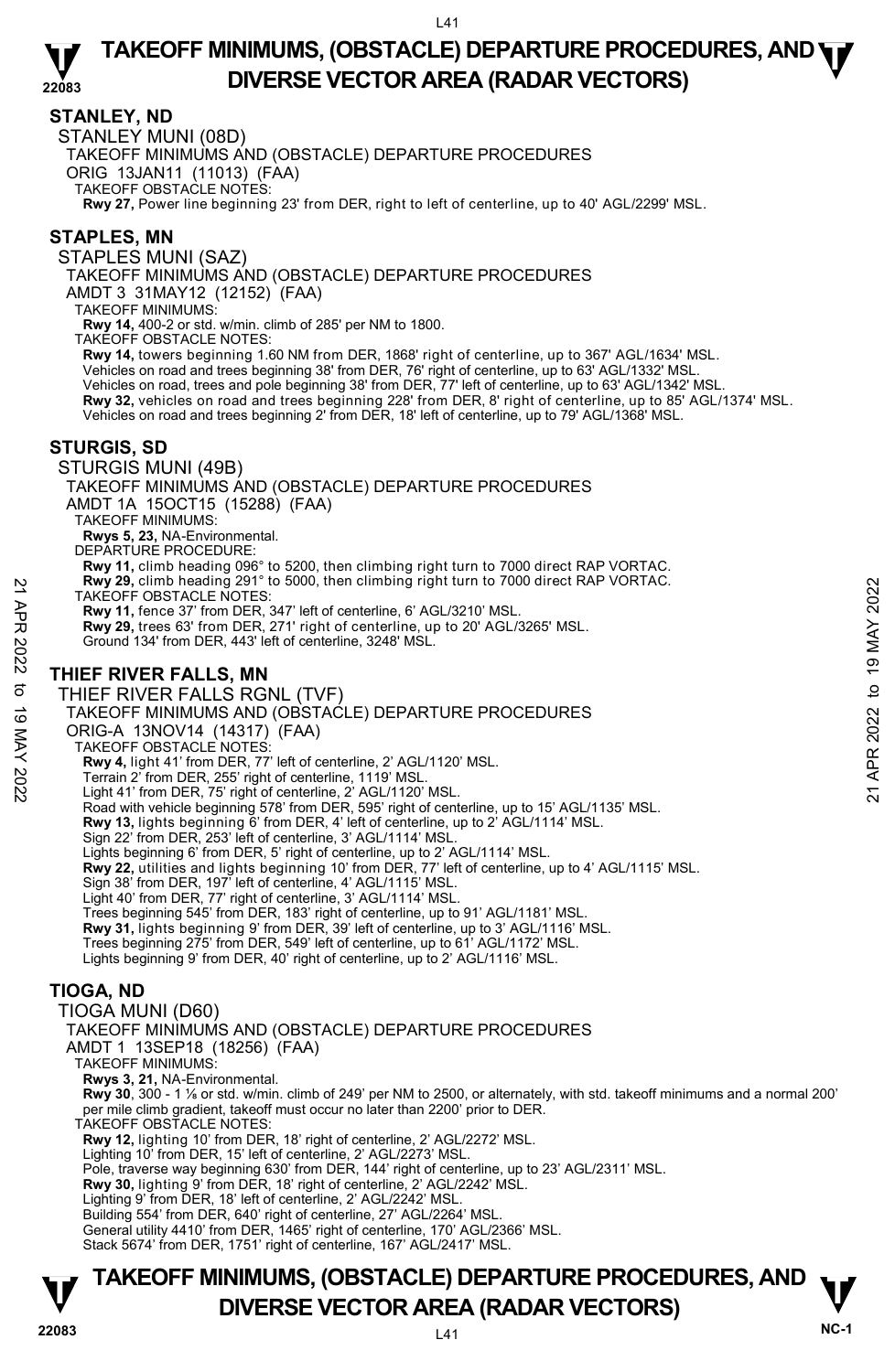## STANLEY, ND

STANLEY MUNI (08D)

TAKEOFF MINIMUMS AND (OBSTACLE) DEPARTURE PROCEDURES

ORIG 13JAN11 (11013) (FAA)

TAKEOFF OBSTACLE NOTES:

**Rwy 27,** Power line beginning 23' from DER, right to left of centerline, up to 40' AGL/2299' MSL.

## STAPLES, MN

STAPLES MUNI (SAZ)

TAKEOFF MINIMUMS AND (OBSTACLE) DEPARTURE PROCEDURES

AMDT 3 31MAY12 (12152) (FAA)

TAKEOFF MINIMUMS:

**Rwy 14,** 400-2 or std. w/min. climb of 285' per NM to 1800.

TAKEOFF OBSTACLE NOTES:

**Rwy 14,** towers beginning 1.60 NM from DER, 1868' right of centerline, up to 367' AGL/1634' MSL.
Vehicles on road and trees beginning 38' from DER, 76' right of centerline, up to 63' AGL/1332' MSL.
Vehicles on road, trees and pole beginning 38' from DER, 77' left of centerline, up to 63' AGL/1342' MSL.
**Rwy 32,** vehicles on road and trees beginning 228' from DER, 8' right of centerline, up to 85' AGL/1374' MSL.
Vehicles on road and trees beginning 2' from DER, 18' left of centerline, up to 79' AGL/1368' MSL.

## STURGIS, SD

STURGIS MUNI (49B)

TAKEOFF MINIMUMS AND (OBSTACLE) DEPARTURE PROCEDURES

AMDT 1A 15OCT15 (15288) (FAA)

TAKEOFF MINIMUMS:

**Rwys 5, 23,** NA-Environmental.

DEPARTURE PROCEDURE:

**Rwy 11,** climb heading 096° to 5200, then climbing right turn to 7000 direct RAP VORTAC.
**Rwy 29,** climb heading 291° to 5000, then climbing right turn to 7000 direct RAP VORTAC.

TAKEOFF OBSTACLE NOTES:

**Rwy 11,** fence 37' from DER, 347' left of centerline, 6' AGL/3210' MSL.
**Rwy 29,** trees 63' from DER, 271' right of centerline, up to 20' AGL/3265' MSL.
Ground 134' from DER, 443' left of centerline, 3248' MSL.

## THIEF RIVER FALLS, MN

THIEF RIVER FALLS RGNL (TVF)

TAKEOFF MINIMUMS AND (OBSTACLE) DEPARTURE PROCEDURES

ORIG-A 13NOV14 (14317) (FAA)

TAKEOFF OBSTACLE NOTES:

**Rwy 4,** light 41' from DER, 77' left of centerline, 2' AGL/1120' MSL.
Terrain 2' from DER, 255' right of centerline, 1119' MSL.
Light 41' from DER, 75' right of centerline, 2' AGL/1120' MSL.
Road with vehicle beginning 578' from DER, 595' right of centerline, up to 15' AGL/1135' MSL.
**Rwy 13,** lights beginning 6' from DER, 4' left of centerline, up to 2' AGL/1114' MSL.
Sign 22' from DER, 253' left of centerline, 3' AGL/1114' MSL.
Lights beginning 6' from DER, 5' right of centerline, up to 2' AGL/1114' MSL.
**Rwy 22,** utilities and lights beginning 10' from DER, 77' left of centerline, up to 4' AGL/1115' MSL.
Sign 38' from DER, 197' left of centerline, 4' AGL/1115' MSL.
Light 40' from DER, 77' right of centerline, 3' AGL/1114' MSL.
Trees beginning 545' from DER, 183' right of centerline, up to 91' AGL/1181' MSL.
**Rwy 31,** lights beginning 9' from DER, 39' left of centerline, up to 3' AGL/1116' MSL.
Trees beginning 275' from DER, 549' left of centerline, up to 61' AGL/1172' MSL.
Lights beginning 9' from DER, 40' right of centerline, up to 2' AGL/1116' MSL.

## TIOGA, ND

TIOGA MUNI (D60)

TAKEOFF MINIMUMS AND (OBSTACLE) DEPARTURE PROCEDURES

AMDT 1 13SEP18 (18256) (FAA)

TAKEOFF MINIMUMS:

**Rwys 3, 21,** NA-Environmental.
**Rwy 30**, 300 - 1 ⅛ or std. w/min. climb of 249' per NM to 2500, or alternately, with std. takeoff minimums and a normal 200' per mile climb gradient, takeoff must occur no later than 2200' prior to DER.

TAKEOFF OBSTACLE NOTES:

**Rwy 12,** lighting 10' from DER, 18' right of centerline, 2' AGL/2272' MSL.
Lighting 10' from DER, 15' left of centerline, 2' AGL/2273' MSL.
Pole, traverse way beginning 630' from DER, 144' right of centerline, up to 23' AGL/2311' MSL.
**Rwy 30,** lighting 9' from DER, 18' right of centerline, 2' AGL/2242' MSL.
Lighting 9' from DER, 18' left of centerline, 2' AGL/2242' MSL.
Building 554' from DER, 640' right of centerline, 27' AGL/2264' MSL.
General utility 4410' from DER, 1465' right of centerline, 170' AGL/2366' MSL.
Stack 5674' from DER, 1751' right of centerline, 167' AGL/2417' MSL.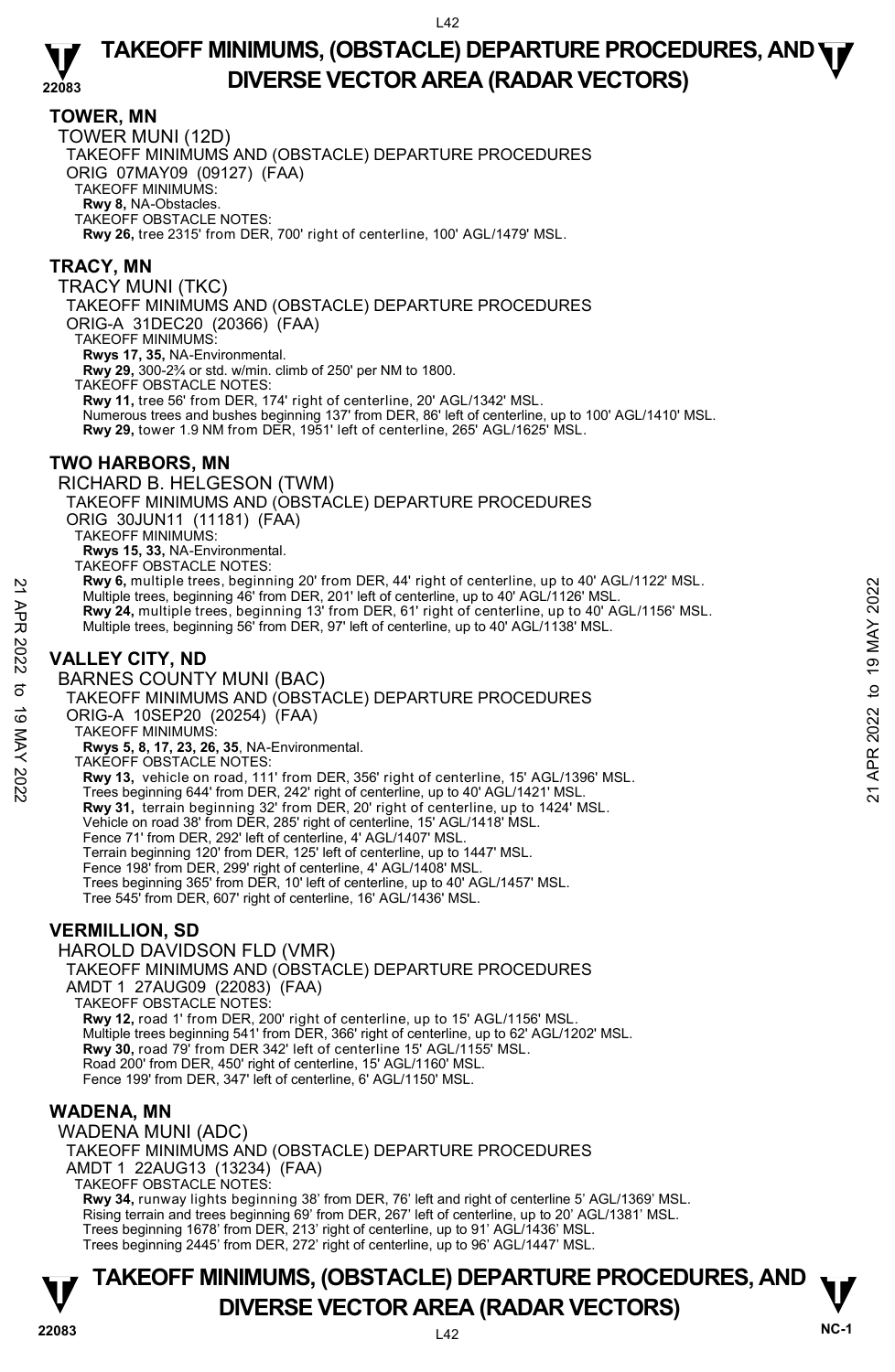## TOWER, MN

TOWER MUNI (12D)

TAKEOFF MINIMUMS AND (OBSTACLE) DEPARTURE PROCEDURES

ORIG 07MAY09 (09127) (FAA)

TAKEOFF MINIMUMS:

**Rwy 8,** NA-Obstacles.

TAKEOFF OBSTACLE NOTES:

**Rwy 26,** tree 2315' from DER, 700' right of centerline, 100' AGL/1479' MSL.

## TRACY, MN

TRACY MUNI (TKC)

TAKEOFF MINIMUMS AND (OBSTACLE) DEPARTURE PROCEDURES

ORIG-A 31DEC20 (20366) (FAA)

TAKEOFF MINIMUMS:

**Rwys 17, 35,** NA-Environmental.

**Rwy 29,** 300-2¾ or std. w/min. climb of 250' per NM to 1800.

TAKEOFF OBSTACLE NOTES:

**Rwy 11,** tree 56' from DER, 174' right of centerline, 20' AGL/1342' MSL.
Numerous trees and bushes beginning 137' from DER, 86' left of centerline, up to 100' AGL/1410' MSL.

**Rwy 29,** tower 1.9 NM from DER, 1951' left of centerline, 265' AGL/1625' MSL.

## TWO HARBORS, MN

RICHARD B. HELGESON (TWM)

TAKEOFF MINIMUMS AND (OBSTACLE) DEPARTURE PROCEDURES

ORIG 30JUN11 (11181) (FAA)

TAKEOFF MINIMUMS:

**Rwys 15, 33,** NA-Environmental.

TAKEOFF OBSTACLE NOTES:

**Rwy 6,** multiple trees, beginning 20' from DER, 44' right of centerline, up to 40' AGL/1122' MSL.
Multiple trees, beginning 46' from DER, 201' left of centerline, up to 40' AGL/1126' MSL.

**Rwy 24,** multiple trees, beginning 13' from DER, 61' right of centerline, up to 40' AGL/1156' MSL.
Multiple trees, beginning 56' from DER, 97' left of centerline, up to 40' AGL/1138' MSL.

## VALLEY CITY, ND

BARNES COUNTY MUNI (BAC)

TAKEOFF MINIMUMS AND (OBSTACLE) DEPARTURE PROCEDURES

ORIG-A 10SEP20 (20254) (FAA)

TAKEOFF MINIMUMS:

**Rwys 5, 8, 17, 23, 26, 35**, NA-Environmental.

TAKEOFF OBSTACLE NOTES:

**Rwy 13,** vehicle on road, 111' from DER, 356' right of centerline, 15' AGL/1396' MSL.
Trees beginning 644' from DER, 242' right of centerline, up to 40' AGL/1421' MSL.

**Rwy 31,** terrain beginning 32' from DER, 20' right of centerline, up to 1424' MSL.
Vehicle on road 38' from DER, 285' right of centerline, 15' AGL/1418' MSL.
Fence 71' from DER, 292' left of centerline, 4' AGL/1407' MSL.
Terrain beginning 120' from DER, 125' left of centerline, up to 1447' MSL.
Fence 198' from DER, 299' right of centerline, 4' AGL/1408' MSL.
Trees beginning 365' from DER, 10' left of centerline, up to 40' AGL/1457' MSL.
Tree 545' from DER, 607' right of centerline, 16' AGL/1436' MSL.

## VERMILLION, SD

HAROLD DAVIDSON FLD (VMR)

TAKEOFF MINIMUMS AND (OBSTACLE) DEPARTURE PROCEDURES

AMDT 1 27AUG09 (22083) (FAA)

TAKEOFF OBSTACLE NOTES:

**Rwy 12,** road 1' from DER, 200' right of centerline, up to 15' AGL/1156' MSL.
Multiple trees beginning 541' from DER, 366' right of centerline, up to 62' AGL/1202' MSL.

**Rwy 30,** road 79' from DER 342' left of centerline 15' AGL/1155' MSL.
Road 200' from DER, 450' right of centerline, 15' AGL/1160' MSL.
Fence 199' from DER, 347' left of centerline, 6' AGL/1150' MSL.

## WADENA, MN

WADENA MUNI (ADC)

TAKEOFF MINIMUMS AND (OBSTACLE) DEPARTURE PROCEDURES

AMDT 1 22AUG13 (13234) (FAA)

TAKEOFF OBSTACLE NOTES:

**Rwy 34,** runway lights beginning 38' from DER, 76' left and right of centerline 5' AGL/1369' MSL.
Rising terrain and trees beginning 69' from DER, 267' left of centerline, up to 20' AGL/1381' MSL.
Trees beginning 1678' from DER, 213' right of centerline, up to 91' AGL/1436' MSL.
Trees beginning 2445' from DER, 272' right of centerline, up to 96' AGL/1447' MSL.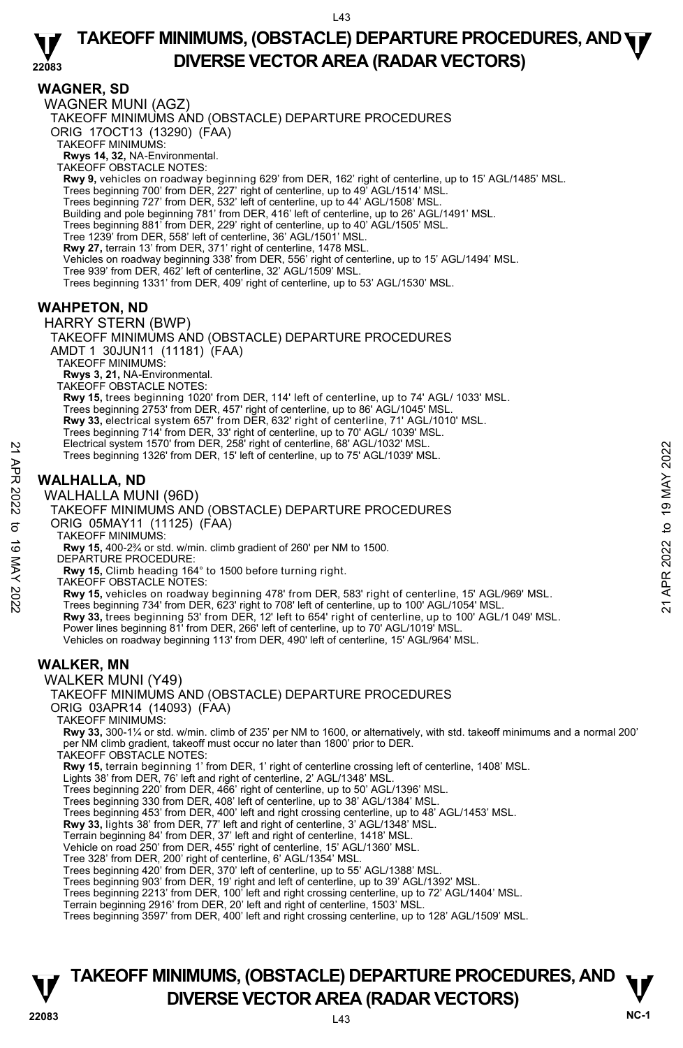## WAGNER, SD

### WAGNER MUNI (AGZ)

TAKEOFF MINIMUMS AND (OBSTACLE) DEPARTURE PROCEDURES
ORIG 17OCT13 (13290) (FAA)

TAKEOFF MINIMUMS:
**Rwys 14, 32,** NA-Environmental.

TAKEOFF OBSTACLE NOTES:
**Rwy 9,** vehicles on roadway beginning 629' from DER, 162' right of centerline, up to 15' AGL/1485' MSL.
Trees beginning 700' from DER, 227' right of centerline, up to 49' AGL/1514' MSL.
Trees beginning 727' from DER, 532' left of centerline, up to 44' AGL/1508' MSL.
Building and pole beginning 781' from DER, 416' left of centerline, up to 26' AGL/1491' MSL.
Trees beginning 881' from DER, 229' right of centerline, up to 40' AGL/1505' MSL.
Tree 1239' from DER, 558' left of centerline, 36' AGL/1501' MSL.
**Rwy 27,** terrain 13' from DER, 371' right of centerline, 1478 MSL.
Vehicles on roadway beginning 338' from DER, 556' right of centerline, up to 15' AGL/1494' MSL.
Tree 939' from DER, 462' left of centerline, 32' AGL/1509' MSL.
Trees beginning 1331' from DER, 409' right of centerline, up to 53' AGL/1530' MSL.

## WAHPETON, ND

### HARRY STERN (BWP)

TAKEOFF MINIMUMS AND (OBSTACLE) DEPARTURE PROCEDURES
AMDT 1 30JUN11 (11181) (FAA)

TAKEOFF MINIMUMS:
**Rwys 3, 21,** NA-Environmental.

TAKEOFF OBSTACLE NOTES:
**Rwy 15,** trees beginning 1020' from DER, 114' left of centerline, up to 74' AGL/ 1033' MSL.
Trees beginning 2753' from DER, 457' right of centerline, up to 86' AGL/1045' MSL.
**Rwy 33,** electrical system 657' from DER, 632' right of centerline, 71' AGL/1010' MSL.
Trees beginning 714' from DER, 33' right of centerline, up to 70' AGL/ 1039' MSL.
Electrical system 1570' from DER, 258' right of centerline, 68' AGL/1032' MSL.
Trees beginning 1326' from DER, 15' left of centerline, up to 75' AGL/1039' MSL.

## WALHALLA, ND

### WALHALLA MUNI (96D)

TAKEOFF MINIMUMS AND (OBSTACLE) DEPARTURE PROCEDURES
ORIG 05MAY11 (11125) (FAA)

TAKEOFF MINIMUMS:
**Rwy 15,** 400-2¾ or std. w/min. climb gradient of 260' per NM to 1500.

DEPARTURE PROCEDURE:
**Rwy 15,** Climb heading 164° to 1500 before turning right.

TAKEOFF OBSTACLE NOTES:
**Rwy 15,** vehicles on roadway beginning 478' from DER, 583' right of centerline, 15' AGL/969' MSL.
Trees beginning 734' from DER, 623' right to 708' left of centerline, up to 100' AGL/1054' MSL.
**Rwy 33,** trees beginning 53' from DER, 12' left to 654' right of centerline, up to 100' AGL/1 049' MSL.
Power lines beginning 81' from DER, 266' left of centerline, up to 70' AGL/1019' MSL.
Vehicles on roadway beginning 113' from DER, 490' left of centerline, 15' AGL/964' MSL.

## WALKER, MN

### WALKER MUNI (Y49)

TAKEOFF MINIMUMS AND (OBSTACLE) DEPARTURE PROCEDURES
ORIG 03APR14 (14093) (FAA)

TAKEOFF MINIMUMS:
**Rwy 33,** 300-1¼ or std. w/min. climb of 235' per NM to 1600, or alternatively, with std. takeoff minimums and a normal 200' per NM climb gradient, takeoff must occur no later than 1800' prior to DER.

TAKEOFF OBSTACLE NOTES:
**Rwy 15,** terrain beginning 1' from DER, 1' right of centerline crossing left of centerline, 1408' MSL.
Lights 38' from DER, 76' left and right of centerline, 2' AGL/1348' MSL.
Trees beginning 220' from DER, 466' right of centerline, up to 50' AGL/1396' MSL.
Trees beginning 330 from DER, 408' left of centerline, up to 38' AGL/1384' MSL.
Trees beginning 453' from DER, 400' left and right crossing centerline, up to 48' AGL/1453' MSL.
**Rwy 33,** lights 38' from DER, 77' left and right of centerline, 3' AGL/1348' MSL.
Terrain beginning 84' from DER, 37' left and right of centerline, 1418' MSL.
Vehicle on road 250' from DER, 455' right of centerline, 15' AGL/1360' MSL.
Tree 328' from DER, 200' right of centerline, 6' AGL/1354' MSL.
Trees beginning 420' from DER, 370' left of centerline, up to 55' AGL/1388' MSL.
Trees beginning 903' from DER, 19' right and left of centerline, up to 39' AGL/1392' MSL.
Trees beginning 2213' from DER, 100' left and right crossing centerline, up to 72' AGL/1404' MSL.
Terrain beginning 2916' from DER, 20' left and right of centerline, 1503' MSL.
Trees beginning 3597' from DER, 400' left and right crossing centerline, up to 128' AGL/1509' MSL.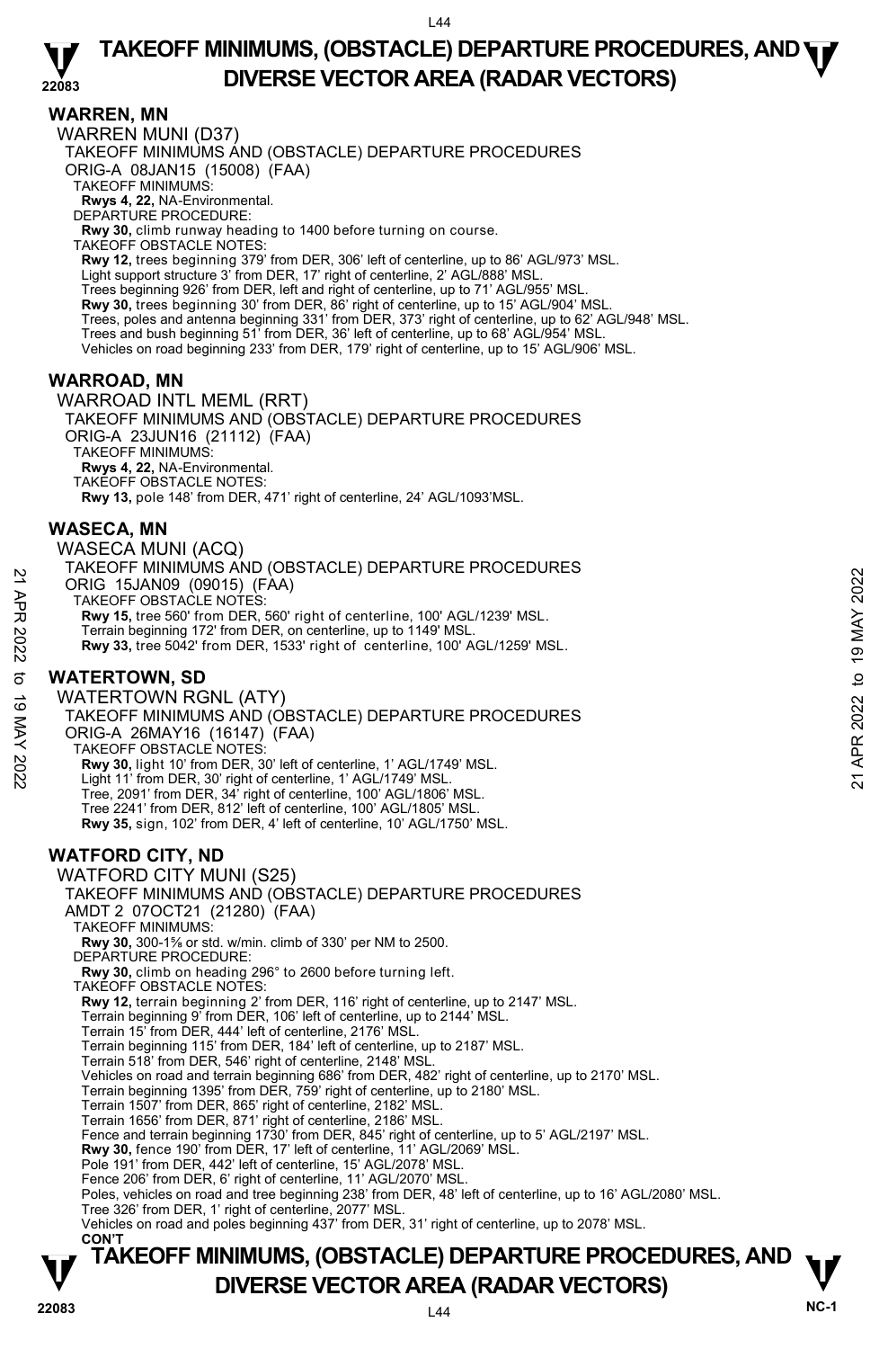## WARREN, MN

WARREN MUNI (D37)
TAKEOFF MINIMUMS AND (OBSTACLE) DEPARTURE PROCEDURES
ORIG-A 08JAN15 (15008) (FAA)
TAKEOFF MINIMUMS:
**Rwys 4, 22,** NA-Environmental.
DEPARTURE PROCEDURE:
**Rwy 30,** climb runway heading to 1400 before turning on course.
TAKEOFF OBSTACLE NOTES:
**Rwy 12,** trees beginning 379' from DER, 306' left of centerline, up to 86' AGL/973' MSL.
Light support structure 3' from DER, 17' right of centerline, 2' AGL/888' MSL.
Trees beginning 926' from DER, left and right of centerline, up to 71' AGL/955' MSL.
**Rwy 30,** trees beginning 30' from DER, 86' right of centerline, up to 15' AGL/904' MSL.
Trees, poles and antenna beginning 331' from DER, 373' right of centerline, up to 62' AGL/948' MSL.
Trees and bush beginning 51' from DER, 36' left of centerline, up to 68' AGL/954' MSL.
Vehicles on road beginning 233' from DER, 179' right of centerline, up to 15' AGL/906' MSL.

## WARROAD, MN

WARROAD INTL MEML (RRT)
TAKEOFF MINIMUMS AND (OBSTACLE) DEPARTURE PROCEDURES
ORIG-A 23JUN16 (21112) (FAA)
TAKEOFF MINIMUMS:
**Rwys 4, 22,** NA-Environmental.
TAKEOFF OBSTACLE NOTES:
**Rwy 13,** pole 148' from DER, 471' right of centerline, 24' AGL/1093'MSL.

## WASECA, MN

WASECA MUNI (ACQ)
TAKEOFF MINIMUMS AND (OBSTACLE) DEPARTURE PROCEDURES
ORIG 15JAN09 (09015) (FAA)
TAKEOFF OBSTACLE NOTES:
**Rwy 15,** tree 560' from DER, 560' right of centerline, 100' AGL/1239' MSL.
Terrain beginning 172' from DER, on centerline, up to 1149' MSL.
**Rwy 33,** tree 5042' from DER, 1533' right of centerline, 100' AGL/1259' MSL.

## WATERTOWN, SD

WATERTOWN RGNL (ATY)
TAKEOFF MINIMUMS AND (OBSTACLE) DEPARTURE PROCEDURES
ORIG-A 26MAY16 (16147) (FAA)
TAKEOFF OBSTACLE NOTES:
**Rwy 30,** light 10' from DER, 30' left of centerline, 1' AGL/1749' MSL.
Light 11' from DER, 30' right of centerline, 1' AGL/1749' MSL.
Tree, 2091' from DER, 34' right of centerline, 100' AGL/1806' MSL.
Tree 2241' from DER, 812' left of centerline, 100' AGL/1805' MSL.
**Rwy 35,** sign, 102' from DER, 4' left of centerline, 10' AGL/1750' MSL.

## WATFORD CITY, ND

WATFORD CITY MUNI (S25)
TAKEOFF MINIMUMS AND (OBSTACLE) DEPARTURE PROCEDURES
AMDT 2 07OCT21 (21280) (FAA)
TAKEOFF MINIMUMS:
**Rwy 30,** 300-1⅝ or std. w/min. climb of 330' per NM to 2500.
DEPARTURE PROCEDURE:
**Rwy 30,** climb on heading 296° to 2600 before turning left.
TAKEOFF OBSTACLE NOTES:
**Rwy 12,** terrain beginning 2' from DER, 116' right of centerline, up to 2147' MSL.
Terrain beginning 9' from DER, 106' left of centerline, up to 2144' MSL.
Terrain 15' from DER, 444' left of centerline, 2176' MSL.
Terrain beginning 115' from DER, 184' left of centerline, up to 2187' MSL.
Terrain 518' from DER, 546' right of centerline, 2148' MSL.
Vehicles on road and terrain beginning 686' from DER, 482' right of centerline, up to 2170' MSL.
Terrain beginning 1395' from DER, 759' right of centerline, up to 2180' MSL.
Terrain 1507' from DER, 865' right of centerline, 2182' MSL.
Terrain 1656' from DER, 871' right of centerline, 2186' MSL.
Fence and terrain beginning 1730' from DER, 845' right of centerline, up to 5' AGL/2197' MSL.
**Rwy 30,** fence 190' from DER, 17' left of centerline, 11' AGL/2069' MSL.
Pole 191' from DER, 442' left of centerline, 15' AGL/2078' MSL.
Fence 206' from DER, 6' right of centerline, 11' AGL/2070' MSL.
Poles, vehicles on road and tree beginning 238' from DER, 48' left of centerline, up to 16' AGL/2080' MSL.
Tree 326' from DER, 1' right of centerline, 2077' MSL.
Vehicles on road and poles beginning 437' from DER, 31' right of centerline, up to 2078' MSL.
**CON'T**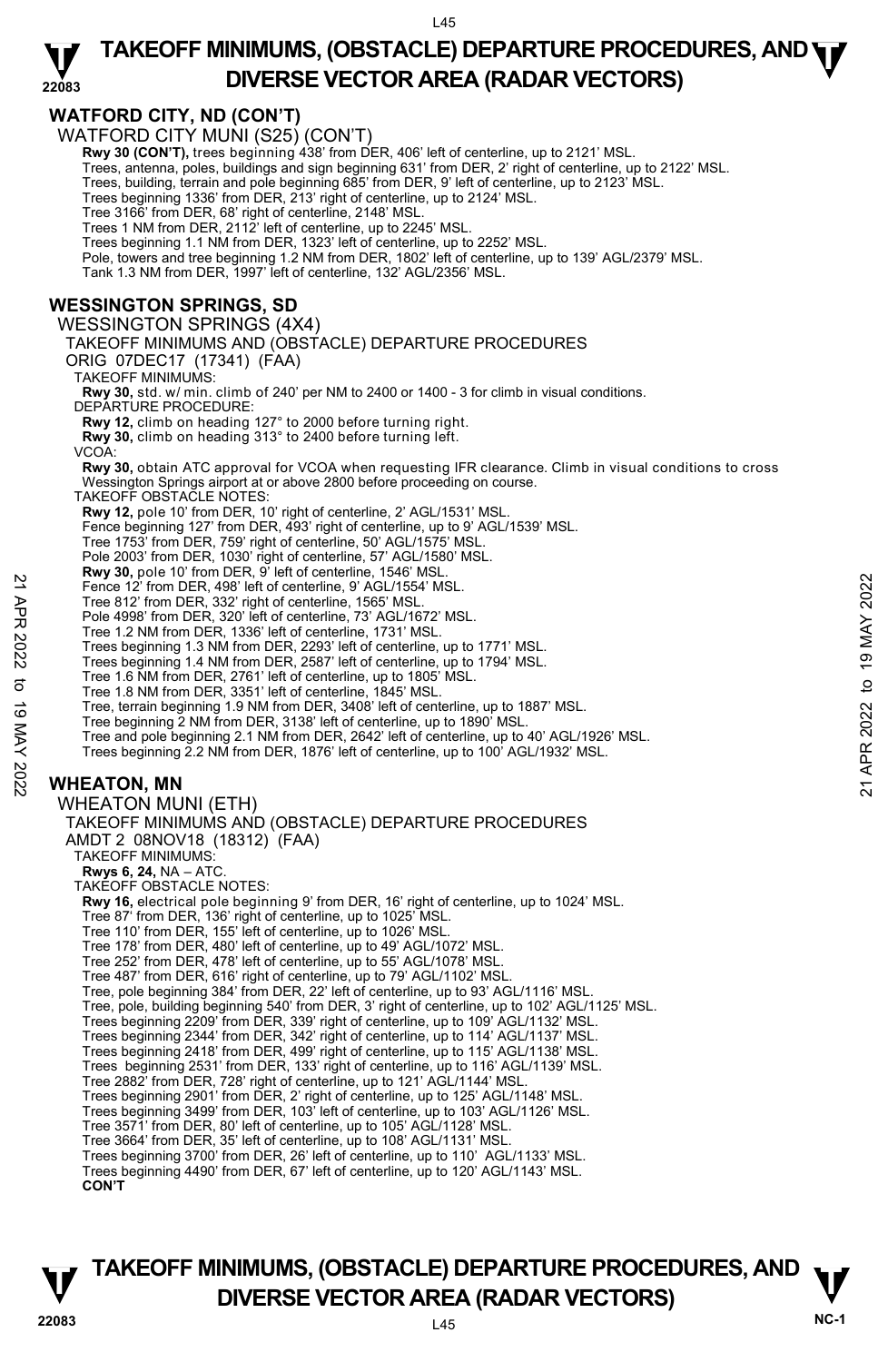## WATFORD CITY, ND (CON'T)

WATFORD CITY MUNI (S25) (CON'T)

**Rwy 30 (CON'T),** trees beginning 438' from DER, 406' left of centerline, up to 2121' MSL.
Trees, antenna, poles, buildings and sign beginning 631' from DER, 2' right of centerline, up to 2122' MSL.
Trees, building, terrain and pole beginning 685' from DER, 9' left of centerline, up to 2123' MSL.
Trees beginning 1336' from DER, 213' right of centerline, up to 2124' MSL.
Tree 3166' from DER, 68' right of centerline, 2148' MSL.
Trees 1 NM from DER, 2112' left of centerline, up to 2245' MSL.
Trees beginning 1.1 NM from DER, 1323' left of centerline, up to 2252' MSL.
Pole, towers and tree beginning 1.2 NM from DER, 1802' left of centerline, up to 139' AGL/2379' MSL.
Tank 1.3 NM from DER, 1997' left of centerline, 132' AGL/2356' MSL.

## WESSINGTON SPRINGS, SD

WESSINGTON SPRINGS (4X4)

TAKEOFF MINIMUMS AND (OBSTACLE) DEPARTURE PROCEDURES

ORIG 07DEC17 (17341) (FAA)

TAKEOFF MINIMUMS:

**Rwy 30,** std. w/ min. climb of 240' per NM to 2400 or 1400 - 3 for climb in visual conditions.

DEPARTURE PROCEDURE:

**Rwy 12,** climb on heading 127° to 2000 before turning right.
**Rwy 30,** climb on heading 313° to 2400 before turning left.

VCOA:

**Rwy 30,** obtain ATC approval for VCOA when requesting IFR clearance. Climb in visual conditions to cross Wessington Springs airport at or above 2800 before proceeding on course.

TAKEOFF OBSTACLE NOTES:

**Rwy 12,** pole 10' from DER, 10' right of centerline, 2' AGL/1531' MSL.
Fence beginning 127' from DER, 493' right of centerline, up to 9' AGL/1539' MSL.
Tree 1753' from DER, 759' right of centerline, 50' AGL/1575' MSL.
Pole 2003' from DER, 1030' right of centerline, 57' AGL/1580' MSL.
**Rwy 30,** pole 10' from DER, 9' left of centerline, 1546' MSL.
Fence 12' from DER, 498' left of centerline, 9' AGL/1554' MSL.
Tree 812' from DER, 332' right of centerline, 1565' MSL.
Pole 4998' from DER, 320' left of centerline, 73' AGL/1672' MSL.
Tree 1.2 NM from DER, 1336' left of centerline, 1731' MSL.
Trees beginning 1.3 NM from DER, 2293' left of centerline, up to 1771' MSL.
Trees beginning 1.4 NM from DER, 2587' left of centerline, up to 1794' MSL.
Tree 1.6 NM from DER, 2761' left of centerline, up to 1805' MSL.
Tree 1.8 NM from DER, 3351' left of centerline, 1845' MSL.
Tree, terrain beginning 1.9 NM from DER, 3408' left of centerline, up to 1887' MSL.
Tree beginning 2 NM from DER, 3138' left of centerline, up to 1890' MSL.
Tree and pole beginning 2.1 NM from DER, 2642' left of centerline, up to 40' AGL/1926' MSL.
Trees beginning 2.2 NM from DER, 1876' left of centerline, up to 100' AGL/1932' MSL.

## WHEATON, MN

WHEATON MUNI (ETH)

TAKEOFF MINIMUMS AND (OBSTACLE) DEPARTURE PROCEDURES

AMDT 2 08NOV18 (18312) (FAA)

TAKEOFF MINIMUMS:

**Rwys 6, 24,** NA – ATC.

TAKEOFF OBSTACLE NOTES:

**Rwy 16,** electrical pole beginning 9' from DER, 16' right of centerline, up to 1024' MSL.
Tree 87' from DER, 136' right of centerline, up to 1025' MSL.
Tree 110' from DER, 155' left of centerline, up to 1026' MSL.
Tree 178' from DER, 480' left of centerline, up to 49' AGL/1072' MSL.
Tree 252' from DER, 478' left of centerline, up to 55' AGL/1078' MSL.
Tree 487' from DER, 616' right of centerline, up to 79' AGL/1102' MSL.
Tree, pole beginning 384' from DER, 22' left of centerline, up to 93' AGL/1116' MSL.
Tree, pole, building beginning 540' from DER, 3' right of centerline, up to 102' AGL/1125' MSL.
Trees beginning 2209' from DER, 339' right of centerline, up to 109' AGL/1132' MSL.
Trees beginning 2344' from DER, 342' right of centerline, up to 114' AGL/1137' MSL.
Trees beginning 2418' from DER, 499' right of centerline, up to 115' AGL/1138' MSL.
Trees beginning 2531' from DER, 133' right of centerline, up to 116' AGL/1139' MSL.
Tree 2882' from DER, 728' right of centerline, up to 121' AGL/1144' MSL.
Trees beginning 2901' from DER, 2' right of centerline, up to 125' AGL/1148' MSL.
Trees beginning 3499' from DER, 103' left of centerline, up to 103' AGL/1126' MSL.
Tree 3571' from DER, 80' left of centerline, up to 105' AGL/1128' MSL.
Tree 3664' from DER, 35' left of centerline, up to 108' AGL/1131' MSL.
Trees beginning 3700' from DER, 26' left of centerline, up to 110' AGL/1133' MSL.
Trees beginning 4490' from DER, 67' left of centerline, up to 120' AGL/1143' MSL.

**CON'T**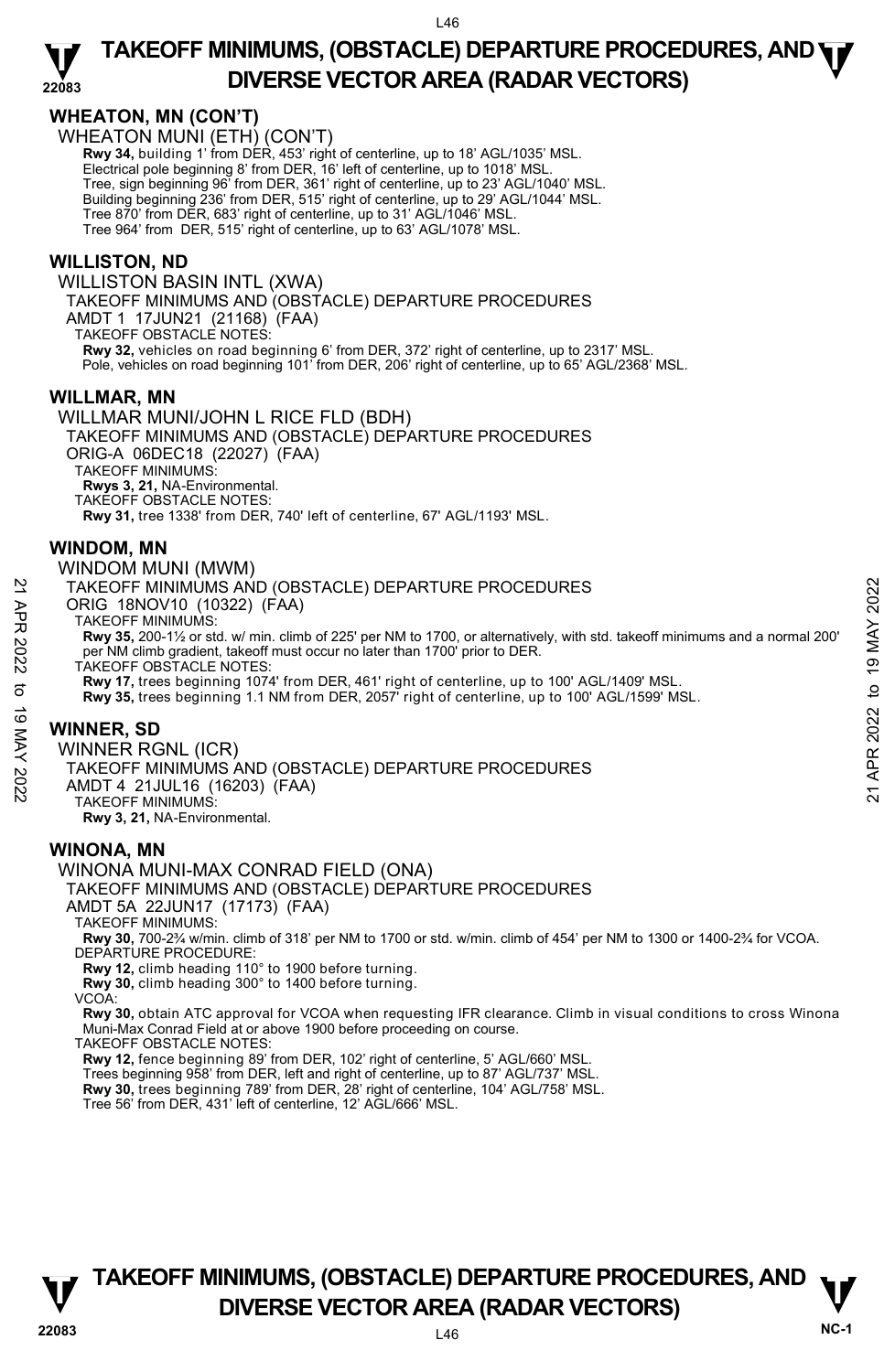## WHEATON, MN (CON'T)

WHEATON MUNI (ETH) (CON'T)

**Rwy 34,** building 1' from DER, 453' right of centerline, up to 18' AGL/1035' MSL.
Electrical pole beginning 8' from DER, 16' left of centerline, up to 1018' MSL.
Tree, sign beginning 96' from DER, 361' right of centerline, up to 23' AGL/1040' MSL.
Building beginning 236' from DER, 515' right of centerline, up to 29' AGL/1044' MSL.
Tree 870' from DER, 683' right of centerline, up to 31' AGL/1046' MSL.
Tree 964' from DER, 515' right of centerline, up to 63' AGL/1078' MSL.

## WILLISTON, ND

WILLISTON BASIN INTL (XWA)
TAKEOFF MINIMUMS AND (OBSTACLE) DEPARTURE PROCEDURES
AMDT 1 17JUN21 (21168) (FAA)
TAKEOFF OBSTACLE NOTES:
**Rwy 32,** vehicles on road beginning 6' from DER, 372' right of centerline, up to 2317' MSL.
Pole, vehicles on road beginning 101' from DER, 206' right of centerline, up to 65' AGL/2368' MSL.

## WILLMAR, MN

WILLMAR MUNI/JOHN L RICE FLD (BDH)
TAKEOFF MINIMUMS AND (OBSTACLE) DEPARTURE PROCEDURES
ORIG-A 06DEC18 (22027) (FAA)
TAKEOFF MINIMUMS:
**Rwys 3, 21,** NA-Environmental.
TAKEOFF OBSTACLE NOTES:
**Rwy 31,** tree 1338' from DER, 740' left of centerline, 67' AGL/1193' MSL.

## WINDOM, MN

WINDOM MUNI (MWM)
TAKEOFF MINIMUMS AND (OBSTACLE) DEPARTURE PROCEDURES
ORIG 18NOV10 (10322) (FAA)
TAKEOFF MINIMUMS:
**Rwy 35,** 200-1½ or std. w/ min. climb of 225' per NM to 1700, or alternatively, with std. takeoff minimums and a normal 200' per NM climb gradient, takeoff must occur no later than 1700' prior to DER.
TAKEOFF OBSTACLE NOTES:
**Rwy 17,** trees beginning 1074' from DER, 461' right of centerline, up to 100' AGL/1409' MSL.
**Rwy 35,** trees beginning 1.1 NM from DER, 2057' right of centerline, up to 100' AGL/1599' MSL.

## WINNER, SD

WINNER RGNL (ICR)
TAKEOFF MINIMUMS AND (OBSTACLE) DEPARTURE PROCEDURES
AMDT 4 21JUL16 (16203) (FAA)
TAKEOFF MINIMUMS:
**Rwy 3, 21,** NA-Environmental.

## WINONA, MN

WINONA MUNI-MAX CONRAD FIELD (ONA)
TAKEOFF MINIMUMS AND (OBSTACLE) DEPARTURE PROCEDURES
AMDT 5A 22JUN17 (17173) (FAA)
TAKEOFF MINIMUMS:
**Rwy 30,** 700-2¾ w/min. climb of 318' per NM to 1700 or std. w/min. climb of 454' per NM to 1300 or 1400-2¾ for VCOA.
DEPARTURE PROCEDURE:
**Rwy 12,** climb heading 110° to 1900 before turning.
**Rwy 30,** climb heading 300° to 1400 before turning.
VCOA:
**Rwy 30,** obtain ATC approval for VCOA when requesting IFR clearance. Climb in visual conditions to cross Winona Muni-Max Conrad Field at or above 1900 before proceeding on course.
TAKEOFF OBSTACLE NOTES:
**Rwy 12,** fence beginning 89' from DER, 102' right of centerline, 5' AGL/660' MSL.
Trees beginning 958' from DER, left and right of centerline, up to 87' AGL/737' MSL.
**Rwy 30,** trees beginning 789' from DER, 28' right of centerline, 104' AGL/758' MSL.
Tree 56' from DER, 431' left of centerline, 12' AGL/666' MSL.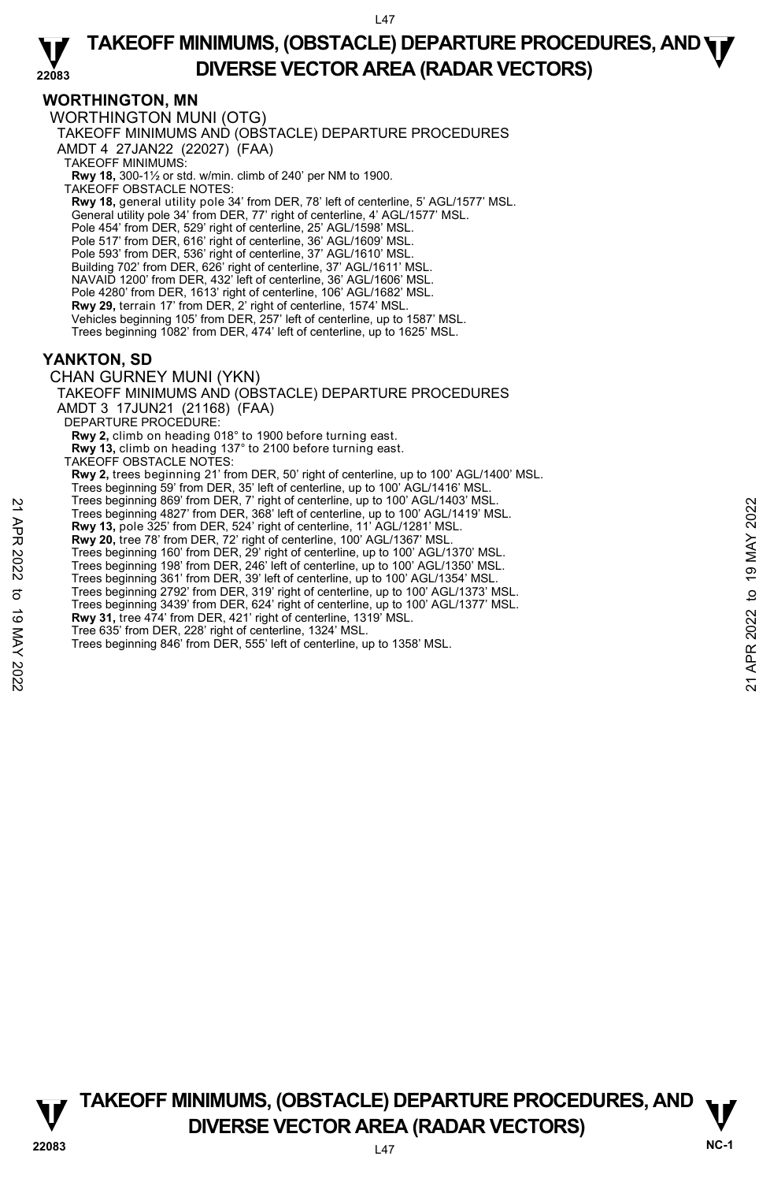## WORTHINGTON, MN

WORTHINGTON MUNI (OTG)

TAKEOFF MINIMUMS AND (OBSTACLE) DEPARTURE PROCEDURES

AMDT 4 27JAN22 (22027) (FAA)

TAKEOFF MINIMUMS:

**Rwy 18,** 300-1½ or std. w/min. climb of 240' per NM to 1900.

TAKEOFF OBSTACLE NOTES:

**Rwy 18,** general utility pole 34' from DER, 78' left of centerline, 5' AGL/1577' MSL.
General utility pole 34' from DER, 77' right of centerline, 4' AGL/1577' MSL.
Pole 454' from DER, 529' right of centerline, 25' AGL/1598' MSL.
Pole 517' from DER, 616' right of centerline, 36' AGL/1609' MSL.
Pole 593' from DER, 536' right of centerline, 37' AGL/1610' MSL.
Building 702' from DER, 626' right of centerline, 37' AGL/1611' MSL.
NAVAID 1200' from DER, 432' left of centerline, 36' AGL/1606' MSL.
Pole 4280' from DER, 1613' right of centerline, 106' AGL/1682' MSL.
**Rwy 29,** terrain 17' from DER, 2' right of centerline, 1574' MSL.
Vehicles beginning 105' from DER, 257' left of centerline, up to 1587' MSL.
Trees beginning 1082' from DER, 474' left of centerline, up to 1625' MSL.

## YANKTON, SD

CHAN GURNEY MUNI (YKN)

TAKEOFF MINIMUMS AND (OBSTACLE) DEPARTURE PROCEDURES

AMDT 3 17JUN21 (21168) (FAA)

DEPARTURE PROCEDURE:

**Rwy 2,** climb on heading 018° to 1900 before turning east.
**Rwy 13,** climb on heading 137° to 2100 before turning east.

TAKEOFF OBSTACLE NOTES:

**Rwy 2,** trees beginning 21' from DER, 50' right of centerline, up to 100' AGL/1400' MSL.
Trees beginning 59' from DER, 35' left of centerline, up to 100' AGL/1416' MSL.
Trees beginning 869' from DER, 7' right of centerline, up to 100' AGL/1403' MSL.
Trees beginning 4827' from DER, 368' left of centerline, up to 100' AGL/1419' MSL.
**Rwy 13,** pole 325' from DER, 524' right of centerline, 11' AGL/1281' MSL.
**Rwy 20,** tree 78' from DER, 72' right of centerline, 100' AGL/1367' MSL.
Trees beginning 160' from DER, 29' right of centerline, up to 100' AGL/1370' MSL.
Trees beginning 198' from DER, 246' left of centerline, up to 100' AGL/1350' MSL.
Trees beginning 361' from DER, 39' left of centerline, up to 100' AGL/1354' MSL.
Trees beginning 2792' from DER, 319' right of centerline, up to 100' AGL/1373' MSL.
Trees beginning 3439' from DER, 624' right of centerline, up to 100' AGL/1377' MSL.
**Rwy 31,** tree 474' from DER, 421' right of centerline, 1319' MSL.
Tree 635' from DER, 228' right of centerline, 1324' MSL.
Trees beginning 846' from DER, 555' left of centerline, up to 1358' MSL.